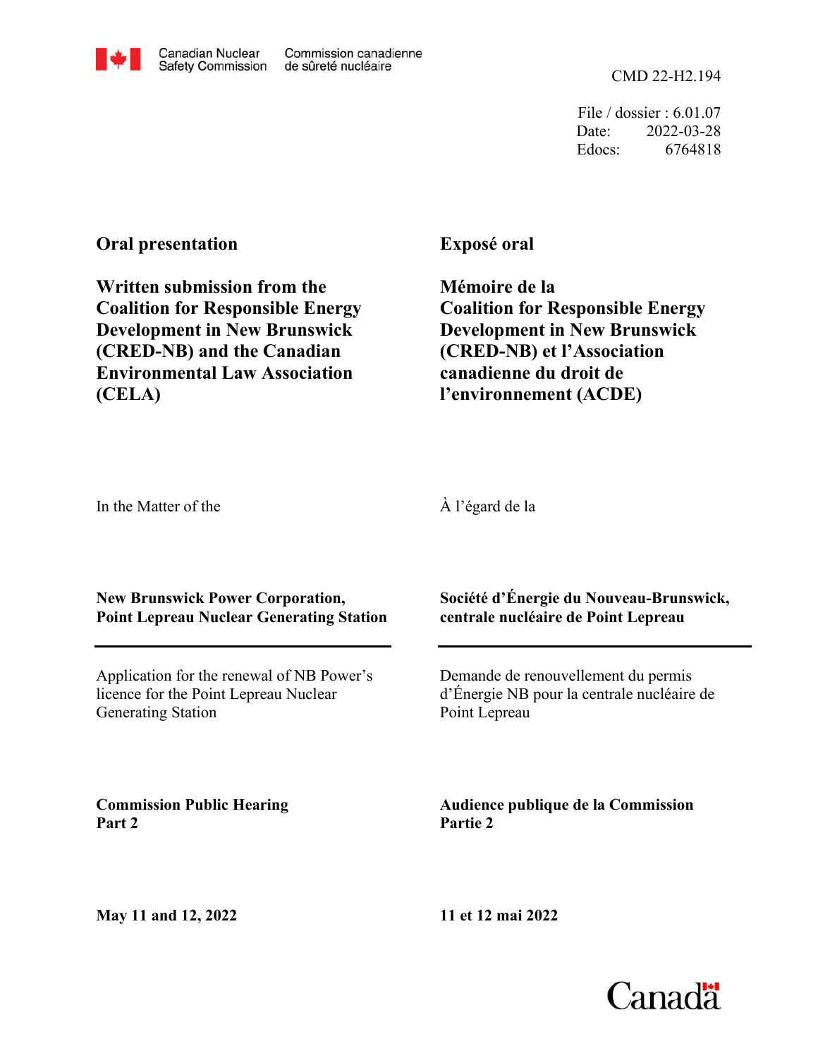Canadian Nuclear Safety Commission | Commission canadienne de sûreté nucléaire

CMD 22-H2.194

File / dossier : 6.01.07
Date: 2022-03-28
Edocs: 6764818

**Oral presentation**

**Written submission from the Coalition for Responsible Energy Development in New Brunswick (CRED-NB) and the Canadian Environmental Law Association (CELA)**

**Exposé oral**

**Mémoire de la Coalition for Responsible Energy Development in New Brunswick (CRED-NB) et l'Association canadienne du droit de l'environnement (ACDE)**

In the Matter of the

À l'égard de la

**New Brunswick Power Corporation, Point Lepreau Nuclear Generating Station**

**Société d'Énergie du Nouveau-Brunswick, centrale nucléaire de Point Lepreau**

Application for the renewal of NB Power's licence for the Point Lepreau Nuclear Generating Station

Demande de renouvellement du permis d'Énergie NB pour la centrale nucléaire de Point Lepreau

**Commission Public Hearing Part 2**

**Audience publique de la Commission Partie 2**

**May 11 and 12, 2022**

**11 et 12 mai 2022**

Canada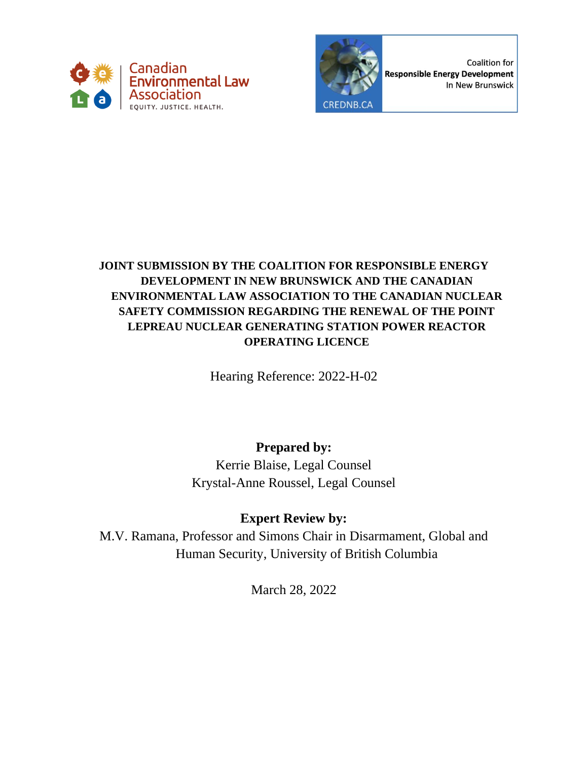Canadian Environmental Law Association

EQUITY. JUSTICE. HEALTH.

Coalition for **Responsible Energy Development** In New Brunswick

CREDNB.CA

**JOINT SUBMISSION BY THE COALITION FOR RESPONSIBLE ENERGY DEVELOPMENT IN NEW BRUNSWICK AND THE CANADIAN ENVIRONMENTAL LAW ASSOCIATION TO THE CANADIAN NUCLEAR SAFETY COMMISSION REGARDING THE RENEWAL OF THE POINT LEPREAU NUCLEAR GENERATING STATION POWER REACTOR OPERATING LICENCE**

Hearing Reference: 2022-H-02

**Prepared by:**

Kerrie Blaise, Legal Counsel

Krystal-Anne Roussel, Legal Counsel

**Expert Review by:**

M.V. Ramana, Professor and Simons Chair in Disarmament, Global and Human Security, University of British Columbia

March 28, 2022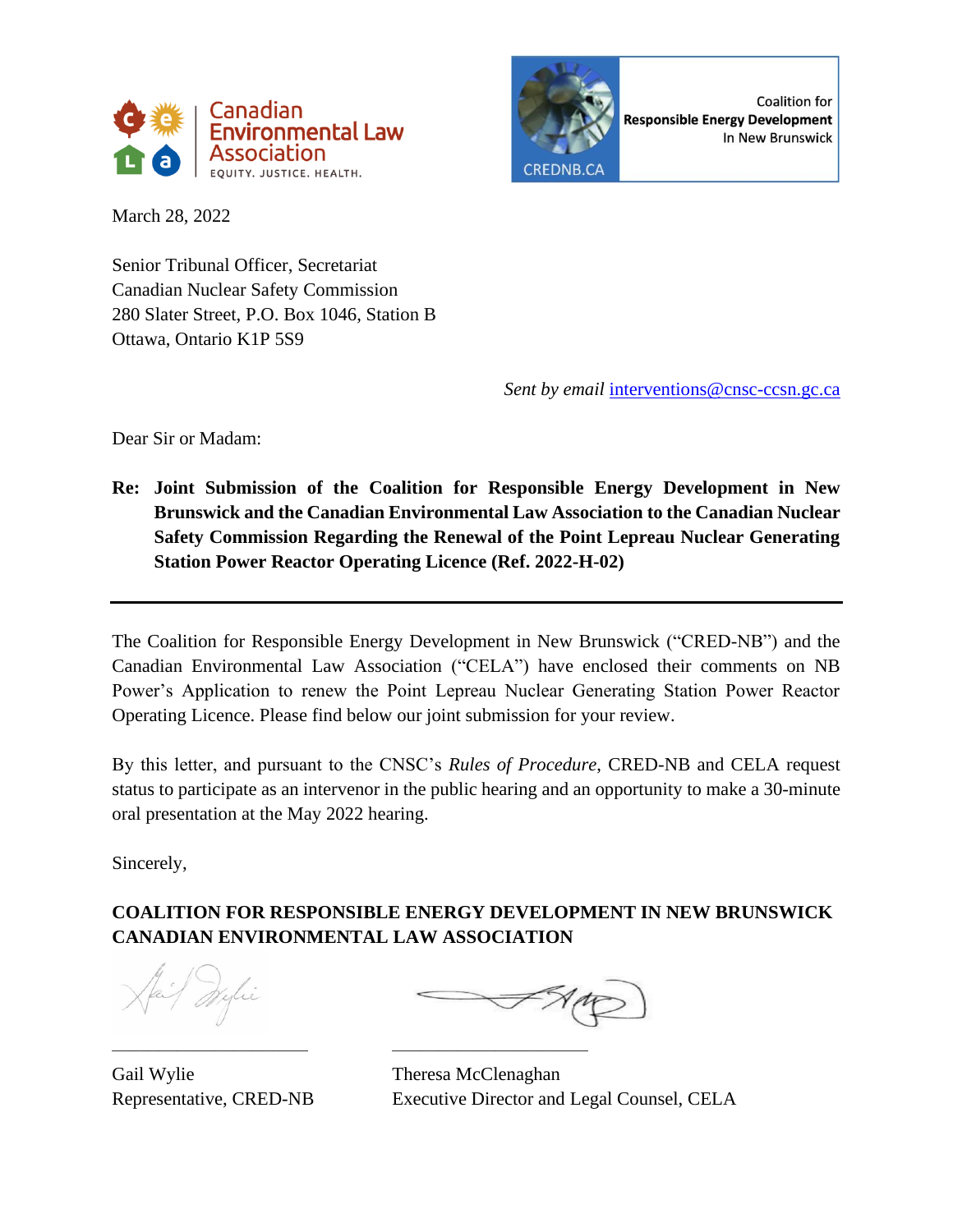Canadian Environmental Law Association
EQUITY. JUSTICE. HEALTH.

Coalition for **Responsible Energy Development** In New Brunswick
CREDNB.CA

March 28, 2022

Senior Tribunal Officer, Secretariat
Canadian Nuclear Safety Commission
280 Slater Street, P.O. Box 1046, Station B
Ottawa, Ontario K1P 5S9

*Sent by email* interventions@cnsc-ccsn.gc.ca

Dear Sir or Madam:

**Re: Joint Submission of the Coalition for Responsible Energy Development in New Brunswick and the Canadian Environmental Law Association to the Canadian Nuclear Safety Commission Regarding the Renewal of the Point Lepreau Nuclear Generating Station Power Reactor Operating Licence (Ref. 2022-H-02)**

---

The Coalition for Responsible Energy Development in New Brunswick ("CRED-NB") and the Canadian Environmental Law Association ("CELA") have enclosed their comments on NB Power's Application to renew the Point Lepreau Nuclear Generating Station Power Reactor Operating Licence. Please find below our joint submission for your review.

By this letter, and pursuant to the CNSC's *Rules of Procedure*, CRED-NB and CELA request status to participate as an intervenor in the public hearing and an opportunity to make a 30-minute oral presentation at the May 2022 hearing.

Sincerely,

**COALITION FOR RESPONSIBLE ENERGY DEVELOPMENT IN NEW BRUNSWICK**
**CANADIAN ENVIRONMENTAL LAW ASSOCIATION**

Gail Wylie
Representative, CRED-NB

Theresa McClenaghan
Executive Director and Legal Counsel, CELA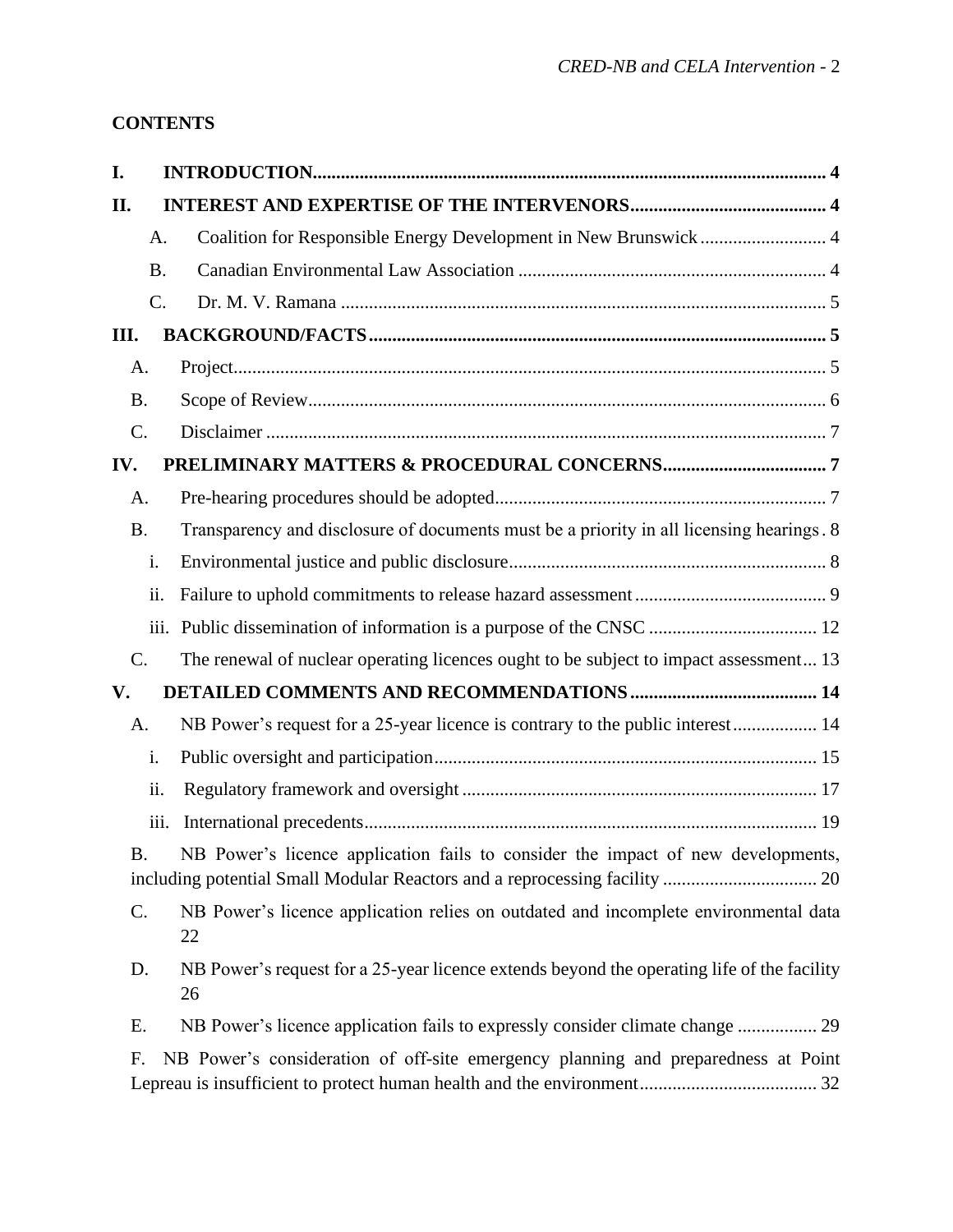**CONTENTS**

**I. INTRODUCTION** .......... 4

**II. INTEREST AND EXPERTISE OF THE INTERVENORS** .......... 4

- A. Coalition for Responsible Energy Development in New Brunswick .......... 4
- B. Canadian Environmental Law Association .......... 4
- C. Dr. M. V. Ramana .......... 5

**III. BACKGROUND/FACTS** .......... 5

- A. Project .......... 5
- B. Scope of Review .......... 6
- C. Disclaimer .......... 7

**IV. PRELIMINARY MATTERS & PROCEDURAL CONCERNS** .......... 7

- A. Pre-hearing procedures should be adopted .......... 7
- B. Transparency and disclosure of documents must be a priority in all licensing hearings . 8
  - i. Environmental justice and public disclosure .......... 8
  - ii. Failure to uphold commitments to release hazard assessment .......... 9
  - iii. Public dissemination of information is a purpose of the CNSC .......... 12
- C. The renewal of nuclear operating licences ought to be subject to impact assessment ... 13

**V. DETAILED COMMENTS AND RECOMMENDATIONS** .......... 14

- A. NB Power's request for a 25-year licence is contrary to the public interest .......... 14
  - i. Public oversight and participation .......... 15
  - ii. Regulatory framework and oversight .......... 17
  - iii. International precedents .......... 19
- B. NB Power's licence application fails to consider the impact of new developments, including potential Small Modular Reactors and a reprocessing facility .......... 20
- C. NB Power's licence application relies on outdated and incomplete environmental data 22
- D. NB Power's request for a 25-year licence extends beyond the operating life of the facility 26
- E. NB Power's licence application fails to expressly consider climate change .......... 29
- F. NB Power's consideration of off-site emergency planning and preparedness at Point Lepreau is insufficient to protect human health and the environment .......... 32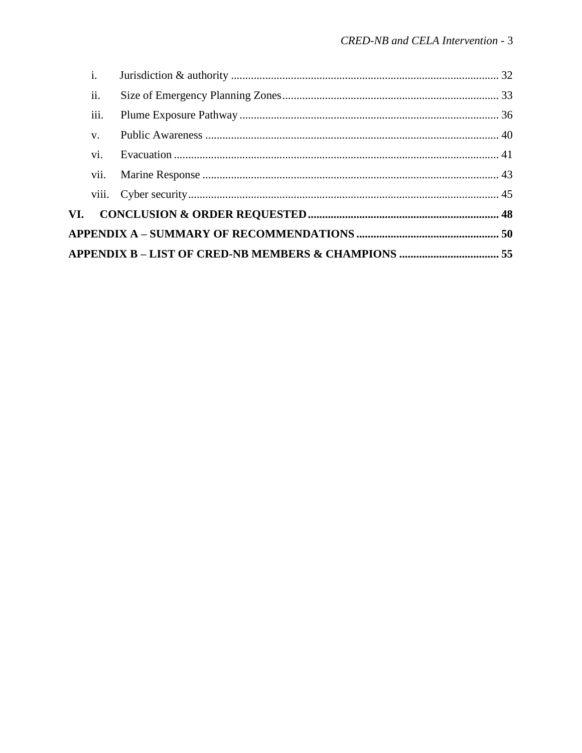i. Jurisdiction & authority ..... 32

ii. Size of Emergency Planning Zones ..... 33

iii. Plume Exposure Pathway ..... 36

v. Public Awareness ..... 40

vi. Evacuation ..... 41

vii. Marine Response ..... 43

viii. Cyber security ..... 45

**VI. CONCLUSION & ORDER REQUESTED ..... 48**

**APPENDIX A – SUMMARY OF RECOMMENDATIONS ..... 50**

**APPENDIX B – LIST OF CRED-NB MEMBERS & CHAMPIONS ..... 55**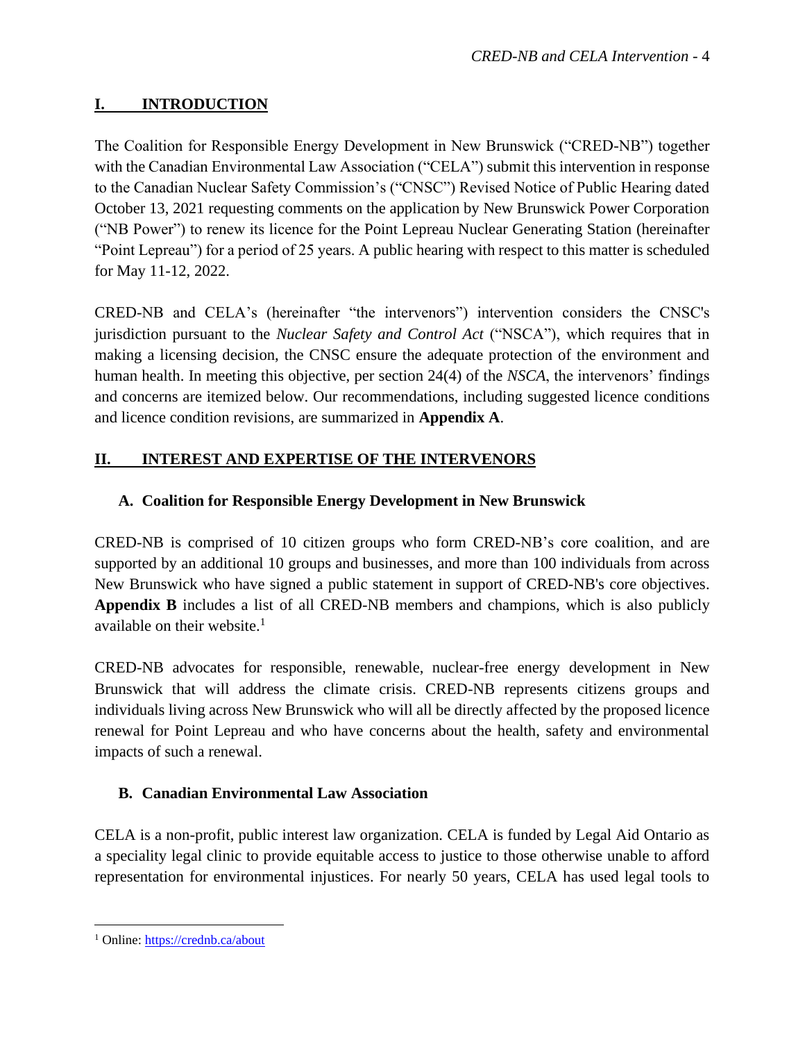## I. INTRODUCTION

The Coalition for Responsible Energy Development in New Brunswick ("CRED-NB") together with the Canadian Environmental Law Association ("CELA") submit this intervention in response to the Canadian Nuclear Safety Commission's ("CNSC") Revised Notice of Public Hearing dated October 13, 2021 requesting comments on the application by New Brunswick Power Corporation ("NB Power") to renew its licence for the Point Lepreau Nuclear Generating Station (hereinafter "Point Lepreau") for a period of 25 years. A public hearing with respect to this matter is scheduled for May 11-12, 2022.

CRED-NB and CELA's (hereinafter "the intervenors") intervention considers the CNSC's jurisdiction pursuant to the *Nuclear Safety and Control Act* ("NSCA"), which requires that in making a licensing decision, the CNSC ensure the adequate protection of the environment and human health. In meeting this objective, per section 24(4) of the *NSCA*, the intervenors' findings and concerns are itemized below. Our recommendations, including suggested licence conditions and licence condition revisions, are summarized in **Appendix A**.

## II. INTEREST AND EXPERTISE OF THE INTERVENORS

### A. Coalition for Responsible Energy Development in New Brunswick

CRED-NB is comprised of 10 citizen groups who form CRED-NB's core coalition, and are supported by an additional 10 groups and businesses, and more than 100 individuals from across New Brunswick who have signed a public statement in support of CRED-NB's core objectives. **Appendix B** includes a list of all CRED-NB members and champions, which is also publicly available on their website.[1]

CRED-NB advocates for responsible, renewable, nuclear-free energy development in New Brunswick that will address the climate crisis. CRED-NB represents citizens groups and individuals living across New Brunswick who will all be directly affected by the proposed licence renewal for Point Lepreau and who have concerns about the health, safety and environmental impacts of such a renewal.

### B. Canadian Environmental Law Association

CELA is a non-profit, public interest law organization. CELA is funded by Legal Aid Ontario as a speciality legal clinic to provide equitable access to justice to those otherwise unable to afford representation for environmental injustices. For nearly 50 years, CELA has used legal tools to

[1] Online: https://crednb.ca/about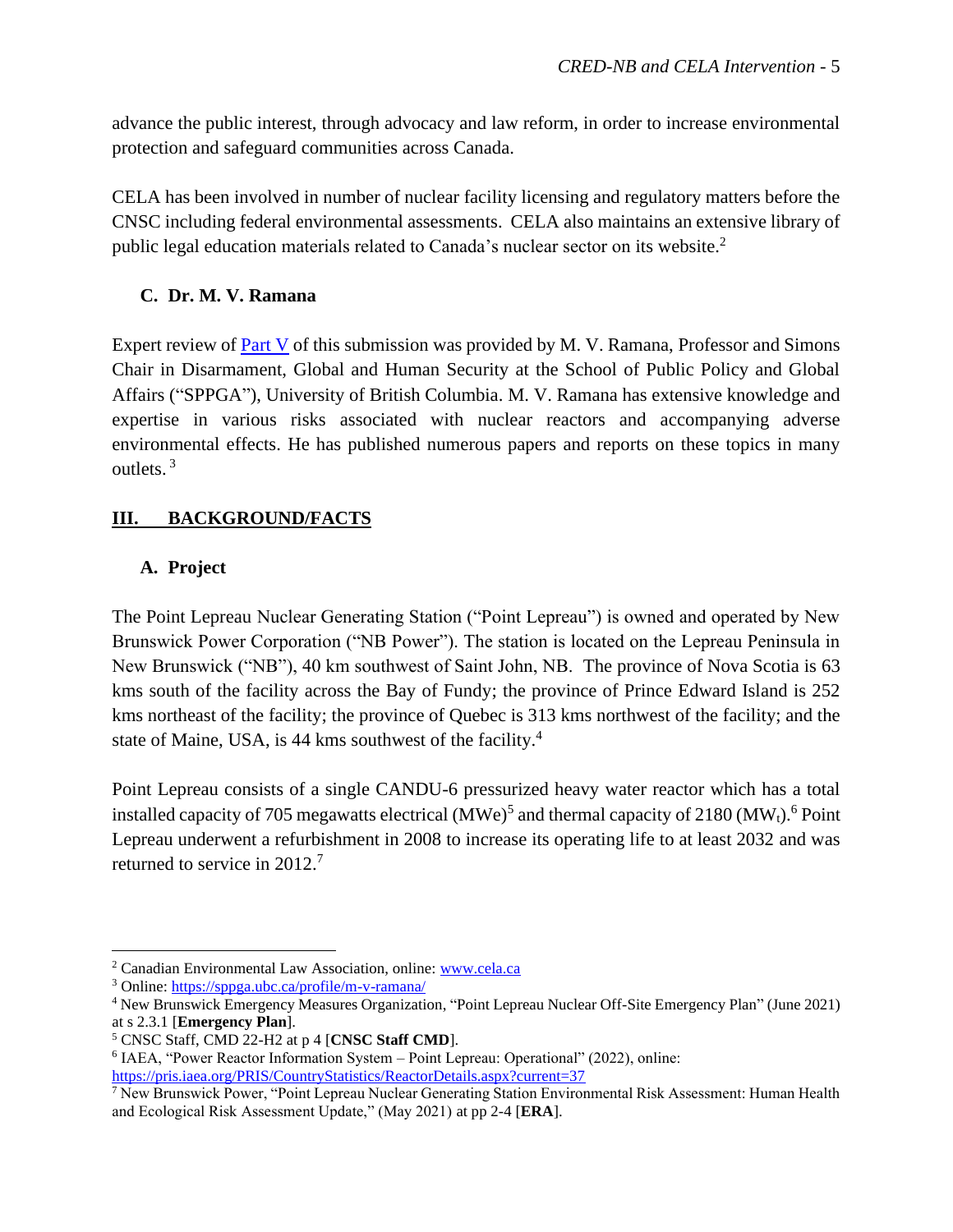advance the public interest, through advocacy and law reform, in order to increase environmental protection and safeguard communities across Canada.

CELA has been involved in number of nuclear facility licensing and regulatory matters before the CNSC including federal environmental assessments. CELA also maintains an extensive library of public legal education materials related to Canada's nuclear sector on its website.[2]

### C. Dr. M. V. Ramana

Expert review of Part V of this submission was provided by M. V. Ramana, Professor and Simons Chair in Disarmament, Global and Human Security at the School of Public Policy and Global Affairs ("SPPGA"), University of British Columbia. M. V. Ramana has extensive knowledge and expertise in various risks associated with nuclear reactors and accompanying adverse environmental effects. He has published numerous papers and reports on these topics in many outlets.[3]

## III. BACKGROUND/FACTS

### A. Project

The Point Lepreau Nuclear Generating Station ("Point Lepreau") is owned and operated by New Brunswick Power Corporation ("NB Power"). The station is located on the Lepreau Peninsula in New Brunswick ("NB"), 40 km southwest of Saint John, NB. The province of Nova Scotia is 63 kms south of the facility across the Bay of Fundy; the province of Prince Edward Island is 252 kms northeast of the facility; the province of Quebec is 313 kms northwest of the facility; and the state of Maine, USA, is 44 kms southwest of the facility.[4]

Point Lepreau consists of a single CANDU-6 pressurized heavy water reactor which has a total installed capacity of 705 megawatts electrical (MWe)[5] and thermal capacity of 2180 ($MW_t$).[6] Point Lepreau underwent a refurbishment in 2008 to increase its operating life to at least 2032 and was returned to service in 2012.[7]

---

[2] Canadian Environmental Law Association, online: www.cela.ca

[3] Online: https://sppga.ubc.ca/profile/m-v-ramana/

[4] New Brunswick Emergency Measures Organization, "Point Lepreau Nuclear Off-Site Emergency Plan" (June 2021) at s 2.3.1 [**Emergency Plan**].

[5] CNSC Staff, CMD 22-H2 at p 4 [**CNSC Staff CMD**].

[6] IAEA, "Power Reactor Information System – Point Lepreau: Operational" (2022), online: https://pris.iaea.org/PRIS/CountryStatistics/ReactorDetails.aspx?current=37

[7] New Brunswick Power, "Point Lepreau Nuclear Generating Station Environmental Risk Assessment: Human Health and Ecological Risk Assessment Update," (May 2021) at pp 2-4 [**ERA**].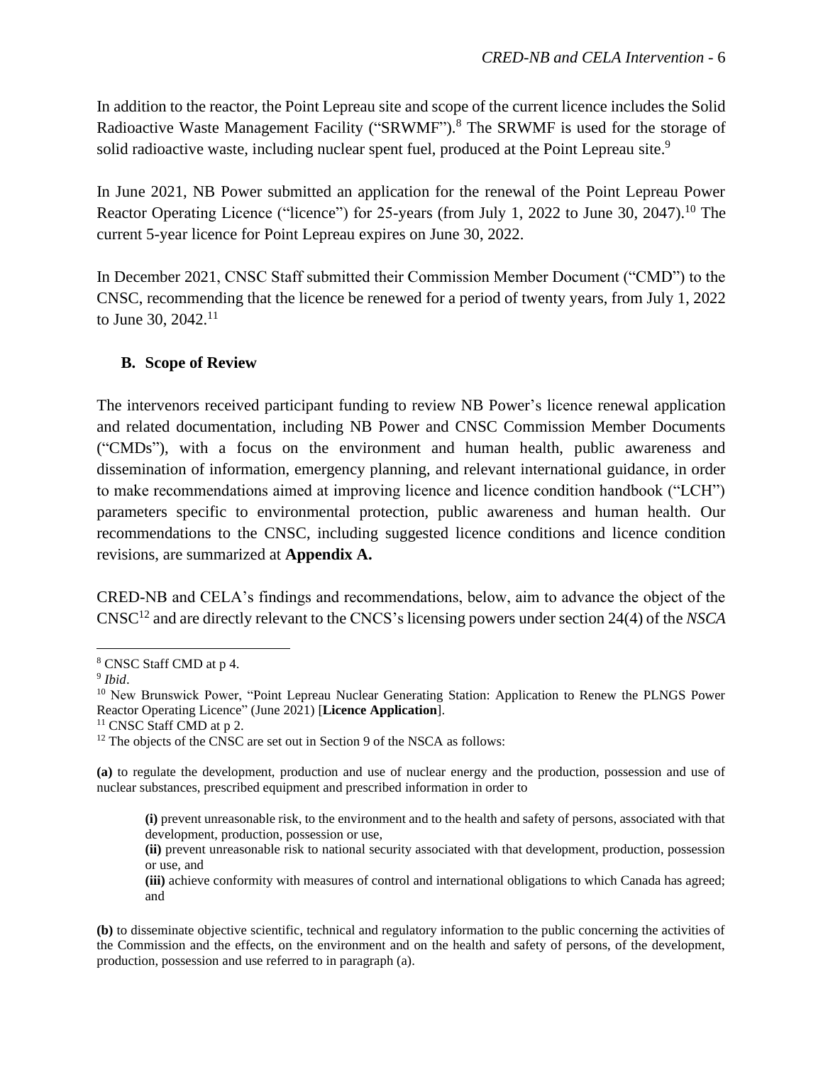In addition to the reactor, the Point Lepreau site and scope of the current licence includes the Solid Radioactive Waste Management Facility ("SRWMF").[8] The SRWMF is used for the storage of solid radioactive waste, including nuclear spent fuel, produced at the Point Lepreau site.[9]

In June 2021, NB Power submitted an application for the renewal of the Point Lepreau Power Reactor Operating Licence ("licence") for 25-years (from July 1, 2022 to June 30, 2047).[10] The current 5-year licence for Point Lepreau expires on June 30, 2022.

In December 2021, CNSC Staff submitted their Commission Member Document ("CMD") to the CNSC, recommending that the licence be renewed for a period of twenty years, from July 1, 2022 to June 30, 2042.[11]

### B. Scope of Review

The intervenors received participant funding to review NB Power's licence renewal application and related documentation, including NB Power and CNSC Commission Member Documents ("CMDs"), with a focus on the environment and human health, public awareness and dissemination of information, emergency planning, and relevant international guidance, in order to make recommendations aimed at improving licence and licence condition handbook ("LCH") parameters specific to environmental protection, public awareness and human health. Our recommendations to the CNSC, including suggested licence conditions and licence condition revisions, are summarized at **Appendix A.**

CRED-NB and CELA's findings and recommendations, below, aim to advance the object of the CNSC[12] and are directly relevant to the CNCS's licensing powers under section 24(4) of the *NSCA*

---

[8] CNSC Staff CMD at p 4.

[9] *Ibid*.

[10] New Brunswick Power, "Point Lepreau Nuclear Generating Station: Application to Renew the PLNGS Power Reactor Operating Licence" (June 2021) [**Licence Application**].

[11] CNSC Staff CMD at p 2.

[12] The objects of the CNSC are set out in Section 9 of the NSCA as follows:

**(a)** to regulate the development, production and use of nuclear energy and the production, possession and use of nuclear substances, prescribed equipment and prescribed information in order to

> **(i)** prevent unreasonable risk, to the environment and to the health and safety of persons, associated with that development, production, possession or use,
>
> **(ii)** prevent unreasonable risk to national security associated with that development, production, possession or use, and
>
> **(iii)** achieve conformity with measures of control and international obligations to which Canada has agreed; and

**(b)** to disseminate objective scientific, technical and regulatory information to the public concerning the activities of the Commission and the effects, on the environment and on the health and safety of persons, of the development, production, possession and use referred to in paragraph (a).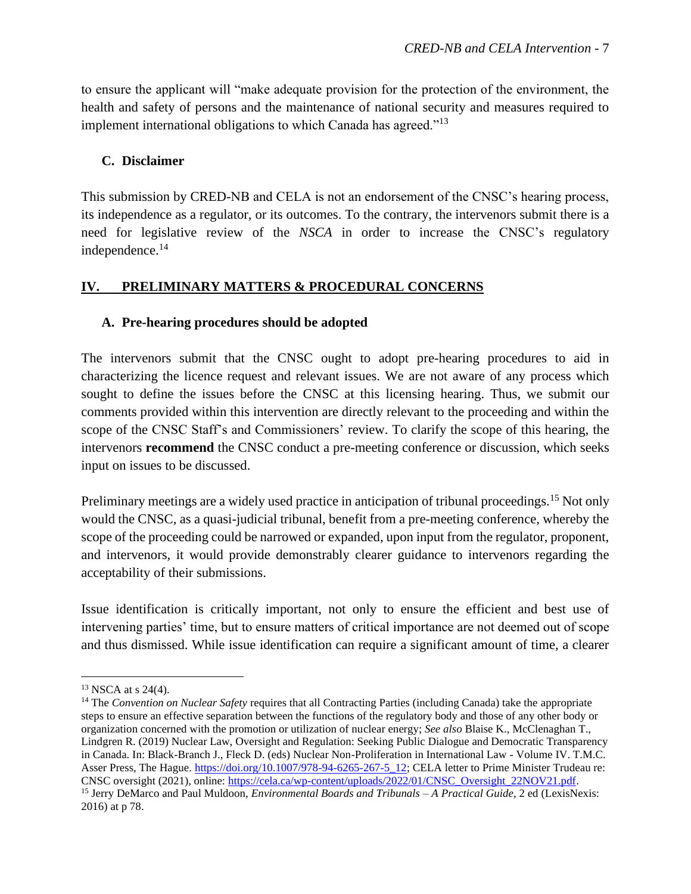to ensure the applicant will "make adequate provision for the protection of the environment, the health and safety of persons and the maintenance of national security and measures required to implement international obligations to which Canada has agreed."[13]

### C. Disclaimer

This submission by CRED-NB and CELA is not an endorsement of the CNSC's hearing process, its independence as a regulator, or its outcomes. To the contrary, the intervenors submit there is a need for legislative review of the *NSCA* in order to increase the CNSC's regulatory independence.[14]

## IV. PRELIMINARY MATTERS & PROCEDURAL CONCERNS

### A. Pre-hearing procedures should be adopted

The intervenors submit that the CNSC ought to adopt pre-hearing procedures to aid in characterizing the licence request and relevant issues. We are not aware of any process which sought to define the issues before the CNSC at this licensing hearing. Thus, we submit our comments provided within this intervention are directly relevant to the proceeding and within the scope of the CNSC Staff's and Commissioners' review. To clarify the scope of this hearing, the intervenors **recommend** the CNSC conduct a pre-meeting conference or discussion, which seeks input on issues to be discussed.

Preliminary meetings are a widely used practice in anticipation of tribunal proceedings.[15] Not only would the CNSC, as a quasi-judicial tribunal, benefit from a pre-meeting conference, whereby the scope of the proceeding could be narrowed or expanded, upon input from the regulator, proponent, and intervenors, it would provide demonstrably clearer guidance to intervenors regarding the acceptability of their submissions.

Issue identification is critically important, not only to ensure the efficient and best use of intervening parties' time, but to ensure matters of critical importance are not deemed out of scope and thus dismissed. While issue identification can require a significant amount of time, a clearer

---

[13] NSCA at s 24(4).

[14] The *Convention on Nuclear Safety* requires that all Contracting Parties (including Canada) take the appropriate steps to ensure an effective separation between the functions of the regulatory body and those of any other body or organization concerned with the promotion or utilization of nuclear energy; *See also* Blaise K., McClenaghan T., Lindgren R. (2019) Nuclear Law, Oversight and Regulation: Seeking Public Dialogue and Democratic Transparency in Canada. In: Black-Branch J., Fleck D. (eds) Nuclear Non-Proliferation in International Law - Volume IV. T.M.C. Asser Press, The Hague. https://doi.org/10.1007/978-94-6265-267-5_12; CELA letter to Prime Minister Trudeau re: CNSC oversight (2021), online: https://cela.ca/wp-content/uploads/2022/01/CNSC_Oversight_22NOV21.pdf.

[15] Jerry DeMarco and Paul Muldoon, *Environmental Boards and Tribunals – A Practical Guide*, 2 ed (LexisNexis: 2016) at p 78.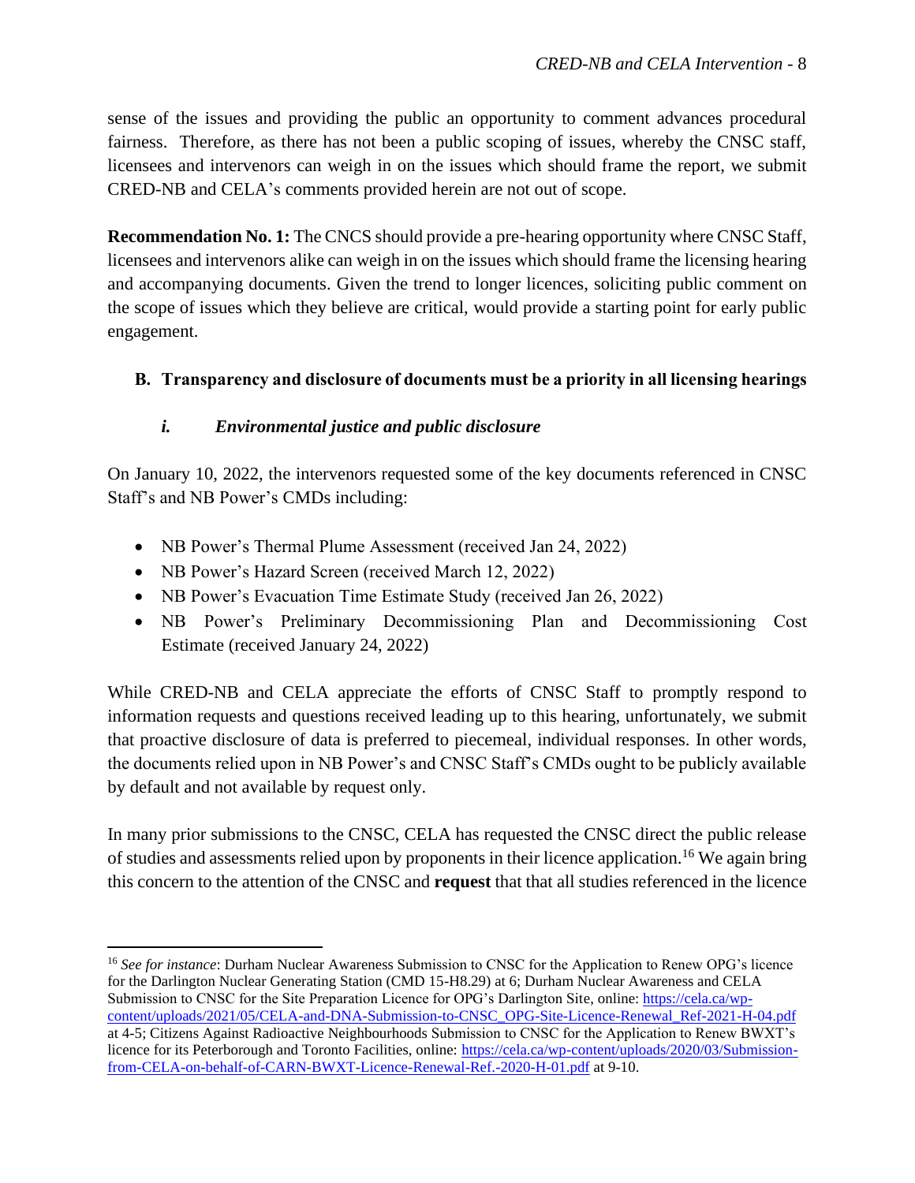sense of the issues and providing the public an opportunity to comment advances procedural fairness. Therefore, as there has not been a public scoping of issues, whereby the CNSC staff, licensees and intervenors can weigh in on the issues which should frame the report, we submit CRED-NB and CELA's comments provided herein are not out of scope.

**Recommendation No. 1:** The CNCS should provide a pre-hearing opportunity where CNSC Staff, licensees and intervenors alike can weigh in on the issues which should frame the licensing hearing and accompanying documents. Given the trend to longer licences, soliciting public comment on the scope of issues which they believe are critical, would provide a starting point for early public engagement.

### B. Transparency and disclosure of documents must be a priority in all licensing hearings

#### *i. Environmental justice and public disclosure*

On January 10, 2022, the intervenors requested some of the key documents referenced in CNSC Staff's and NB Power's CMDs including:

- NB Power's Thermal Plume Assessment (received Jan 24, 2022)
- NB Power's Hazard Screen (received March 12, 2022)
- NB Power's Evacuation Time Estimate Study (received Jan 26, 2022)
- NB Power's Preliminary Decommissioning Plan and Decommissioning Cost Estimate (received January 24, 2022)

While CRED-NB and CELA appreciate the efforts of CNSC Staff to promptly respond to information requests and questions received leading up to this hearing, unfortunately, we submit that proactive disclosure of data is preferred to piecemeal, individual responses. In other words, the documents relied upon in NB Power's and CNSC Staff's CMDs ought to be publicly available by default and not available by request only.

In many prior submissions to the CNSC, CELA has requested the CNSC direct the public release of studies and assessments relied upon by proponents in their licence application.[16] We again bring this concern to the attention of the CNSC and **request** that that all studies referenced in the licence

---

[16] *See for instance*: Durham Nuclear Awareness Submission to CNSC for the Application to Renew OPG's licence for the Darlington Nuclear Generating Station (CMD 15-H8.29) at 6; Durham Nuclear Awareness and CELA Submission to CNSC for the Site Preparation Licence for OPG's Darlington Site, online: https://cela.ca/wp-content/uploads/2021/05/CELA-and-DNA-Submission-to-CNSC_OPG-Site-Licence-Renewal_Ref-2021-H-04.pdf at 4-5; Citizens Against Radioactive Neighbourhoods Submission to CNSC for the Application to Renew BWXT's licence for its Peterborough and Toronto Facilities, online: https://cela.ca/wp-content/uploads/2020/03/Submission-from-CELA-on-behalf-of-CARN-BWXT-Licence-Renewal-Ref.-2020-H-01.pdf at 9-10.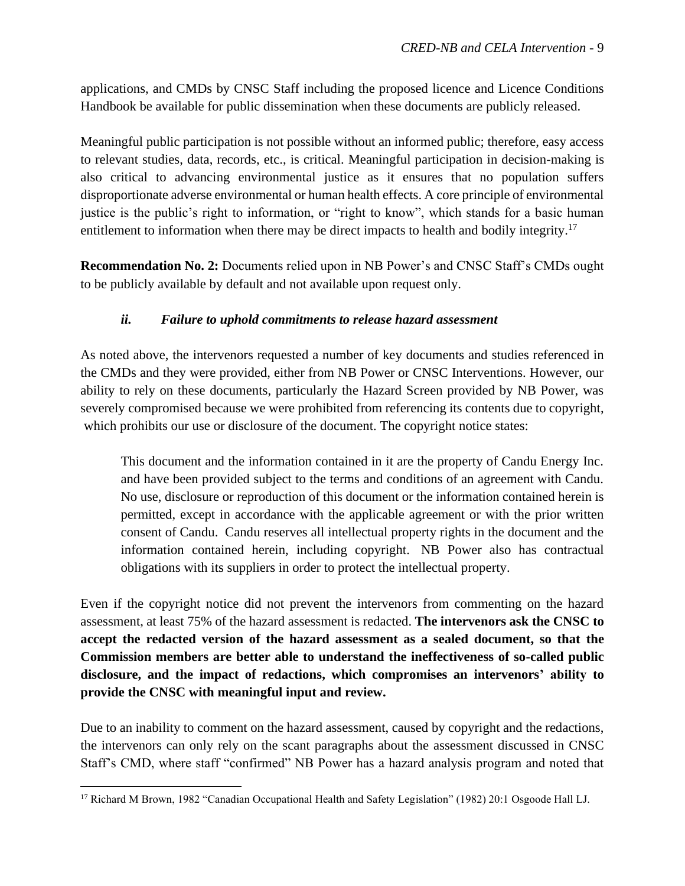applications, and CMDs by CNSC Staff including the proposed licence and Licence Conditions Handbook be available for public dissemination when these documents are publicly released.

Meaningful public participation is not possible without an informed public; therefore, easy access to relevant studies, data, records, etc., is critical. Meaningful participation in decision-making is also critical to advancing environmental justice as it ensures that no population suffers disproportionate adverse environmental or human health effects. A core principle of environmental justice is the public's right to information, or "right to know", which stands for a basic human entitlement to information when there may be direct impacts to health and bodily integrity.[17]

**Recommendation No. 2:** Documents relied upon in NB Power's and CNSC Staff's CMDs ought to be publicly available by default and not available upon request only.

#### *ii. Failure to uphold commitments to release hazard assessment*

As noted above, the intervenors requested a number of key documents and studies referenced in the CMDs and they were provided, either from NB Power or CNSC Interventions. However, our ability to rely on these documents, particularly the Hazard Screen provided by NB Power, was severely compromised because we were prohibited from referencing its contents due to copyright, which prohibits our use or disclosure of the document. The copyright notice states:

> This document and the information contained in it are the property of Candu Energy Inc. and have been provided subject to the terms and conditions of an agreement with Candu. No use, disclosure or reproduction of this document or the information contained herein is permitted, except in accordance with the applicable agreement or with the prior written consent of Candu. Candu reserves all intellectual property rights in the document and the information contained herein, including copyright. NB Power also has contractual obligations with its suppliers in order to protect the intellectual property.

Even if the copyright notice did not prevent the intervenors from commenting on the hazard assessment, at least 75% of the hazard assessment is redacted. **The intervenors ask the CNSC to accept the redacted version of the hazard assessment as a sealed document, so that the Commission members are better able to understand the ineffectiveness of so-called public disclosure, and the impact of redactions, which compromises an intervenors' ability to provide the CNSC with meaningful input and review.**

Due to an inability to comment on the hazard assessment, caused by copyright and the redactions, the intervenors can only rely on the scant paragraphs about the assessment discussed in CNSC Staff's CMD, where staff "confirmed" NB Power has a hazard analysis program and noted that

[17] Richard M Brown, 1982 "Canadian Occupational Health and Safety Legislation" (1982) 20:1 Osgoode Hall LJ.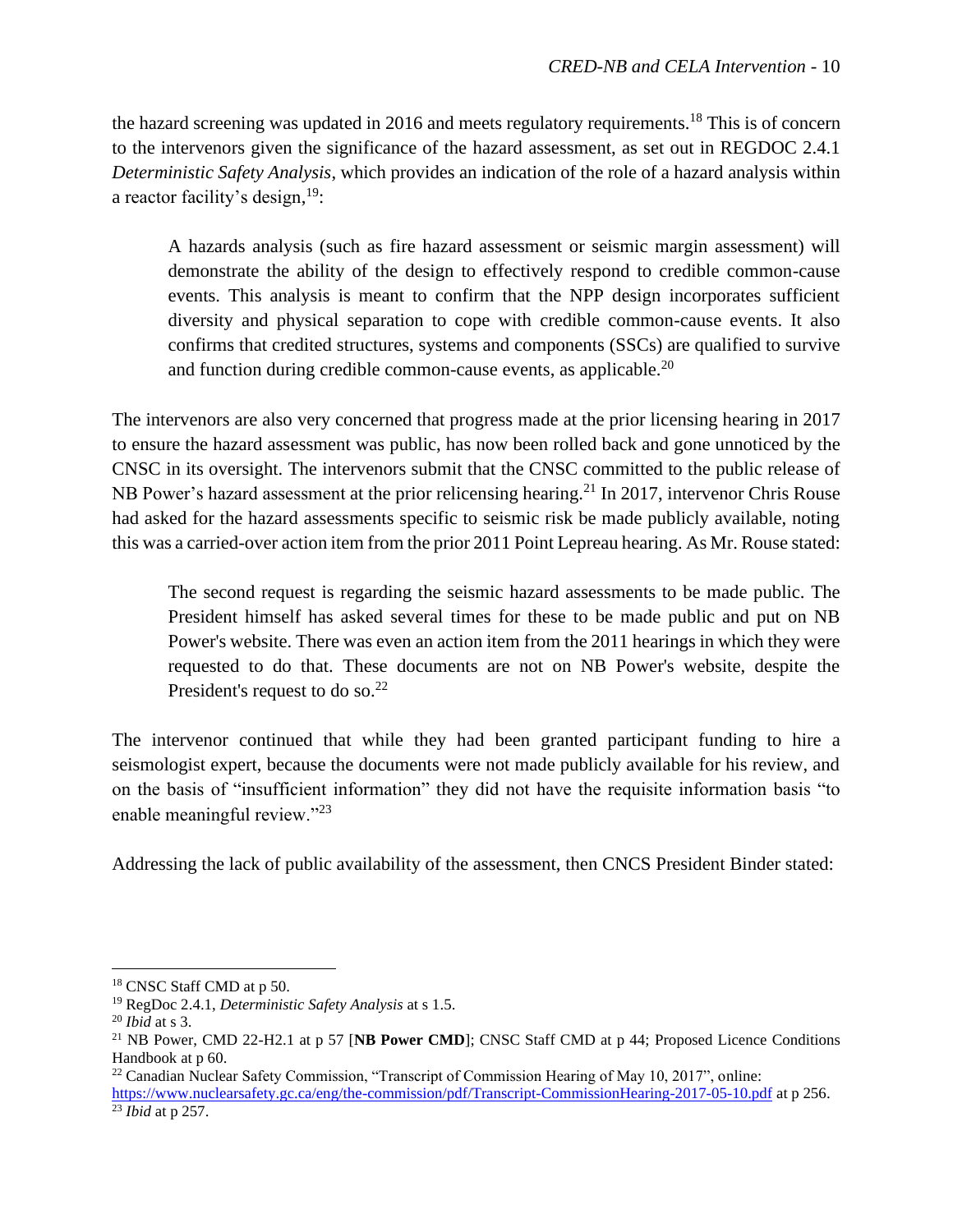the hazard screening was updated in 2016 and meets regulatory requirements.[18] This is of concern to the intervenors given the significance of the hazard assessment, as set out in REGDOC 2.4.1 *Deterministic Safety Analysis*, which provides an indication of the role of a hazard analysis within a reactor facility's design,[19]:

> A hazards analysis (such as fire hazard assessment or seismic margin assessment) will demonstrate the ability of the design to effectively respond to credible common-cause events. This analysis is meant to confirm that the NPP design incorporates sufficient diversity and physical separation to cope with credible common-cause events. It also confirms that credited structures, systems and components (SSCs) are qualified to survive and function during credible common-cause events, as applicable.[20]

The intervenors are also very concerned that progress made at the prior licensing hearing in 2017 to ensure the hazard assessment was public, has now been rolled back and gone unnoticed by the CNSC in its oversight. The intervenors submit that the CNSC committed to the public release of NB Power's hazard assessment at the prior relicensing hearing.[21] In 2017, intervenor Chris Rouse had asked for the hazard assessments specific to seismic risk be made publicly available, noting this was a carried-over action item from the prior 2011 Point Lepreau hearing. As Mr. Rouse stated:

> The second request is regarding the seismic hazard assessments to be made public. The President himself has asked several times for these to be made public and put on NB Power's website. There was even an action item from the 2011 hearings in which they were requested to do that. These documents are not on NB Power's website, despite the President's request to do so.[22]

The intervenor continued that while they had been granted participant funding to hire a seismologist expert, because the documents were not made publicly available for his review, and on the basis of "insufficient information" they did not have the requisite information basis "to enable meaningful review."[23]

Addressing the lack of public availability of the assessment, then CNCS President Binder stated:

---

[18] CNSC Staff CMD at p 50.

[19] RegDoc 2.4.1, *Deterministic Safety Analysis* at s 1.5.

[20] *Ibid* at s 3.

[21] NB Power, CMD 22-H2.1 at p 57 [**NB Power CMD**]; CNSC Staff CMD at p 44; Proposed Licence Conditions Handbook at p 60.

[22] Canadian Nuclear Safety Commission, "Transcript of Commission Hearing of May 10, 2017", online: https://www.nuclearsafety.gc.ca/eng/the-commission/pdf/Transcript-CommissionHearing-2017-05-10.pdf at p 256.

[23] *Ibid* at p 257.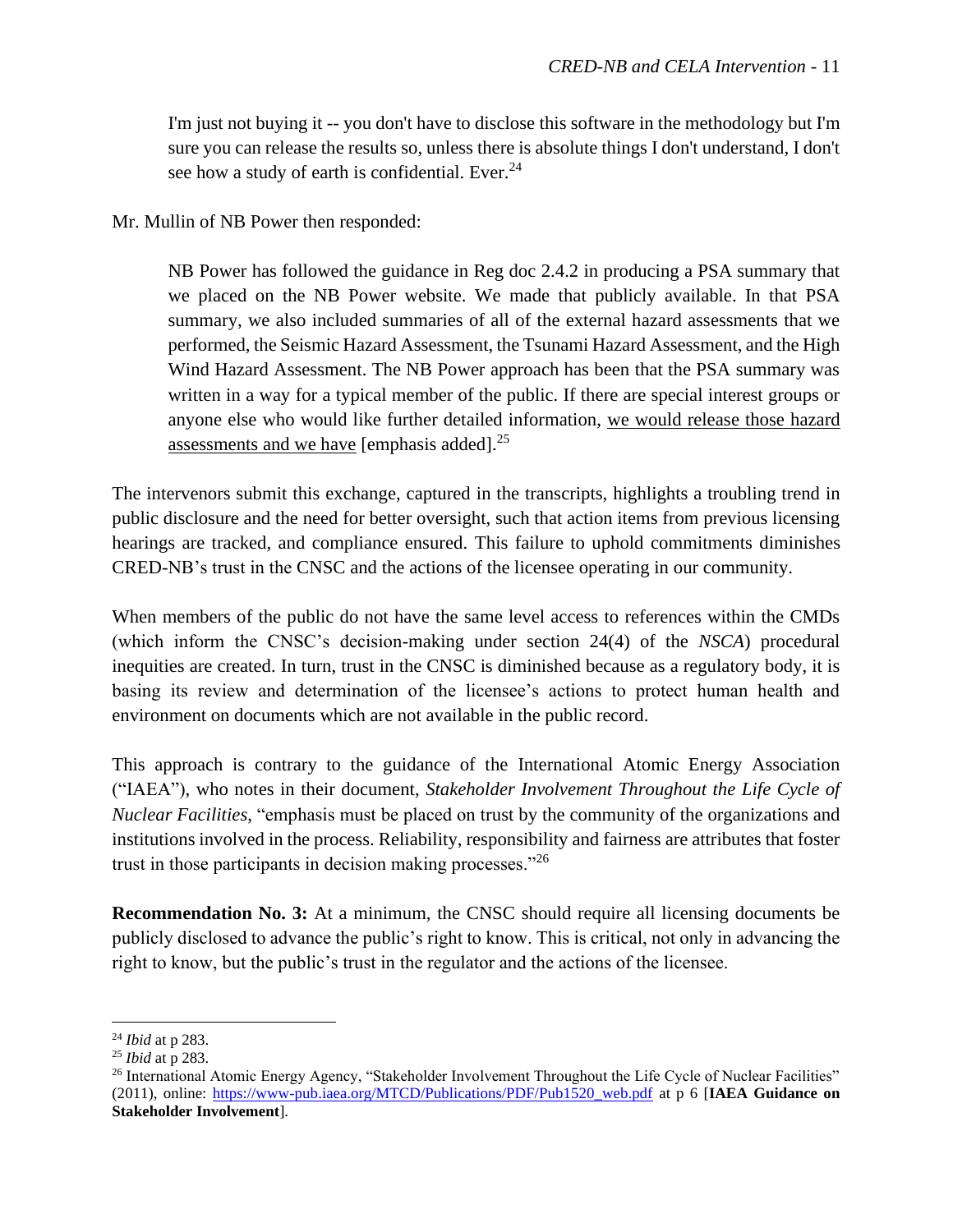> I'm just not buying it -- you don't have to disclose this software in the methodology but I'm sure you can release the results so, unless there is absolute things I don't understand, I don't see how a study of earth is confidential. Ever.[24]

Mr. Mullin of NB Power then responded:

> NB Power has followed the guidance in Reg doc 2.4.2 in producing a PSA summary that we placed on the NB Power website. We made that publicly available. In that PSA summary, we also included summaries of all of the external hazard assessments that we performed, the Seismic Hazard Assessment, the Tsunami Hazard Assessment, and the High Wind Hazard Assessment. The NB Power approach has been that the PSA summary was written in a way for a typical member of the public. If there are special interest groups or anyone else who would like further detailed information, <u>we would release those hazard assessments and we have</u> [emphasis added].[25]

The intervenors submit this exchange, captured in the transcripts, highlights a troubling trend in public disclosure and the need for better oversight, such that action items from previous licensing hearings are tracked, and compliance ensured. This failure to uphold commitments diminishes CRED-NB's trust in the CNSC and the actions of the licensee operating in our community.

When members of the public do not have the same level access to references within the CMDs (which inform the CNSC's decision-making under section 24(4) of the *NSCA*) procedural inequities are created. In turn, trust in the CNSC is diminished because as a regulatory body, it is basing its review and determination of the licensee's actions to protect human health and environment on documents which are not available in the public record.

This approach is contrary to the guidance of the International Atomic Energy Association ("IAEA"), who notes in their document, *Stakeholder Involvement Throughout the Life Cycle of Nuclear Facilities*, "emphasis must be placed on trust by the community of the organizations and institutions involved in the process. Reliability, responsibility and fairness are attributes that foster trust in those participants in decision making processes."[26]

**Recommendation No. 3:** At a minimum, the CNSC should require all licensing documents be publicly disclosed to advance the public's right to know. This is critical, not only in advancing the right to know, but the public's trust in the regulator and the actions of the licensee.

---

[24] *Ibid* at p 283.

[25] *Ibid* at p 283.

[26] International Atomic Energy Agency, "Stakeholder Involvement Throughout the Life Cycle of Nuclear Facilities" (2011), online: https://www-pub.iaea.org/MTCD/Publications/PDF/Pub1520_web.pdf at p 6 [**IAEA Guidance on Stakeholder Involvement**].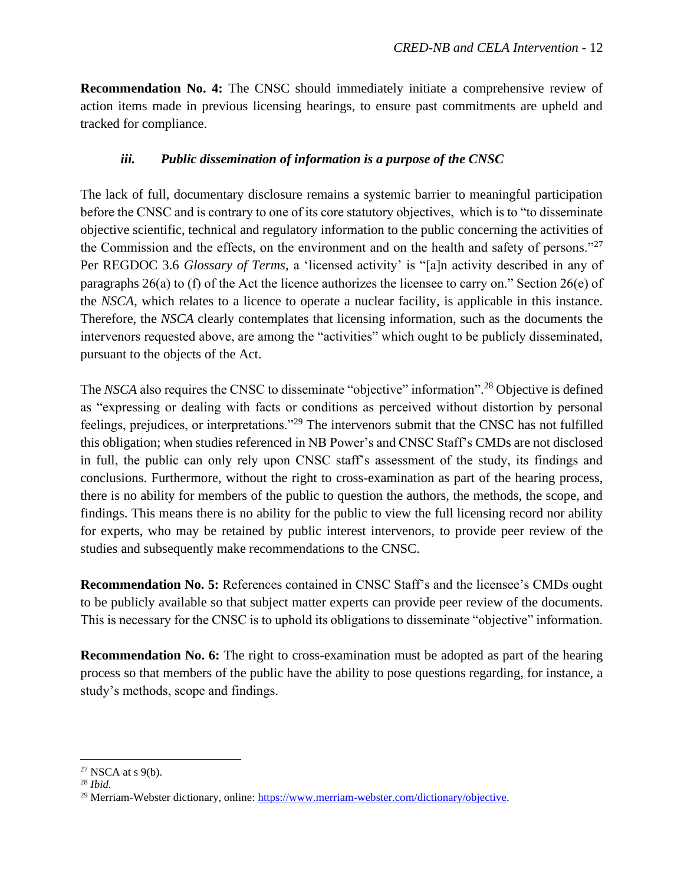**Recommendation No. 4:** The CNSC should immediately initiate a comprehensive review of action items made in previous licensing hearings, to ensure past commitments are upheld and tracked for compliance.

### *iii. Public dissemination of information is a purpose of the CNSC*

The lack of full, documentary disclosure remains a systemic barrier to meaningful participation before the CNSC and is contrary to one of its core statutory objectives, which is to "to disseminate objective scientific, technical and regulatory information to the public concerning the activities of the Commission and the effects, on the environment and on the health and safety of persons."[27] Per REGDOC 3.6 *Glossary of Terms,* a 'licensed activity' is "[a]n activity described in any of paragraphs 26(a) to (f) of the Act the licence authorizes the licensee to carry on." Section 26(e) of the *NSCA*, which relates to a licence to operate a nuclear facility, is applicable in this instance. Therefore, the *NSCA* clearly contemplates that licensing information, such as the documents the intervenors requested above, are among the "activities" which ought to be publicly disseminated, pursuant to the objects of the Act.

The *NSCA* also requires the CNSC to disseminate "objective" information".[28] Objective is defined as "expressing or dealing with facts or conditions as perceived without distortion by personal feelings, prejudices, or interpretations."[29] The intervenors submit that the CNSC has not fulfilled this obligation; when studies referenced in NB Power's and CNSC Staff's CMDs are not disclosed in full, the public can only rely upon CNSC staff's assessment of the study, its findings and conclusions. Furthermore, without the right to cross-examination as part of the hearing process, there is no ability for members of the public to question the authors, the methods, the scope, and findings. This means there is no ability for the public to view the full licensing record nor ability for experts, who may be retained by public interest intervenors, to provide peer review of the studies and subsequently make recommendations to the CNSC.

**Recommendation No. 5:** References contained in CNSC Staff's and the licensee's CMDs ought to be publicly available so that subject matter experts can provide peer review of the documents. This is necessary for the CNSC is to uphold its obligations to disseminate "objective" information.

**Recommendation No. 6:** The right to cross-examination must be adopted as part of the hearing process so that members of the public have the ability to pose questions regarding, for instance, a study's methods, scope and findings.

---

[27] NSCA at s 9(b).

[28] *Ibid.*

[29] Merriam-Webster dictionary, online: https://www.merriam-webster.com/dictionary/objective.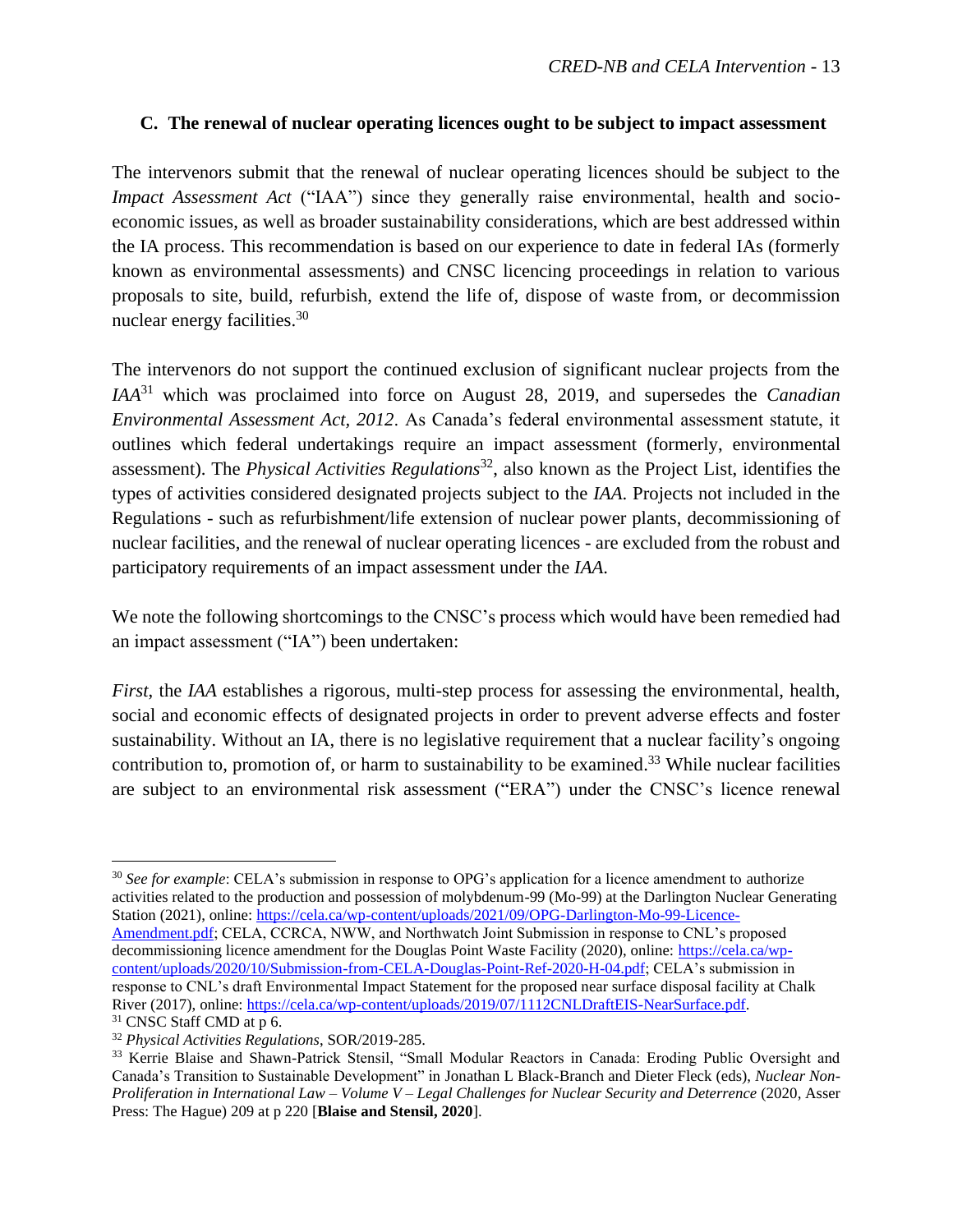### C. The renewal of nuclear operating licences ought to be subject to impact assessment

The intervenors submit that the renewal of nuclear operating licences should be subject to the *Impact Assessment Act* ("IAA") since they generally raise environmental, health and socio-economic issues, as well as broader sustainability considerations, which are best addressed within the IA process. This recommendation is based on our experience to date in federal IAs (formerly known as environmental assessments) and CNSC licencing proceedings in relation to various proposals to site, build, refurbish, extend the life of, dispose of waste from, or decommission nuclear energy facilities.[30]

The intervenors do not support the continued exclusion of significant nuclear projects from the *IAA*[31] which was proclaimed into force on August 28, 2019, and supersedes the *Canadian Environmental Assessment Act, 2012*. As Canada's federal environmental assessment statute, it outlines which federal undertakings require an impact assessment (formerly, environmental assessment). The *Physical Activities Regulations*[32], also known as the Project List, identifies the types of activities considered designated projects subject to the *IAA*. Projects not included in the Regulations - such as refurbishment/life extension of nuclear power plants, decommissioning of nuclear facilities, and the renewal of nuclear operating licences - are excluded from the robust and participatory requirements of an impact assessment under the *IAA*.

We note the following shortcomings to the CNSC's process which would have been remedied had an impact assessment ("IA") been undertaken:

*First*, the *IAA* establishes a rigorous, multi-step process for assessing the environmental, health, social and economic effects of designated projects in order to prevent adverse effects and foster sustainability. Without an IA, there is no legislative requirement that a nuclear facility's ongoing contribution to, promotion of, or harm to sustainability to be examined.[33] While nuclear facilities are subject to an environmental risk assessment ("ERA") under the CNSC's licence renewal

---

[30] *See for example*: CELA's submission in response to OPG's application for a licence amendment to authorize activities related to the production and possession of molybdenum-99 (Mo-99) at the Darlington Nuclear Generating Station (2021), online: https://cela.ca/wp-content/uploads/2021/09/OPG-Darlington-Mo-99-Licence-Amendment.pdf; CELA, CCRCA, NWW, and Northwatch Joint Submission in response to CNL's proposed decommissioning licence amendment for the Douglas Point Waste Facility (2020), online: https://cela.ca/wp-content/uploads/2020/10/Submission-from-CELA-Douglas-Point-Ref-2020-H-04.pdf; CELA's submission in response to CNL's draft Environmental Impact Statement for the proposed near surface disposal facility at Chalk River (2017), online: https://cela.ca/wp-content/uploads/2019/07/1112CNLDraftEIS-NearSurface.pdf.

[31] CNSC Staff CMD at p 6.

[32] *Physical Activities Regulations*, SOR/2019-285.

[33] Kerrie Blaise and Shawn-Patrick Stensil, "Small Modular Reactors in Canada: Eroding Public Oversight and Canada's Transition to Sustainable Development" in Jonathan L Black-Branch and Dieter Fleck (eds), *Nuclear Non-Proliferation in International Law – Volume V – Legal Challenges for Nuclear Security and Deterrence* (2020, Asser Press: The Hague) 209 at p 220 [**Blaise and Stensil, 2020**].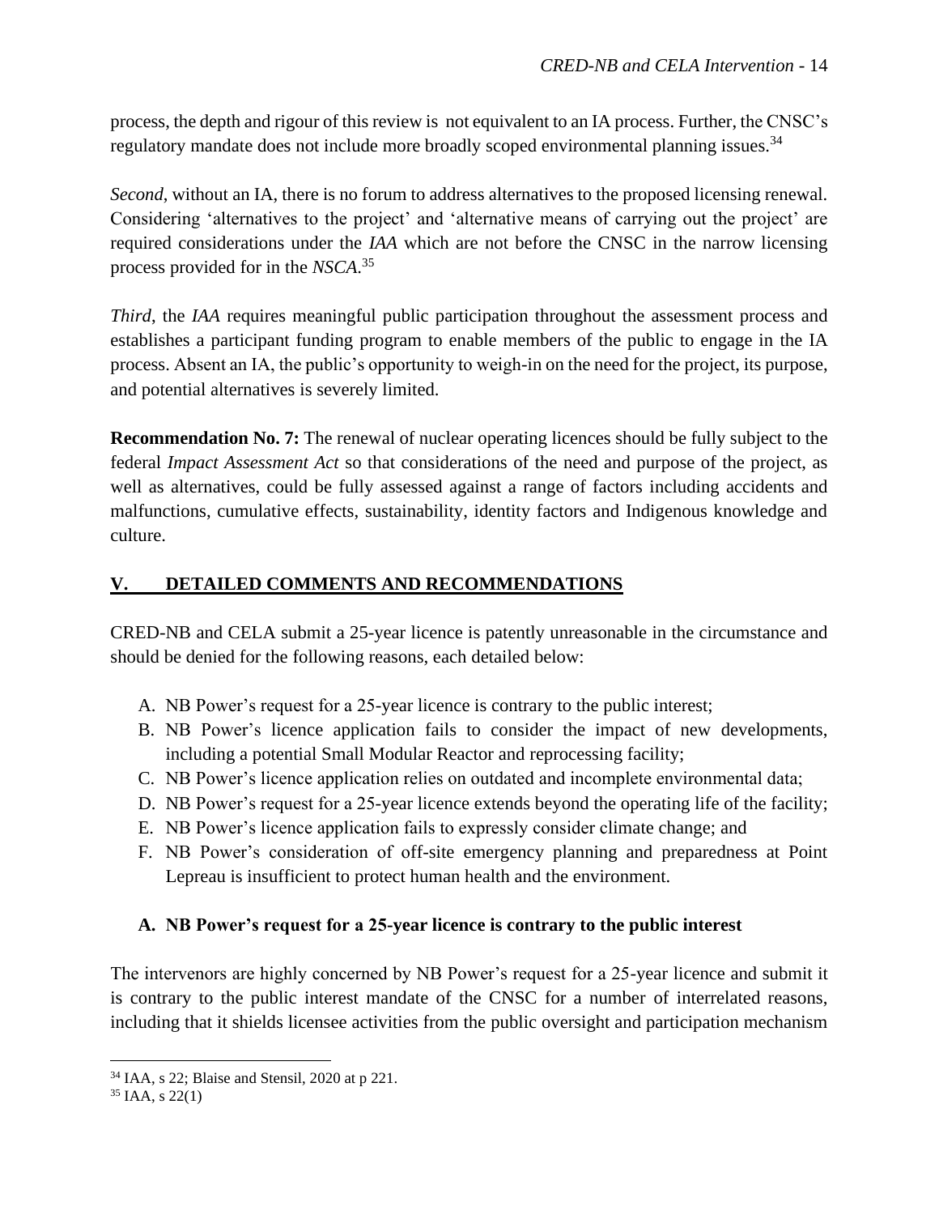process, the depth and rigour of this review is not equivalent to an IA process. Further, the CNSC's regulatory mandate does not include more broadly scoped environmental planning issues.[34]

*Second*, without an IA, there is no forum to address alternatives to the proposed licensing renewal. Considering 'alternatives to the project' and 'alternative means of carrying out the project' are required considerations under the *IAA* which are not before the CNSC in the narrow licensing process provided for in the *NSCA*.[35]

*Third*, the *IAA* requires meaningful public participation throughout the assessment process and establishes a participant funding program to enable members of the public to engage in the IA process. Absent an IA, the public's opportunity to weigh-in on the need for the project, its purpose, and potential alternatives is severely limited.

**Recommendation No. 7:** The renewal of nuclear operating licences should be fully subject to the federal *Impact Assessment Act* so that considerations of the need and purpose of the project, as well as alternatives, could be fully assessed against a range of factors including accidents and malfunctions, cumulative effects, sustainability, identity factors and Indigenous knowledge and culture.

## V. DETAILED COMMENTS AND RECOMMENDATIONS

CRED-NB and CELA submit a 25-year licence is patently unreasonable in the circumstance and should be denied for the following reasons, each detailed below:

A. NB Power's request for a 25-year licence is contrary to the public interest;
B. NB Power's licence application fails to consider the impact of new developments, including a potential Small Modular Reactor and reprocessing facility;
C. NB Power's licence application relies on outdated and incomplete environmental data;
D. NB Power's request for a 25-year licence extends beyond the operating life of the facility;
E. NB Power's licence application fails to expressly consider climate change; and
F. NB Power's consideration of off-site emergency planning and preparedness at Point Lepreau is insufficient to protect human health and the environment.

### A. NB Power's request for a 25-year licence is contrary to the public interest

The intervenors are highly concerned by NB Power's request for a 25-year licence and submit it is contrary to the public interest mandate of the CNSC for a number of interrelated reasons, including that it shields licensee activities from the public oversight and participation mechanism

[34] IAA, s 22; Blaise and Stensil, 2020 at p 221.

[35] IAA, s 22(1)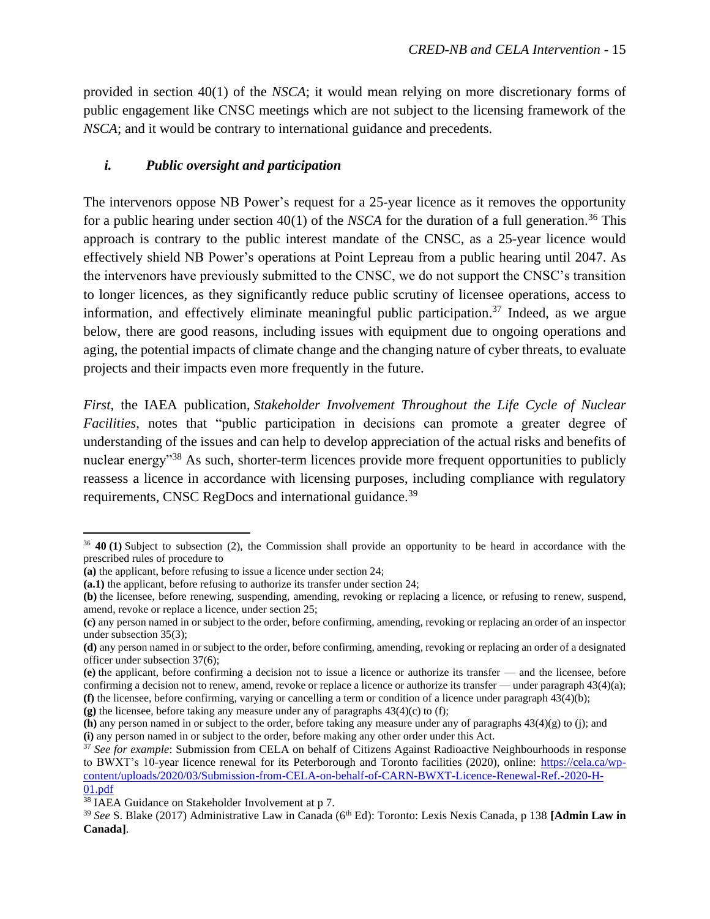provided in section 40(1) of the *NSCA*; it would mean relying on more discretionary forms of public engagement like CNSC meetings which are not subject to the licensing framework of the *NSCA*; and it would be contrary to international guidance and precedents.

### *i. Public oversight and participation*

The intervenors oppose NB Power's request for a 25-year licence as it removes the opportunity for a public hearing under section 40(1) of the *NSCA* for the duration of a full generation.[36] This approach is contrary to the public interest mandate of the CNSC, as a 25-year licence would effectively shield NB Power's operations at Point Lepreau from a public hearing until 2047. As the intervenors have previously submitted to the CNSC, we do not support the CNSC's transition to longer licences, as they significantly reduce public scrutiny of licensee operations, access to information, and effectively eliminate meaningful public participation.[37] Indeed, as we argue below, there are good reasons, including issues with equipment due to ongoing operations and aging, the potential impacts of climate change and the changing nature of cyber threats, to evaluate projects and their impacts even more frequently in the future.

*First*, the IAEA publication, *Stakeholder Involvement Throughout the Life Cycle of Nuclear Facilities*, notes that "public participation in decisions can promote a greater degree of understanding of the issues and can help to develop appreciation of the actual risks and benefits of nuclear energy"[38] As such, shorter-term licences provide more frequent opportunities to publicly reassess a licence in accordance with licensing purposes, including compliance with regulatory requirements, CNSC RegDocs and international guidance.[39]

---

[36] **40 (1)** Subject to subsection (2), the Commission shall provide an opportunity to be heard in accordance with the prescribed rules of procedure to

**(a)** the applicant, before refusing to issue a licence under section 24;

**(a.1)** the applicant, before refusing to authorize its transfer under section 24;

**(b)** the licensee, before renewing, suspending, amending, revoking or replacing a licence, or refusing to renew, suspend, amend, revoke or replace a licence, under section 25;

**(c)** any person named in or subject to the order, before confirming, amending, revoking or replacing an order of an inspector under subsection 35(3);

**(d)** any person named in or subject to the order, before confirming, amending, revoking or replacing an order of a designated officer under subsection 37(6);

**(e)** the applicant, before confirming a decision not to issue a licence or authorize its transfer — and the licensee, before confirming a decision not to renew, amend, revoke or replace a licence or authorize its transfer — under paragraph 43(4)(a);

**(f)** the licensee, before confirming, varying or cancelling a term or condition of a licence under paragraph 43(4)(b);

**(g)** the licensee, before taking any measure under any of paragraphs 43(4)(c) to (f);

**(h)** any person named in or subject to the order, before taking any measure under any of paragraphs 43(4)(g) to (j); and

**(i)** any person named in or subject to the order, before making any other order under this Act.

[37] *See for example*: Submission from CELA on behalf of Citizens Against Radioactive Neighbourhoods in response to BWXT's 10-year licence renewal for its Peterborough and Toronto facilities (2020), online: https://cela.ca/wp-content/uploads/2020/03/Submission-from-CELA-on-behalf-of-CARN-BWXT-Licence-Renewal-Ref.-2020-H-01.pdf

[38] IAEA Guidance on Stakeholder Involvement at p 7.

[39] *See* S. Blake (2017) Administrative Law in Canada (6th Ed): Toronto: Lexis Nexis Canada, p 138 **[Admin Law in Canada]**.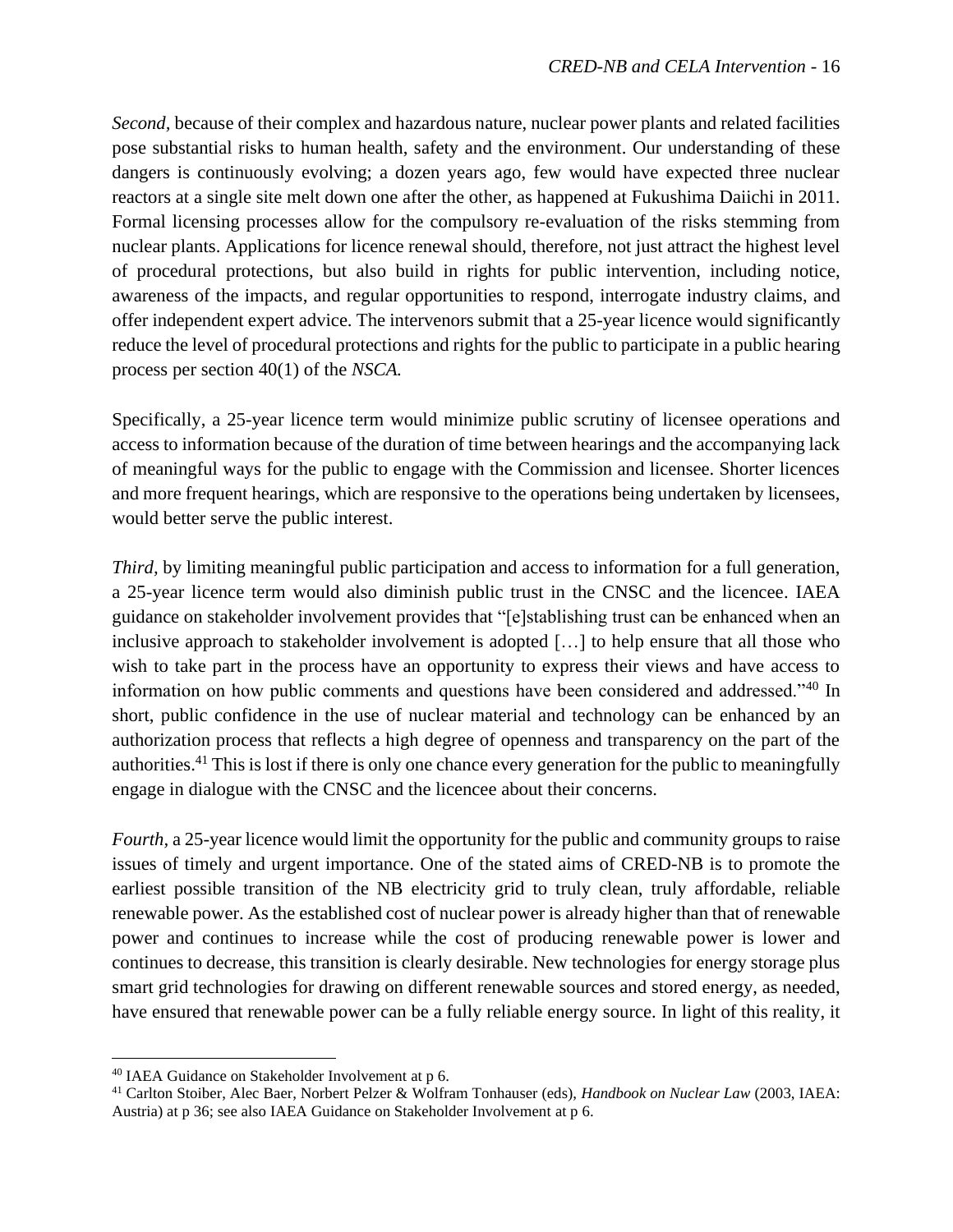*Second*, because of their complex and hazardous nature, nuclear power plants and related facilities pose substantial risks to human health, safety and the environment. Our understanding of these dangers is continuously evolving; a dozen years ago, few would have expected three nuclear reactors at a single site melt down one after the other, as happened at Fukushima Daiichi in 2011. Formal licensing processes allow for the compulsory re-evaluation of the risks stemming from nuclear plants. Applications for licence renewal should, therefore, not just attract the highest level of procedural protections, but also build in rights for public intervention, including notice, awareness of the impacts, and regular opportunities to respond, interrogate industry claims, and offer independent expert advice. The intervenors submit that a 25-year licence would significantly reduce the level of procedural protections and rights for the public to participate in a public hearing process per section 40(1) of the *NSCA.*

Specifically, a 25-year licence term would minimize public scrutiny of licensee operations and access to information because of the duration of time between hearings and the accompanying lack of meaningful ways for the public to engage with the Commission and licensee. Shorter licences and more frequent hearings, which are responsive to the operations being undertaken by licensees, would better serve the public interest.

*Third*, by limiting meaningful public participation and access to information for a full generation, a 25-year licence term would also diminish public trust in the CNSC and the licencee. IAEA guidance on stakeholder involvement provides that "[e]stablishing trust can be enhanced when an inclusive approach to stakeholder involvement is adopted […] to help ensure that all those who wish to take part in the process have an opportunity to express their views and have access to information on how public comments and questions have been considered and addressed."[40] In short, public confidence in the use of nuclear material and technology can be enhanced by an authorization process that reflects a high degree of openness and transparency on the part of the authorities.[41] This is lost if there is only one chance every generation for the public to meaningfully engage in dialogue with the CNSC and the licencee about their concerns.

*Fourth*, a 25-year licence would limit the opportunity for the public and community groups to raise issues of timely and urgent importance. One of the stated aims of CRED-NB is to promote the earliest possible transition of the NB electricity grid to truly clean, truly affordable, reliable renewable power. As the established cost of nuclear power is already higher than that of renewable power and continues to increase while the cost of producing renewable power is lower and continues to decrease, this transition is clearly desirable. New technologies for energy storage plus smart grid technologies for drawing on different renewable sources and stored energy, as needed, have ensured that renewable power can be a fully reliable energy source. In light of this reality, it

---

[40] IAEA Guidance on Stakeholder Involvement at p 6.

[41] Carlton Stoiber, Alec Baer, Norbert Pelzer & Wolfram Tonhauser (eds), *Handbook on Nuclear Law* (2003, IAEA: Austria) at p 36; see also IAEA Guidance on Stakeholder Involvement at p 6.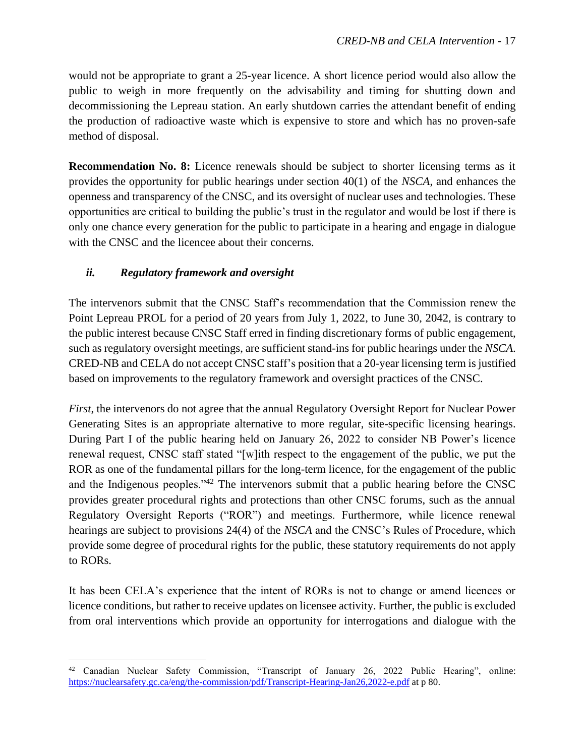would not be appropriate to grant a 25-year licence. A short licence period would also allow the public to weigh in more frequently on the advisability and timing for shutting down and decommissioning the Lepreau station. An early shutdown carries the attendant benefit of ending the production of radioactive waste which is expensive to store and which has no proven-safe method of disposal.

**Recommendation No. 8:** Licence renewals should be subject to shorter licensing terms as it provides the opportunity for public hearings under section 40(1) of the *NSCA*, and enhances the openness and transparency of the CNSC, and its oversight of nuclear uses and technologies. These opportunities are critical to building the public's trust in the regulator and would be lost if there is only one chance every generation for the public to participate in a hearing and engage in dialogue with the CNSC and the licencee about their concerns.

### *ii. Regulatory framework and oversight*

The intervenors submit that the CNSC Staff's recommendation that the Commission renew the Point Lepreau PROL for a period of 20 years from July 1, 2022, to June 30, 2042, is contrary to the public interest because CNSC Staff erred in finding discretionary forms of public engagement, such as regulatory oversight meetings, are sufficient stand-ins for public hearings under the *NSCA*. CRED-NB and CELA do not accept CNSC staff's position that a 20-year licensing term is justified based on improvements to the regulatory framework and oversight practices of the CNSC.

*First*, the intervenors do not agree that the annual Regulatory Oversight Report for Nuclear Power Generating Sites is an appropriate alternative to more regular, site-specific licensing hearings. During Part I of the public hearing held on January 26, 2022 to consider NB Power's licence renewal request, CNSC staff stated "[w]ith respect to the engagement of the public, we put the ROR as one of the fundamental pillars for the long-term licence, for the engagement of the public and the Indigenous peoples."[42] The intervenors submit that a public hearing before the CNSC provides greater procedural rights and protections than other CNSC forums, such as the annual Regulatory Oversight Reports ("ROR") and meetings. Furthermore, while licence renewal hearings are subject to provisions 24(4) of the *NSCA* and the CNSC's Rules of Procedure, which provide some degree of procedural rights for the public, these statutory requirements do not apply to RORs.

It has been CELA's experience that the intent of RORs is not to change or amend licences or licence conditions, but rather to receive updates on licensee activity. Further, the public is excluded from oral interventions which provide an opportunity for interrogations and dialogue with the

---

[42] Canadian Nuclear Safety Commission, "Transcript of January 26, 2022 Public Hearing", online: https://nuclearsafety.gc.ca/eng/the-commission/pdf/Transcript-Hearing-Jan26,2022-e.pdf at p 80.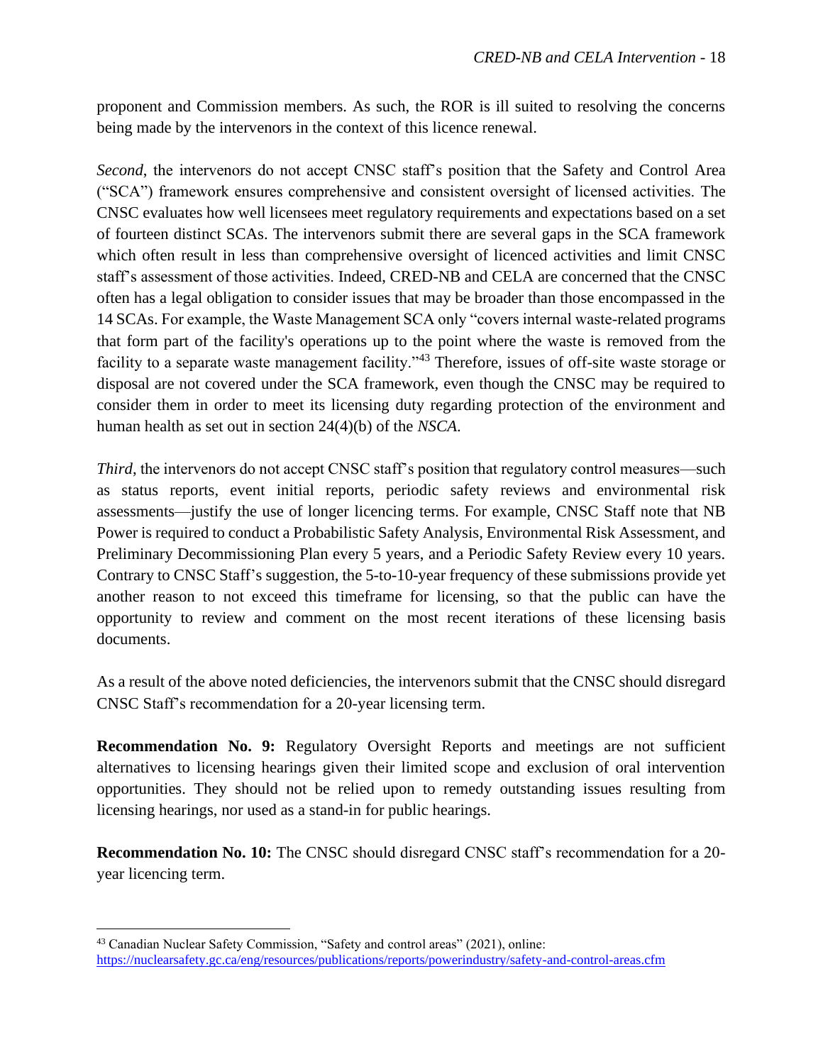proponent and Commission members. As such, the ROR is ill suited to resolving the concerns being made by the intervenors in the context of this licence renewal.

*Second*, the intervenors do not accept CNSC staff's position that the Safety and Control Area ("SCA") framework ensures comprehensive and consistent oversight of licensed activities. The CNSC evaluates how well licensees meet regulatory requirements and expectations based on a set of fourteen distinct SCAs. The intervenors submit there are several gaps in the SCA framework which often result in less than comprehensive oversight of licenced activities and limit CNSC staff's assessment of those activities. Indeed, CRED-NB and CELA are concerned that the CNSC often has a legal obligation to consider issues that may be broader than those encompassed in the 14 SCAs. For example, the Waste Management SCA only "covers internal waste-related programs that form part of the facility's operations up to the point where the waste is removed from the facility to a separate waste management facility."[43] Therefore, issues of off-site waste storage or disposal are not covered under the SCA framework, even though the CNSC may be required to consider them in order to meet its licensing duty regarding protection of the environment and human health as set out in section 24(4)(b) of the *NSCA*.

*Third*, the intervenors do not accept CNSC staff's position that regulatory control measures—such as status reports, event initial reports, periodic safety reviews and environmental risk assessments—justify the use of longer licencing terms. For example, CNSC Staff note that NB Power is required to conduct a Probabilistic Safety Analysis, Environmental Risk Assessment, and Preliminary Decommissioning Plan every 5 years, and a Periodic Safety Review every 10 years. Contrary to CNSC Staff's suggestion, the 5-to-10-year frequency of these submissions provide yet another reason to not exceed this timeframe for licensing, so that the public can have the opportunity to review and comment on the most recent iterations of these licensing basis documents.

As a result of the above noted deficiencies, the intervenors submit that the CNSC should disregard CNSC Staff's recommendation for a 20-year licensing term.

**Recommendation No. 9:** Regulatory Oversight Reports and meetings are not sufficient alternatives to licensing hearings given their limited scope and exclusion of oral intervention opportunities. They should not be relied upon to remedy outstanding issues resulting from licensing hearings, nor used as a stand-in for public hearings.

**Recommendation No. 10:** The CNSC should disregard CNSC staff's recommendation for a 20-year licencing term.

---

[43] Canadian Nuclear Safety Commission, "Safety and control areas" (2021), online: https://nuclearsafety.gc.ca/eng/resources/publications/reports/powerindustry/safety-and-control-areas.cfm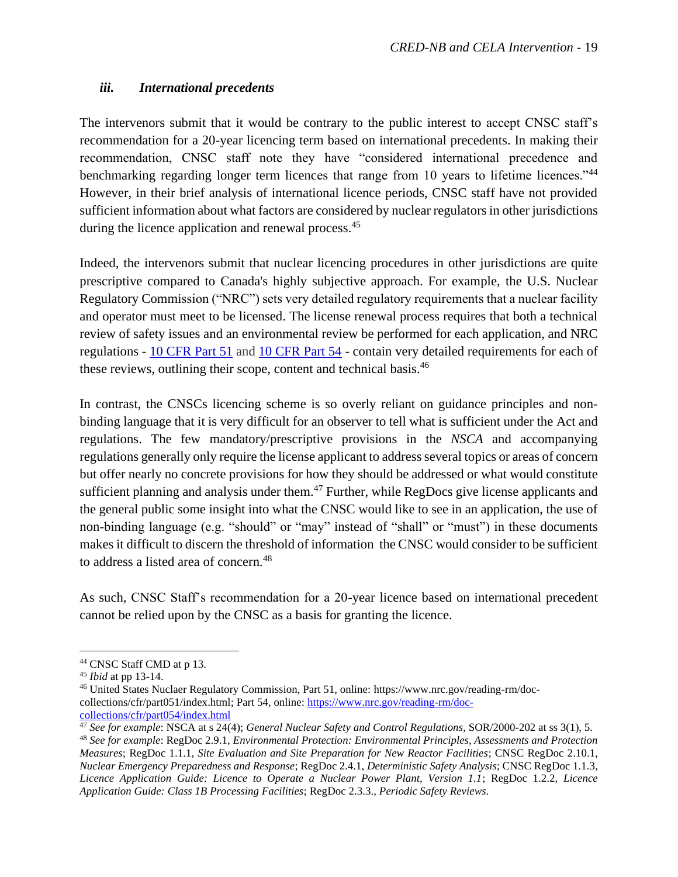### *iii. International precedents*

The intervenors submit that it would be contrary to the public interest to accept CNSC staff's recommendation for a 20-year licencing term based on international precedents. In making their recommendation, CNSC staff note they have "considered international precedence and benchmarking regarding longer term licences that range from 10 years to lifetime licences."[44] However, in their brief analysis of international licence periods, CNSC staff have not provided sufficient information about what factors are considered by nuclear regulators in other jurisdictions during the licence application and renewal process.[45]

Indeed, the intervenors submit that nuclear licencing procedures in other jurisdictions are quite prescriptive compared to Canada's highly subjective approach. For example, the U.S. Nuclear Regulatory Commission ("NRC") sets very detailed regulatory requirements that a nuclear facility and operator must meet to be licensed. The license renewal process requires that both a technical review of safety issues and an environmental review be performed for each application, and NRC regulations - 10 CFR Part 51 and 10 CFR Part 54 - contain very detailed requirements for each of these reviews, outlining their scope, content and technical basis.[46]

In contrast, the CNSCs licencing scheme is so overly reliant on guidance principles and non-binding language that it is very difficult for an observer to tell what is sufficient under the Act and regulations. The few mandatory/prescriptive provisions in the *NSCA* and accompanying regulations generally only require the license applicant to address several topics or areas of concern but offer nearly no concrete provisions for how they should be addressed or what would constitute sufficient planning and analysis under them.[47] Further, while RegDocs give license applicants and the general public some insight into what the CNSC would like to see in an application, the use of non-binding language (e.g. "should" or "may" instead of "shall" or "must") in these documents makes it difficult to discern the threshold of information the CNSC would consider to be sufficient to address a listed area of concern.[48]

As such, CNSC Staff's recommendation for a 20-year licence based on international precedent cannot be relied upon by the CNSC as a basis for granting the licence.

---

[44] CNSC Staff CMD at p 13.

[45] *Ibid* at pp 13-14.

[46] United States Nuclaer Regulatory Commission, Part 51, online: https://www.nrc.gov/reading-rm/doc-collections/cfr/part051/index.html; Part 54, online: https://www.nrc.gov/reading-rm/doc-collections/cfr/part054/index.html

[47] *See for example*: NSCA at s 24(4); *General Nuclear Safety and Control Regulations*, SOR/2000-202 at ss 3(1), 5.

[48] *See for example*: RegDoc 2.9.1, *Environmental Protection: Environmental Principles, Assessments and Protection Measures*; RegDoc 1.1.1, *Site Evaluation and Site Preparation for New Reactor Facilities*; CNSC RegDoc 2.10.1, *Nuclear Emergency Preparedness and Response*; RegDoc 2.4.1, *Deterministic Safety Analysis*; CNSC RegDoc 1.1.3, *Licence Application Guide: Licence to Operate a Nuclear Power Plant, Version 1.1*; RegDoc 1.2.2, *Licence Application Guide: Class 1B Processing Facilities*; RegDoc 2.3.3., *Periodic Safety Reviews*.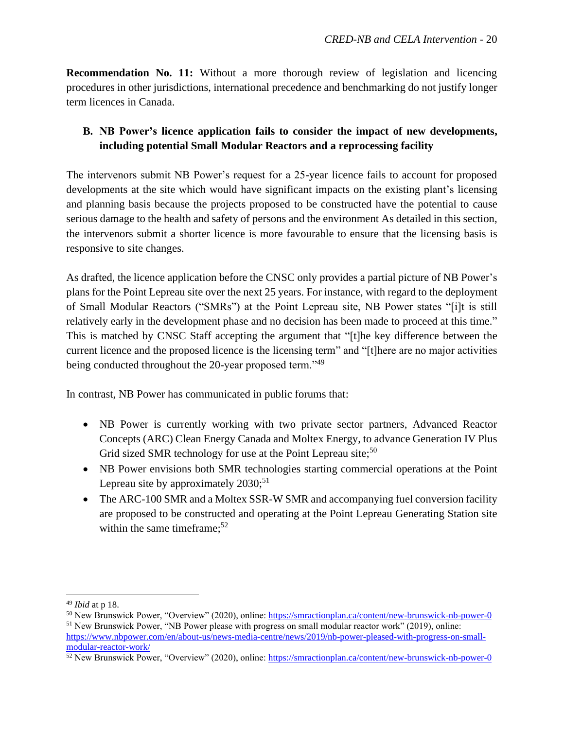**Recommendation No. 11:** Without a more thorough review of legislation and licencing procedures in other jurisdictions, international precedence and benchmarking do not justify longer term licences in Canada.

### B. NB Power's licence application fails to consider the impact of new developments, including potential Small Modular Reactors and a reprocessing facility

The intervenors submit NB Power's request for a 25-year licence fails to account for proposed developments at the site which would have significant impacts on the existing plant's licensing and planning basis because the projects proposed to be constructed have the potential to cause serious damage to the health and safety of persons and the environment As detailed in this section, the intervenors submit a shorter licence is more favourable to ensure that the licensing basis is responsive to site changes.

As drafted, the licence application before the CNSC only provides a partial picture of NB Power's plans for the Point Lepreau site over the next 25 years. For instance, with regard to the deployment of Small Modular Reactors ("SMRs") at the Point Lepreau site, NB Power states "[i]t is still relatively early in the development phase and no decision has been made to proceed at this time." This is matched by CNSC Staff accepting the argument that "[t]he key difference between the current licence and the proposed licence is the licensing term" and "[t]here are no major activities being conducted throughout the 20-year proposed term."[49]

In contrast, NB Power has communicated in public forums that:

- NB Power is currently working with two private sector partners, Advanced Reactor Concepts (ARC) Clean Energy Canada and Moltex Energy, to advance Generation IV Plus Grid sized SMR technology for use at the Point Lepreau site;[50]
- NB Power envisions both SMR technologies starting commercial operations at the Point Lepreau site by approximately 2030;[51]
- The ARC-100 SMR and a Moltex SSR-W SMR and accompanying fuel conversion facility are proposed to be constructed and operating at the Point Lepreau Generating Station site within the same timeframe;[52]

---

[49] *Ibid* at p 18.

[50] New Brunswick Power, "Overview" (2020), online: https://smractionplan.ca/content/new-brunswick-nb-power-0

[51] New Brunswick Power, "NB Power please with progress on small modular reactor work" (2019), online: https://www.nbpower.com/en/about-us/news-media-centre/news/2019/nb-power-pleased-with-progress-on-small-modular-reactor-work/

[52] New Brunswick Power, "Overview" (2020), online: https://smractionplan.ca/content/new-brunswick-nb-power-0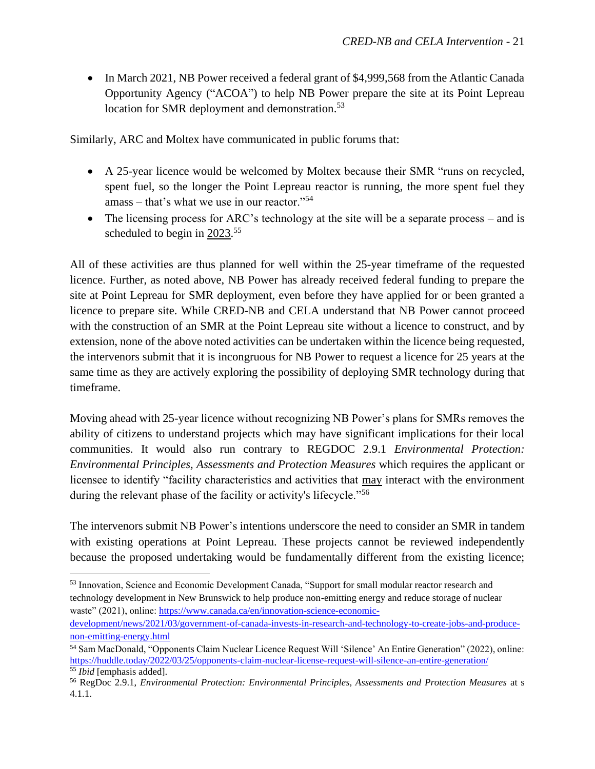- In March 2021, NB Power received a federal grant of $4,999,568 from the Atlantic Canada Opportunity Agency ("ACOA") to help NB Power prepare the site at its Point Lepreau location for SMR deployment and demonstration.[53]

Similarly, ARC and Moltex have communicated in public forums that:

- A 25-year licence would be welcomed by Moltex because their SMR "runs on recycled, spent fuel, so the longer the Point Lepreau reactor is running, the more spent fuel they amass – that's what we use in our reactor."[54]
- The licensing process for ARC's technology at the site will be a separate process – and is scheduled to begin in <u>2023</u>.[55]

All of these activities are thus planned for well within the 25-year timeframe of the requested licence. Further, as noted above, NB Power has already received federal funding to prepare the site at Point Lepreau for SMR deployment, even before they have applied for or been granted a licence to prepare site. While CRED-NB and CELA understand that NB Power cannot proceed with the construction of an SMR at the Point Lepreau site without a licence to construct, and by extension, none of the above noted activities can be undertaken within the licence being requested, the intervenors submit that it is incongruous for NB Power to request a licence for 25 years at the same time as they are actively exploring the possibility of deploying SMR technology during that timeframe.

Moving ahead with 25-year licence without recognizing NB Power's plans for SMRs removes the ability of citizens to understand projects which may have significant implications for their local communities. It would also run contrary to REGDOC 2.9.1 *Environmental Protection: Environmental Principles, Assessments and Protection Measures* which requires the applicant or licensee to identify "facility characteristics and activities that <u>may</u> interact with the environment during the relevant phase of the facility or activity's lifecycle."[56]

The intervenors submit NB Power's intentions underscore the need to consider an SMR in tandem with existing operations at Point Lepreau. These projects cannot be reviewed independently because the proposed undertaking would be fundamentally different from the existing licence;

---

[53] Innovation, Science and Economic Development Canada, "Support for small modular reactor research and technology development in New Brunswick to help produce non-emitting energy and reduce storage of nuclear waste" (2021), online: https://www.canada.ca/en/innovation-science-economic-development/news/2021/03/government-of-canada-invests-in-research-and-technology-to-create-jobs-and-produce-non-emitting-energy.html

[54] Sam MacDonald, "Opponents Claim Nuclear Licence Request Will 'Silence' An Entire Generation" (2022), online: https://huddle.today/2022/03/25/opponents-claim-nuclear-license-request-will-silence-an-entire-generation/

[55] *Ibid* [emphasis added].

[56] RegDoc 2.9.1, *Environmental Protection: Environmental Principles, Assessments and Protection Measures* at s 4.1.1.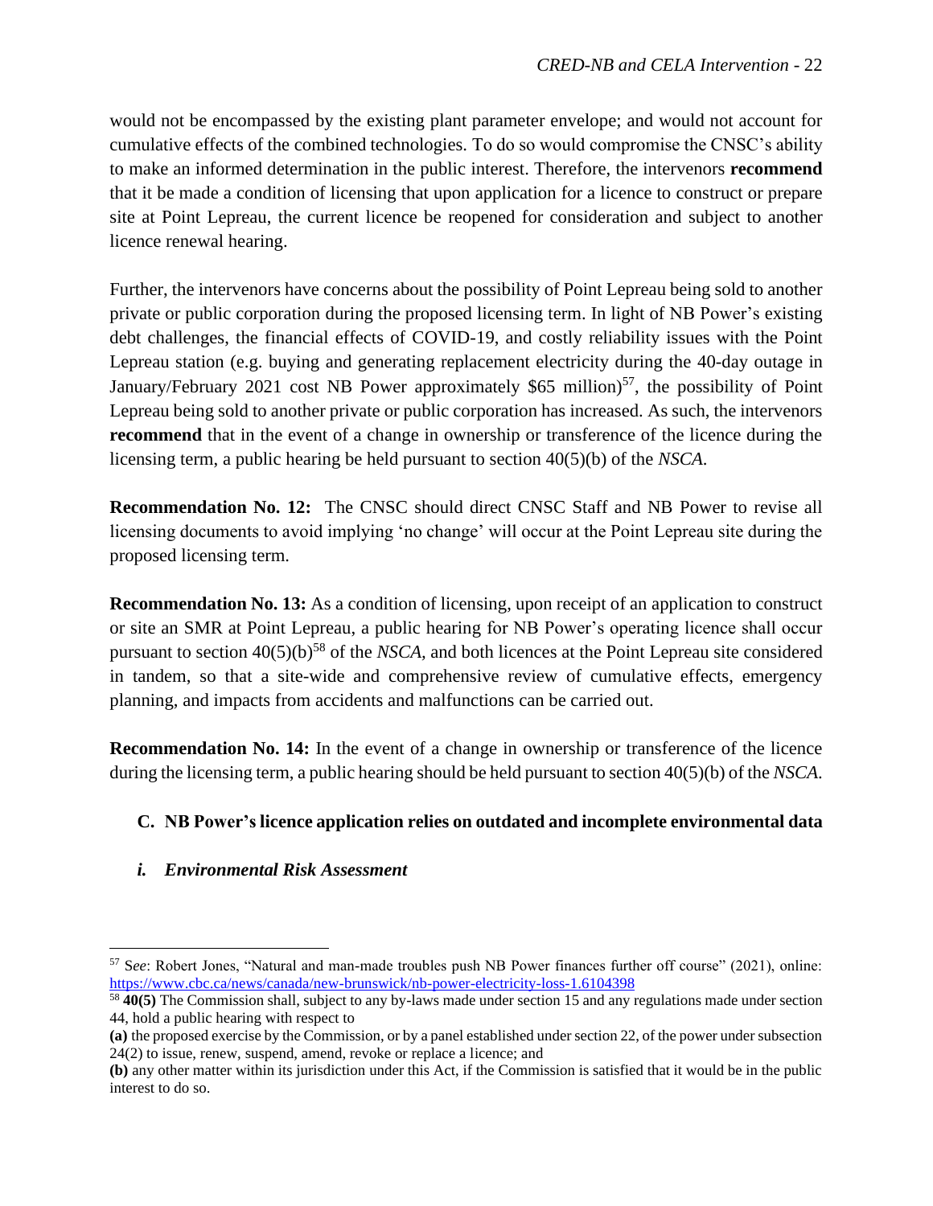would not be encompassed by the existing plant parameter envelope; and would not account for cumulative effects of the combined technologies. To do so would compromise the CNSC's ability to make an informed determination in the public interest. Therefore, the intervenors **recommend** that it be made a condition of licensing that upon application for a licence to construct or prepare site at Point Lepreau, the current licence be reopened for consideration and subject to another licence renewal hearing.

Further, the intervenors have concerns about the possibility of Point Lepreau being sold to another private or public corporation during the proposed licensing term. In light of NB Power's existing debt challenges, the financial effects of COVID-19, and costly reliability issues with the Point Lepreau station (e.g. buying and generating replacement electricity during the 40-day outage in January/February 2021 cost NB Power approximately $65 million)[57], the possibility of Point Lepreau being sold to another private or public corporation has increased. As such, the intervenors **recommend** that in the event of a change in ownership or transference of the licence during the licensing term, a public hearing be held pursuant to section 40(5)(b) of the *NSCA*.

**Recommendation No. 12:** The CNSC should direct CNSC Staff and NB Power to revise all licensing documents to avoid implying 'no change' will occur at the Point Lepreau site during the proposed licensing term.

**Recommendation No. 13:** As a condition of licensing, upon receipt of an application to construct or site an SMR at Point Lepreau, a public hearing for NB Power's operating licence shall occur pursuant to section 40(5)(b)[58] of the *NSCA*, and both licences at the Point Lepreau site considered in tandem, so that a site-wide and comprehensive review of cumulative effects, emergency planning, and impacts from accidents and malfunctions can be carried out.

**Recommendation No. 14:** In the event of a change in ownership or transference of the licence during the licensing term, a public hearing should be held pursuant to section 40(5)(b) of the *NSCA*.

## C. NB Power's licence application relies on outdated and incomplete environmental data

### *i. Environmental Risk Assessment*

---

[57] S*ee*: Robert Jones, "Natural and man-made troubles push NB Power finances further off course" (2021), online: https://www.cbc.ca/news/canada/new-brunswick/nb-power-electricity-loss-1.6104398

[58] **40(5)** The Commission shall, subject to any by-laws made under section 15 and any regulations made under section 44, hold a public hearing with respect to

**(a)** the proposed exercise by the Commission, or by a panel established under section 22, of the power under subsection 24(2) to issue, renew, suspend, amend, revoke or replace a licence; and

**(b)** any other matter within its jurisdiction under this Act, if the Commission is satisfied that it would be in the public interest to do so.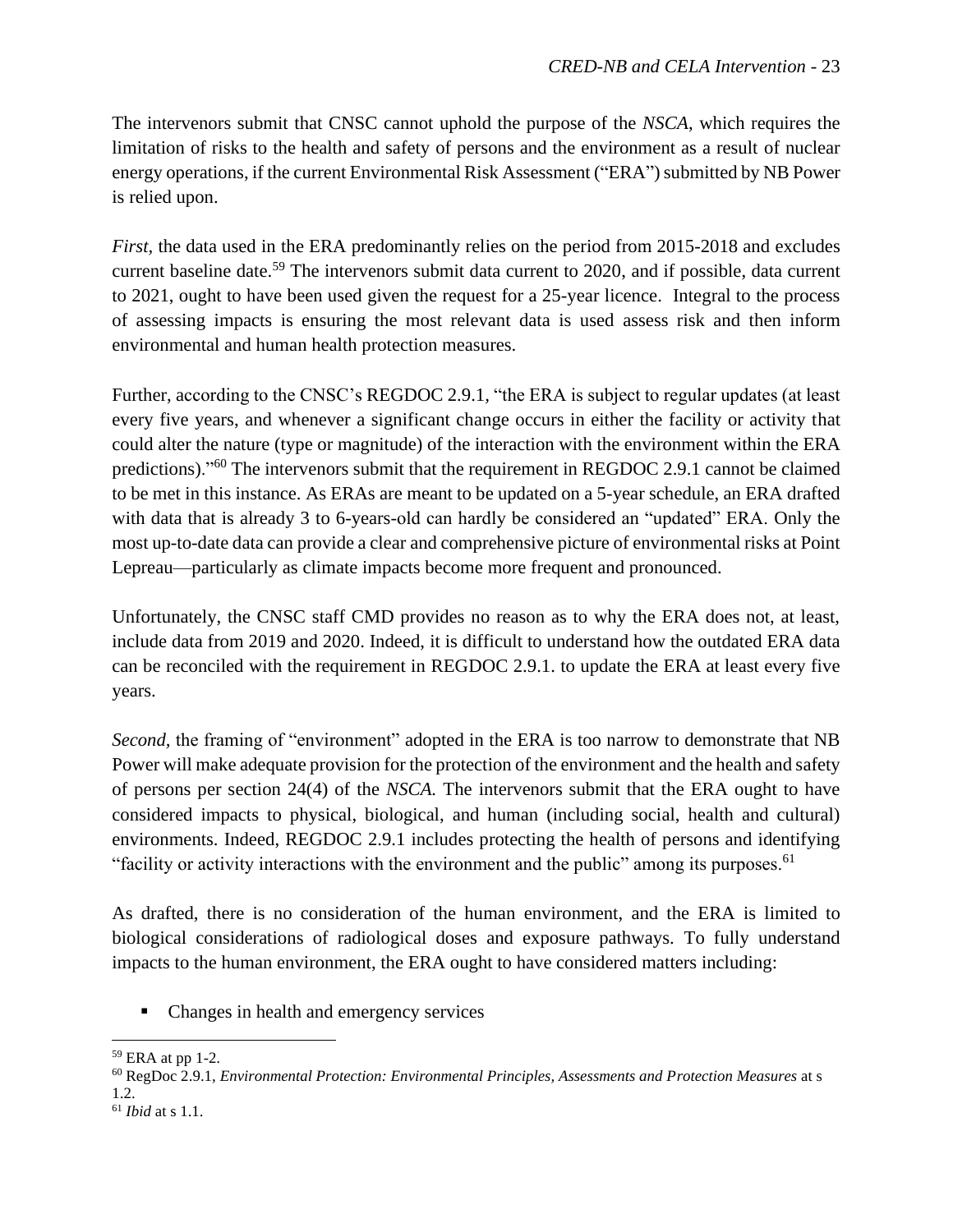The intervenors submit that CNSC cannot uphold the purpose of the *NSCA*, which requires the limitation of risks to the health and safety of persons and the environment as a result of nuclear energy operations, if the current Environmental Risk Assessment ("ERA") submitted by NB Power is relied upon.

*First*, the data used in the ERA predominantly relies on the period from 2015-2018 and excludes current baseline date.[59] The intervenors submit data current to 2020, and if possible, data current to 2021, ought to have been used given the request for a 25-year licence. Integral to the process of assessing impacts is ensuring the most relevant data is used assess risk and then inform environmental and human health protection measures.

Further, according to the CNSC's REGDOC 2.9.1, "the ERA is subject to regular updates (at least every five years, and whenever a significant change occurs in either the facility or activity that could alter the nature (type or magnitude) of the interaction with the environment within the ERA predictions)."[60] The intervenors submit that the requirement in REGDOC 2.9.1 cannot be claimed to be met in this instance. As ERAs are meant to be updated on a 5-year schedule, an ERA drafted with data that is already 3 to 6-years-old can hardly be considered an "updated" ERA. Only the most up-to-date data can provide a clear and comprehensive picture of environmental risks at Point Lepreau—particularly as climate impacts become more frequent and pronounced.

Unfortunately, the CNSC staff CMD provides no reason as to why the ERA does not, at least, include data from 2019 and 2020. Indeed, it is difficult to understand how the outdated ERA data can be reconciled with the requirement in REGDOC 2.9.1. to update the ERA at least every five years.

*Second*, the framing of "environment" adopted in the ERA is too narrow to demonstrate that NB Power will make adequate provision for the protection of the environment and the health and safety of persons per section 24(4) of the *NSCA.* The intervenors submit that the ERA ought to have considered impacts to physical, biological, and human (including social, health and cultural) environments. Indeed, REGDOC 2.9.1 includes protecting the health of persons and identifying "facility or activity interactions with the environment and the public" among its purposes.[61]

As drafted, there is no consideration of the human environment, and the ERA is limited to biological considerations of radiological doses and exposure pathways. To fully understand impacts to the human environment, the ERA ought to have considered matters including:

- Changes in health and emergency services

---

[59] ERA at pp 1-2.

[60] RegDoc 2.9.1, *Environmental Protection: Environmental Principles, Assessments and Protection Measures* at s 1.2.

[61] *Ibid* at s 1.1.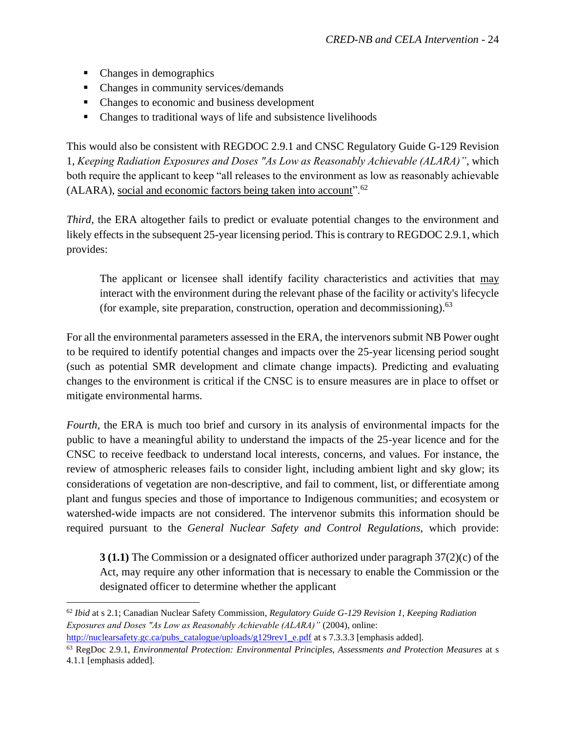- Changes in demographics
- Changes in community services/demands
- Changes to economic and business development
- Changes to traditional ways of life and subsistence livelihoods

This would also be consistent with REGDOC 2.9.1 and CNSC Regulatory Guide G-129 Revision 1, *Keeping Radiation Exposures and Doses "As Low as Reasonably Achievable (ALARA)"*, which both require the applicant to keep "all releases to the environment as low as reasonably achievable (ALARA), <u>social and economic factors being taken into account</u>".[62]

*Third,* the ERA altogether fails to predict or evaluate potential changes to the environment and likely effects in the subsequent 25-year licensing period. This is contrary to REGDOC 2.9.1, which provides:

> The applicant or licensee shall identify facility characteristics and activities that <u>may</u> interact with the environment during the relevant phase of the facility or activity's lifecycle (for example, site preparation, construction, operation and decommissioning).[63]

For all the environmental parameters assessed in the ERA, the intervenors submit NB Power ought to be required to identify potential changes and impacts over the 25-year licensing period sought (such as potential SMR development and climate change impacts). Predicting and evaluating changes to the environment is critical if the CNSC is to ensure measures are in place to offset or mitigate environmental harms.

*Fourth,* the ERA is much too brief and cursory in its analysis of environmental impacts for the public to have a meaningful ability to understand the impacts of the 25-year licence and for the CNSC to receive feedback to understand local interests, concerns, and values. For instance, the review of atmospheric releases fails to consider light, including ambient light and sky glow; its considerations of vegetation are non-descriptive, and fail to comment, list, or differentiate among plant and fungus species and those of importance to Indigenous communities; and ecosystem or watershed-wide impacts are not considered. The intervenor submits this information should be required pursuant to the *General Nuclear Safety and Control Regulations*, which provide:

> **3 (1.1)** The Commission or a designated officer authorized under paragraph 37(2)(c) of the Act, may require any other information that is necessary to enable the Commission or the designated officer to determine whether the applicant

---

[62] *Ibid* at s 2.1; Canadian Nuclear Safety Commission, *Regulatory Guide G-129 Revision 1, Keeping Radiation Exposures and Doses "As Low as Reasonably Achievable (ALARA)"* (2004), online: http://nuclearsafety.gc.ca/pubs_catalogue/uploads/g129rev1_e.pdf at s 7.3.3.3 [emphasis added].

[63] RegDoc 2.9.1, *Environmental Protection: Environmental Principles, Assessments and Protection Measures* at s 4.1.1 [emphasis added].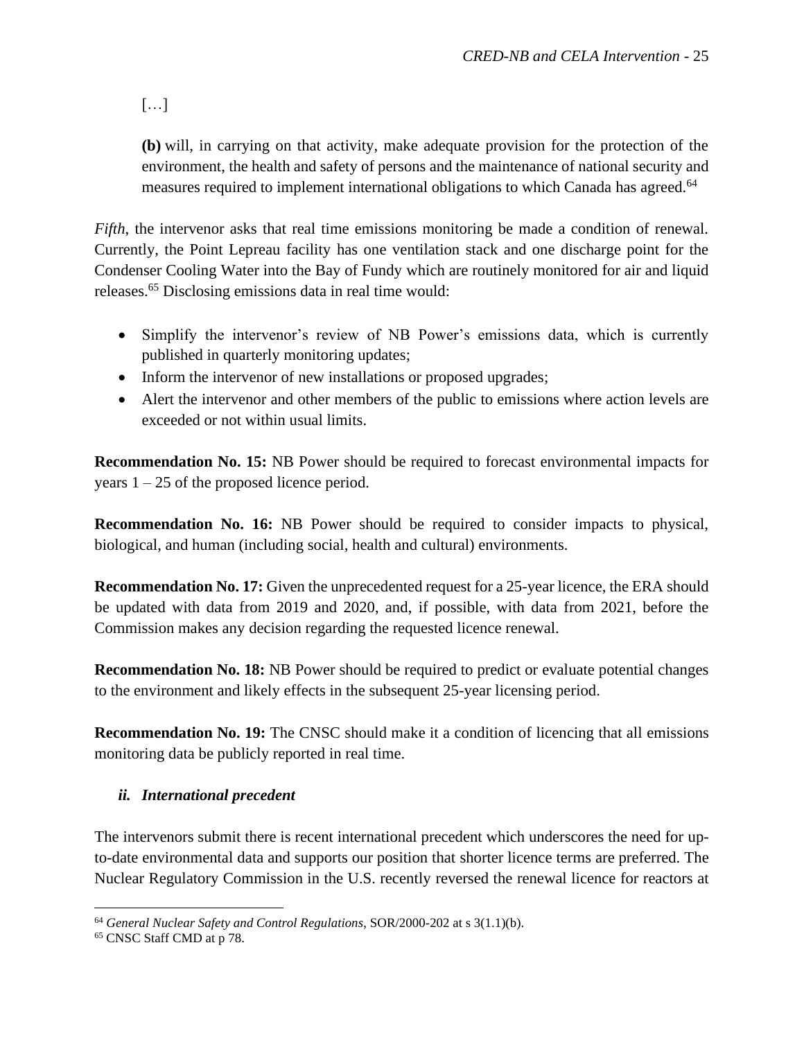[…]

> **(b)** will, in carrying on that activity, make adequate provision for the protection of the environment, the health and safety of persons and the maintenance of national security and measures required to implement international obligations to which Canada has agreed.[64]

*Fifth*, the intervenor asks that real time emissions monitoring be made a condition of renewal. Currently, the Point Lepreau facility has one ventilation stack and one discharge point for the Condenser Cooling Water into the Bay of Fundy which are routinely monitored for air and liquid releases.[65] Disclosing emissions data in real time would:

- Simplify the intervenor's review of NB Power's emissions data, which is currently published in quarterly monitoring updates;
- Inform the intervenor of new installations or proposed upgrades;
- Alert the intervenor and other members of the public to emissions where action levels are exceeded or not within usual limits.

**Recommendation No. 15:** NB Power should be required to forecast environmental impacts for years 1 – 25 of the proposed licence period.

**Recommendation No. 16:** NB Power should be required to consider impacts to physical, biological, and human (including social, health and cultural) environments.

**Recommendation No. 17:** Given the unprecedented request for a 25-year licence, the ERA should be updated with data from 2019 and 2020, and, if possible, with data from 2021, before the Commission makes any decision regarding the requested licence renewal.

**Recommendation No. 18:** NB Power should be required to predict or evaluate potential changes to the environment and likely effects in the subsequent 25-year licensing period.

**Recommendation No. 19:** The CNSC should make it a condition of licencing that all emissions monitoring data be publicly reported in real time.

### *ii. International precedent*

The intervenors submit there is recent international precedent which underscores the need for up-to-date environmental data and supports our position that shorter licence terms are preferred. The Nuclear Regulatory Commission in the U.S. recently reversed the renewal licence for reactors at

---

[64] *General Nuclear Safety and Control Regulations*, SOR/2000-202 at s 3(1.1)(b).

[65] CNSC Staff CMD at p 78.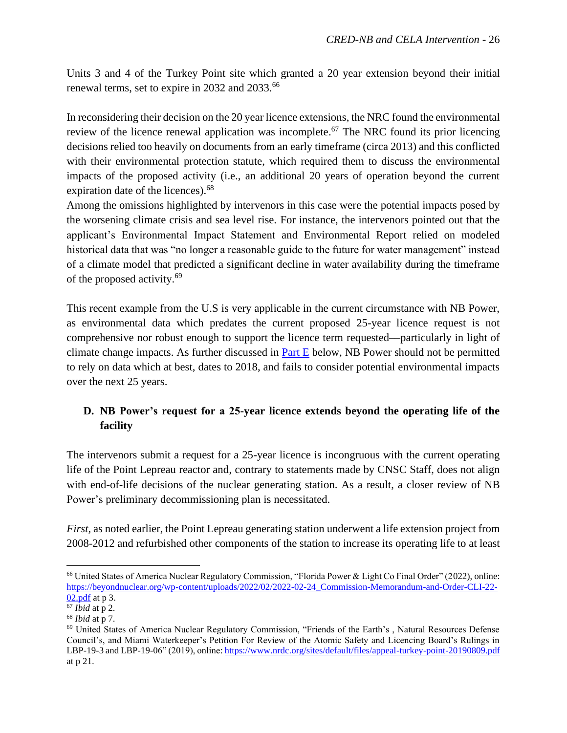Units 3 and 4 of the Turkey Point site which granted a 20 year extension beyond their initial renewal terms, set to expire in 2032 and 2033.[66]

In reconsidering their decision on the 20 year licence extensions, the NRC found the environmental review of the licence renewal application was incomplete.[67] The NRC found its prior licencing decisions relied too heavily on documents from an early timeframe (circa 2013) and this conflicted with their environmental protection statute, which required them to discuss the environmental impacts of the proposed activity (i.e., an additional 20 years of operation beyond the current expiration date of the licences).[68]

Among the omissions highlighted by intervenors in this case were the potential impacts posed by the worsening climate crisis and sea level rise. For instance, the intervenors pointed out that the applicant's Environmental Impact Statement and Environmental Report relied on modeled historical data that was "no longer a reasonable guide to the future for water management" instead of a climate model that predicted a significant decline in water availability during the timeframe of the proposed activity.[69]

This recent example from the U.S is very applicable in the current circumstance with NB Power, as environmental data which predates the current proposed 25-year licence request is not comprehensive nor robust enough to support the licence term requested—particularly in light of climate change impacts. As further discussed in Part E below, NB Power should not be permitted to rely on data which at best, dates to 2018, and fails to consider potential environmental impacts over the next 25 years.

### D. NB Power's request for a 25-year licence extends beyond the operating life of the facility

The intervenors submit a request for a 25-year licence is incongruous with the current operating life of the Point Lepreau reactor and, contrary to statements made by CNSC Staff, does not align with end-of-life decisions of the nuclear generating station. As a result, a closer review of NB Power's preliminary decommissioning plan is necessitated.

*First,* as noted earlier, the Point Lepreau generating station underwent a life extension project from 2008-2012 and refurbished other components of the station to increase its operating life to at least

---

[66] United States of America Nuclear Regulatory Commission, "Florida Power & Light Co Final Order" (2022), online: https://beyondnuclear.org/wp-content/uploads/2022/02/2022-02-24_Commission-Memorandum-and-Order-CLI-22-02.pdf at p 3.

[67] *Ibid* at p 2.

[68] *Ibid* at p 7.

[69] United States of America Nuclear Regulatory Commission, "Friends of the Earth's , Natural Resources Defense Council's, and Miami Waterkeeper's Petition For Review of the Atomic Safety and Licencing Board's Rulings in LBP-19-3 and LBP-19-06" (2019), online: https://www.nrdc.org/sites/default/files/appeal-turkey-point-20190809.pdf at p 21.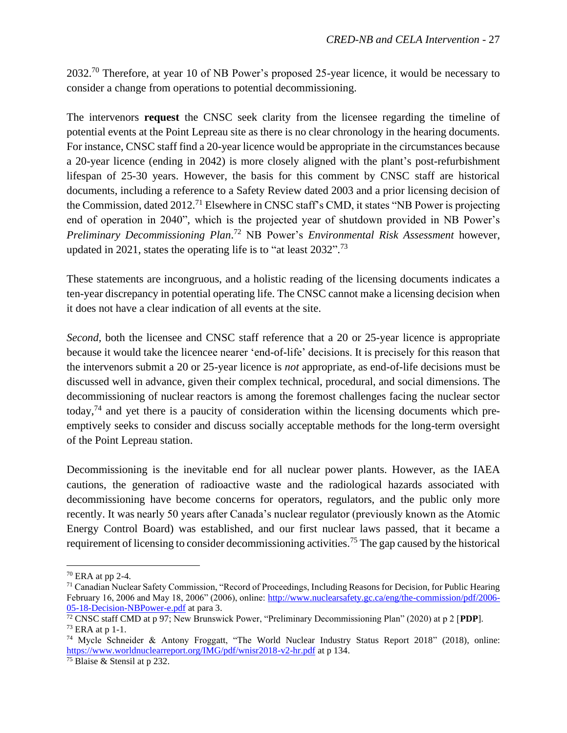2032.[70] Therefore, at year 10 of NB Power's proposed 25-year licence, it would be necessary to consider a change from operations to potential decommissioning.

The intervenors **request** the CNSC seek clarity from the licensee regarding the timeline of potential events at the Point Lepreau site as there is no clear chronology in the hearing documents. For instance, CNSC staff find a 20-year licence would be appropriate in the circumstances because a 20-year licence (ending in 2042) is more closely aligned with the plant's post-refurbishment lifespan of 25-30 years. However, the basis for this comment by CNSC staff are historical documents, including a reference to a Safety Review dated 2003 and a prior licensing decision of the Commission, dated 2012.[71] Elsewhere in CNSC staff's CMD, it states "NB Power is projecting end of operation in 2040", which is the projected year of shutdown provided in NB Power's *Preliminary Decommissioning Plan*.[72] NB Power's *Environmental Risk Assessment* however, updated in 2021, states the operating life is to "at least 2032".[73]

These statements are incongruous, and a holistic reading of the licensing documents indicates a ten-year discrepancy in potential operating life. The CNSC cannot make a licensing decision when it does not have a clear indication of all events at the site.

*Second,* both the licensee and CNSC staff reference that a 20 or 25-year licence is appropriate because it would take the licencee nearer 'end-of-life' decisions. It is precisely for this reason that the intervenors submit a 20 or 25-year licence is *not* appropriate, as end-of-life decisions must be discussed well in advance, given their complex technical, procedural, and social dimensions. The decommissioning of nuclear reactors is among the foremost challenges facing the nuclear sector today,[74] and yet there is a paucity of consideration within the licensing documents which pre-emptively seeks to consider and discuss socially acceptable methods for the long-term oversight of the Point Lepreau station.

Decommissioning is the inevitable end for all nuclear power plants. However, as the IAEA cautions, the generation of radioactive waste and the radiological hazards associated with decommissioning have become concerns for operators, regulators, and the public only more recently. It was nearly 50 years after Canada's nuclear regulator (previously known as the Atomic Energy Control Board) was established, and our first nuclear laws passed, that it became a requirement of licensing to consider decommissioning activities.[75] The gap caused by the historical

---

[70] ERA at pp 2-4.

[71] Canadian Nuclear Safety Commission, "Record of Proceedings, Including Reasons for Decision, for Public Hearing February 16, 2006 and May 18, 2006" (2006), online: http://www.nuclearsafety.gc.ca/eng/the-commission/pdf/2006-05-18-Decision-NBPower-e.pdf at para 3.

[72] CNSC staff CMD at p 97; New Brunswick Power, "Preliminary Decommissioning Plan" (2020) at p 2 [**PDP**].

[73] ERA at p 1-1.

[74] Mycle Schneider & Antony Froggatt, "The World Nuclear Industry Status Report 2018" (2018), online: https://www.worldnuclearreport.org/IMG/pdf/wnisr2018-v2-hr.pdf at p 134.

[75] Blaise & Stensil at p 232.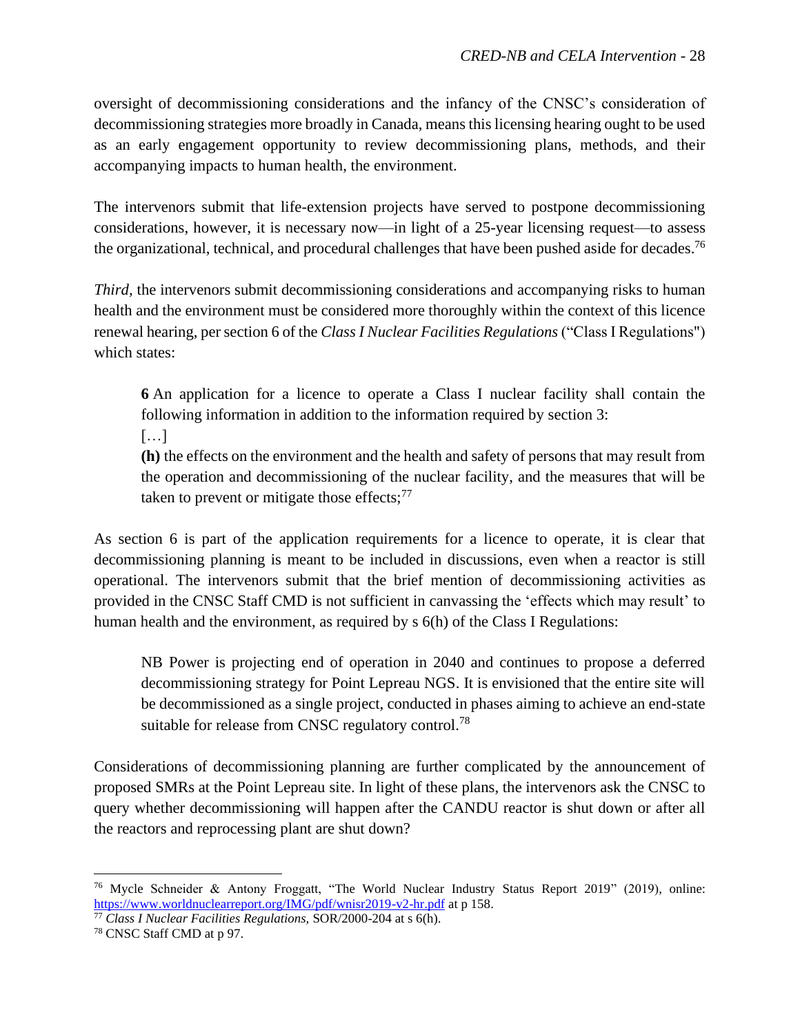oversight of decommissioning considerations and the infancy of the CNSC's consideration of decommissioning strategies more broadly in Canada, means this licensing hearing ought to be used as an early engagement opportunity to review decommissioning plans, methods, and their accompanying impacts to human health, the environment.

The intervenors submit that life-extension projects have served to postpone decommissioning considerations, however, it is necessary now—in light of a 25-year licensing request—to assess the organizational, technical, and procedural challenges that have been pushed aside for decades.[76]

*Third*, the intervenors submit decommissioning considerations and accompanying risks to human health and the environment must be considered more thoroughly within the context of this licence renewal hearing, per section 6 of the *Class I Nuclear Facilities Regulations* ("Class I Regulations") which states:

> **6** An application for a licence to operate a Class I nuclear facility shall contain the following information in addition to the information required by section 3:
>
> […]
>
> **(h)** the effects on the environment and the health and safety of persons that may result from the operation and decommissioning of the nuclear facility, and the measures that will be taken to prevent or mitigate those effects;[77]

As section 6 is part of the application requirements for a licence to operate, it is clear that decommissioning planning is meant to be included in discussions, even when a reactor is still operational. The intervenors submit that the brief mention of decommissioning activities as provided in the CNSC Staff CMD is not sufficient in canvassing the 'effects which may result' to human health and the environment, as required by s 6(h) of the Class I Regulations:

> NB Power is projecting end of operation in 2040 and continues to propose a deferred decommissioning strategy for Point Lepreau NGS. It is envisioned that the entire site will be decommissioned as a single project, conducted in phases aiming to achieve an end-state suitable for release from CNSC regulatory control.[78]

Considerations of decommissioning planning are further complicated by the announcement of proposed SMRs at the Point Lepreau site. In light of these plans, the intervenors ask the CNSC to query whether decommissioning will happen after the CANDU reactor is shut down or after all the reactors and reprocessing plant are shut down?

---

[76] Mycle Schneider & Antony Froggatt, "The World Nuclear Industry Status Report 2019" (2019), online: https://www.worldnuclearreport.org/IMG/pdf/wnisr2019-v2-hr.pdf at p 158.

[77] *Class I Nuclear Facilities Regulations*, SOR/2000-204 at s 6(h).

[78] CNSC Staff CMD at p 97.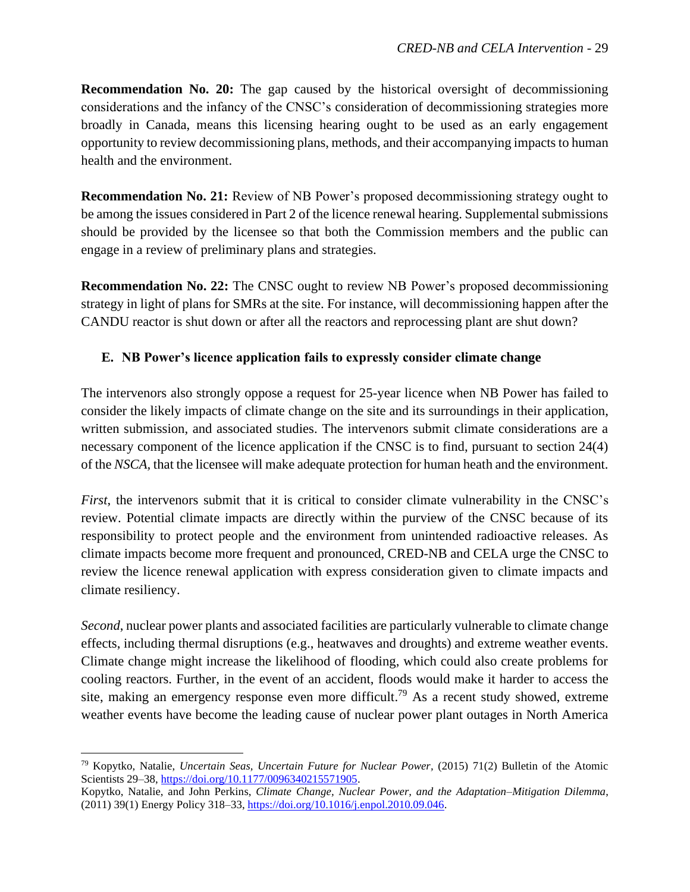**Recommendation No. 20:** The gap caused by the historical oversight of decommissioning considerations and the infancy of the CNSC's consideration of decommissioning strategies more broadly in Canada, means this licensing hearing ought to be used as an early engagement opportunity to review decommissioning plans, methods, and their accompanying impacts to human health and the environment.

**Recommendation No. 21:** Review of NB Power's proposed decommissioning strategy ought to be among the issues considered in Part 2 of the licence renewal hearing. Supplemental submissions should be provided by the licensee so that both the Commission members and the public can engage in a review of preliminary plans and strategies.

**Recommendation No. 22:** The CNSC ought to review NB Power's proposed decommissioning strategy in light of plans for SMRs at the site. For instance, will decommissioning happen after the CANDU reactor is shut down or after all the reactors and reprocessing plant are shut down?

### E. NB Power's licence application fails to expressly consider climate change

The intervenors also strongly oppose a request for 25-year licence when NB Power has failed to consider the likely impacts of climate change on the site and its surroundings in their application, written submission, and associated studies. The intervenors submit climate considerations are a necessary component of the licence application if the CNSC is to find, pursuant to section 24(4) of the *NSCA*, that the licensee will make adequate protection for human heath and the environment.

*First*, the intervenors submit that it is critical to consider climate vulnerability in the CNSC's review. Potential climate impacts are directly within the purview of the CNSC because of its responsibility to protect people and the environment from unintended radioactive releases. As climate impacts become more frequent and pronounced, CRED-NB and CELA urge the CNSC to review the licence renewal application with express consideration given to climate impacts and climate resiliency.

*Second*, nuclear power plants and associated facilities are particularly vulnerable to climate change effects, including thermal disruptions (e.g., heatwaves and droughts) and extreme weather events. Climate change might increase the likelihood of flooding, which could also create problems for cooling reactors. Further, in the event of an accident, floods would make it harder to access the site, making an emergency response even more difficult.[79] As a recent study showed, extreme weather events have become the leading cause of nuclear power plant outages in North America

---

[79] Kopytko, Natalie, *Uncertain Seas, Uncertain Future for Nuclear Power,* (2015) 71(2) Bulletin of the Atomic Scientists 29–38, https://doi.org/10.1177/0096340215571905.
Kopytko, Natalie, and John Perkins, *Climate Change, Nuclear Power, and the Adaptation–Mitigation Dilemma*, (2011) 39(1) Energy Policy 318–33, https://doi.org/10.1016/j.enpol.2010.09.046.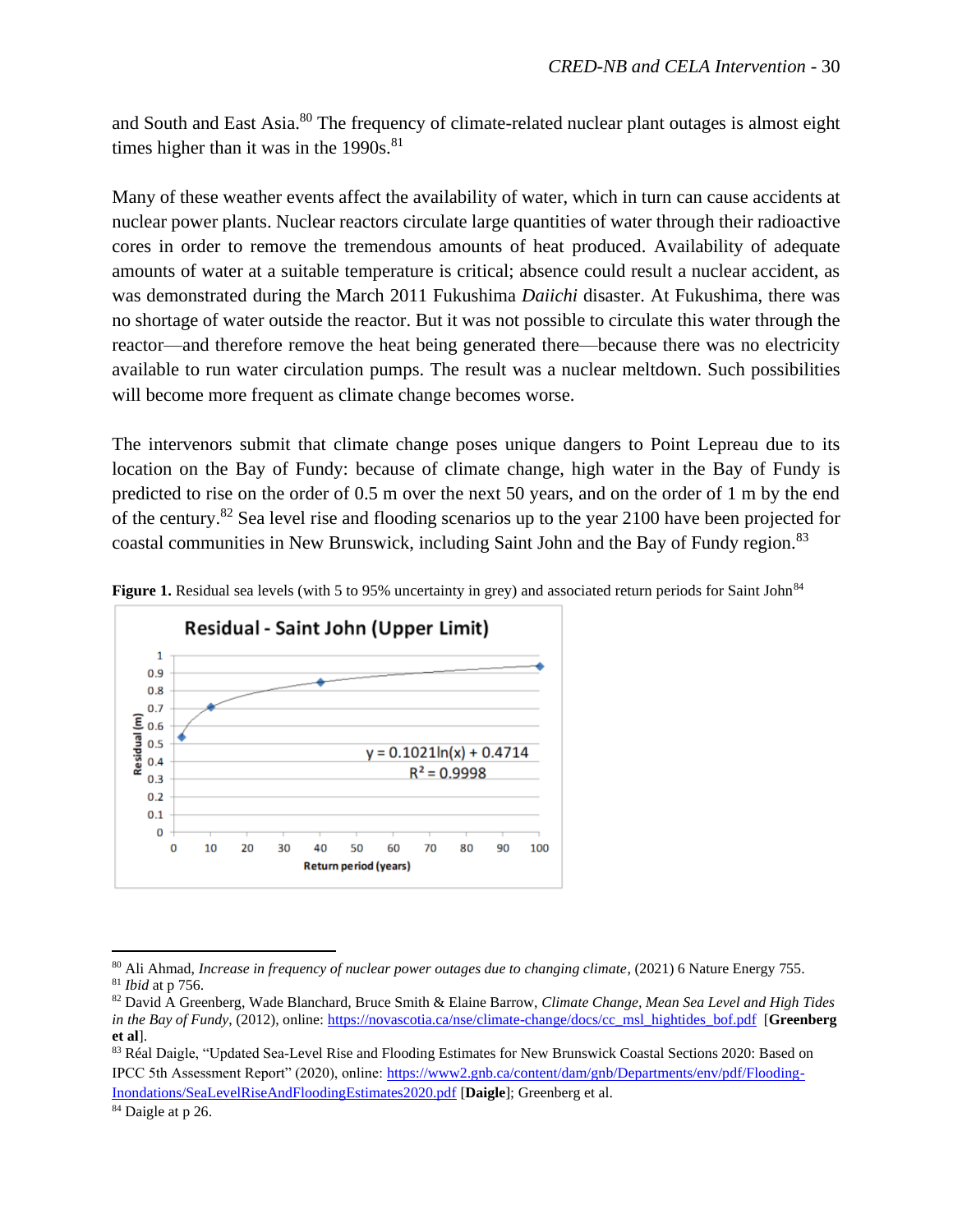and South and East Asia.[80] The frequency of climate-related nuclear plant outages is almost eight times higher than it was in the 1990s.[81]

Many of these weather events affect the availability of water, which in turn can cause accidents at nuclear power plants. Nuclear reactors circulate large quantities of water through their radioactive cores in order to remove the tremendous amounts of heat produced. Availability of adequate amounts of water at a suitable temperature is critical; absence could result a nuclear accident, as was demonstrated during the March 2011 Fukushima *Daiichi* disaster. At Fukushima, there was no shortage of water outside the reactor. But it was not possible to circulate this water through the reactor—and therefore remove the heat being generated there—because there was no electricity available to run water circulation pumps. The result was a nuclear meltdown. Such possibilities will become more frequent as climate change becomes worse.

The intervenors submit that climate change poses unique dangers to Point Lepreau due to its location on the Bay of Fundy: because of climate change, high water in the Bay of Fundy is predicted to rise on the order of 0.5 m over the next 50 years, and on the order of 1 m by the end of the century.[82] Sea level rise and flooding scenarios up to the year 2100 have been projected for coastal communities in New Brunswick, including Saint John and the Bay of Fundy region.[83]

**Figure 1.** Residual sea levels (with 5 to 95% uncertainty in grey) and associated return periods for Saint John[84]

---

[80] Ali Ahmad, *Increase in frequency of nuclear power outages due to changing climate*, (2021) 6 Nature Energy 755.

[81] *Ibid* at p 756.

[82] David A Greenberg, Wade Blanchard, Bruce Smith & Elaine Barrow, *Climate Change, Mean Sea Level and High Tides in the Bay of Fundy*, (2012), online: https://novascotia.ca/nse/climate-change/docs/cc_msl_hightides_bof.pdf [**Greenberg et al**].

[83] Réal Daigle, "Updated Sea-Level Rise and Flooding Estimates for New Brunswick Coastal Sections 2020: Based on IPCC 5th Assessment Report" (2020), online: https://www2.gnb.ca/content/dam/gnb/Departments/env/pdf/Flooding-Inondations/SeaLevelRiseAndFloodingEstimates2020.pdf [**Daigle**]; Greenberg et al.

[84] Daigle at p 26.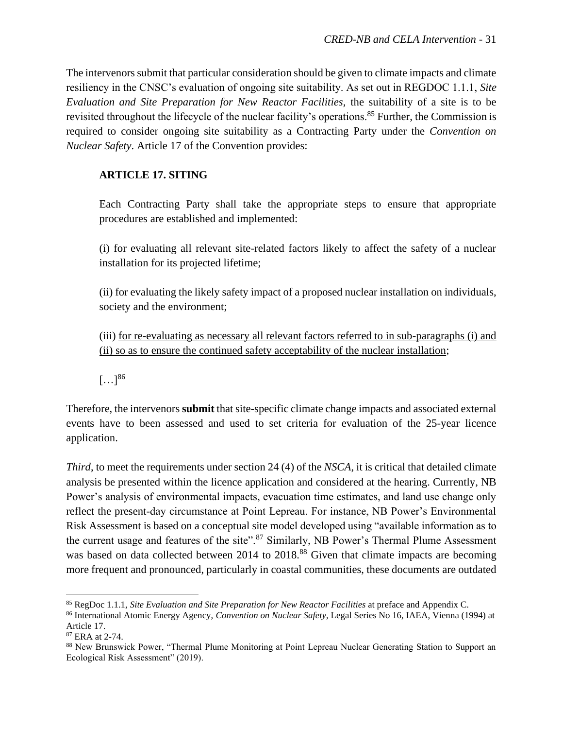The intervenors submit that particular consideration should be given to climate impacts and climate resiliency in the CNSC's evaluation of ongoing site suitability. As set out in REGDOC 1.1.1, *Site Evaluation and Site Preparation for New Reactor Facilities,* the suitability of a site is to be revisited throughout the lifecycle of the nuclear facility's operations.[85] Further, the Commission is required to consider ongoing site suitability as a Contracting Party under the *Convention on Nuclear Safety*. Article 17 of the Convention provides:

> **ARTICLE 17. SITING**
>
> Each Contracting Party shall take the appropriate steps to ensure that appropriate procedures are established and implemented:
>
> (i) for evaluating all relevant site-related factors likely to affect the safety of a nuclear installation for its projected lifetime;
>
> (ii) for evaluating the likely safety impact of a proposed nuclear installation on individuals, society and the environment;
>
> (iii) <u>for re-evaluating as necessary all relevant factors referred to in sub-paragraphs (i) and (ii) so as to ensure the continued safety acceptability of the nuclear installation</u>;
>
> […][86]

Therefore, the intervenors **submit** that site-specific climate change impacts and associated external events have to been assessed and used to set criteria for evaluation of the 25-year licence application.

*Third*, to meet the requirements under section 24 (4) of the *NSCA*, it is critical that detailed climate analysis be presented within the licence application and considered at the hearing. Currently, NB Power's analysis of environmental impacts, evacuation time estimates, and land use change only reflect the present-day circumstance at Point Lepreau. For instance, NB Power's Environmental Risk Assessment is based on a conceptual site model developed using "available information as to the current usage and features of the site".[87] Similarly, NB Power's Thermal Plume Assessment was based on data collected between 2014 to 2018.[88] Given that climate impacts are becoming more frequent and pronounced, particularly in coastal communities, these documents are outdated

---

[85] RegDoc 1.1.1, *Site Evaluation and Site Preparation for New Reactor Facilities* at preface and Appendix C.

[86] International Atomic Energy Agency, *Convention on Nuclear Safety*, Legal Series No 16, IAEA, Vienna (1994) at Article 17.

[87] ERA at 2-74.

[88] New Brunswick Power, "Thermal Plume Monitoring at Point Lepreau Nuclear Generating Station to Support an Ecological Risk Assessment" (2019).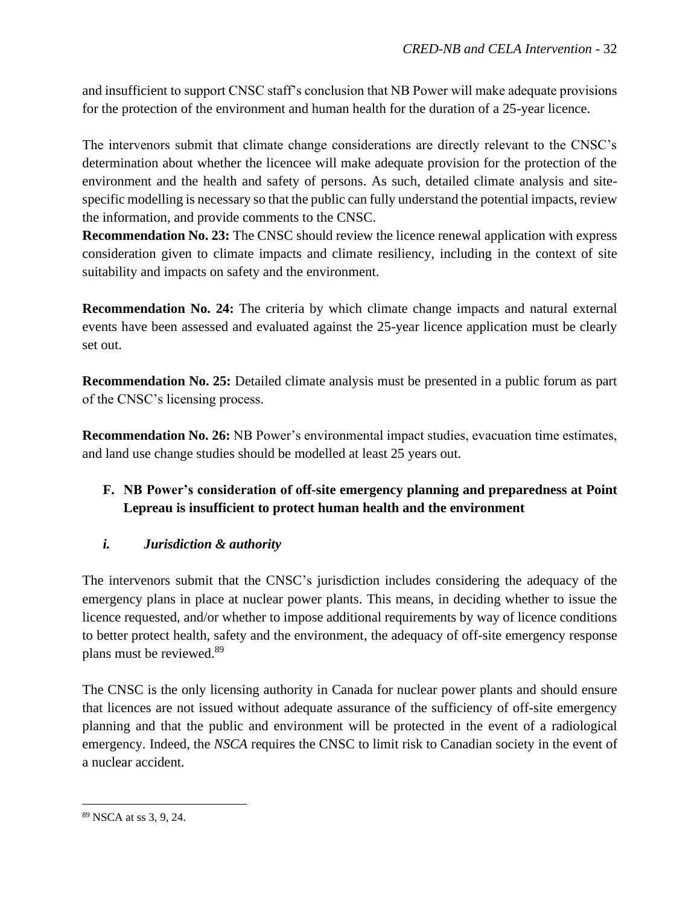and insufficient to support CNSC staff's conclusion that NB Power will make adequate provisions for the protection of the environment and human health for the duration of a 25-year licence.

The intervenors submit that climate change considerations are directly relevant to the CNSC's determination about whether the licencee will make adequate provision for the protection of the environment and the health and safety of persons. As such, detailed climate analysis and site-specific modelling is necessary so that the public can fully understand the potential impacts, review the information, and provide comments to the CNSC.

**Recommendation No. 23:** The CNSC should review the licence renewal application with express consideration given to climate impacts and climate resiliency, including in the context of site suitability and impacts on safety and the environment.

**Recommendation No. 24:** The criteria by which climate change impacts and natural external events have been assessed and evaluated against the 25-year licence application must be clearly set out.

**Recommendation No. 25:** Detailed climate analysis must be presented in a public forum as part of the CNSC's licensing process.

**Recommendation No. 26:** NB Power's environmental impact studies, evacuation time estimates, and land use change studies should be modelled at least 25 years out.

### F. NB Power's consideration of off-site emergency planning and preparedness at Point Lepreau is insufficient to protect human health and the environment

#### *i. Jurisdiction & authority*

The intervenors submit that the CNSC's jurisdiction includes considering the adequacy of the emergency plans in place at nuclear power plants. This means, in deciding whether to issue the licence requested, and/or whether to impose additional requirements by way of licence conditions to better protect health, safety and the environment, the adequacy of off-site emergency response plans must be reviewed.[89]

The CNSC is the only licensing authority in Canada for nuclear power plants and should ensure that licences are not issued without adequate assurance of the sufficiency of off-site emergency planning and that the public and environment will be protected in the event of a radiological emergency. Indeed, the *NSCA* requires the CNSC to limit risk to Canadian society in the event of a nuclear accident.

[89] NSCA at ss 3, 9, 24.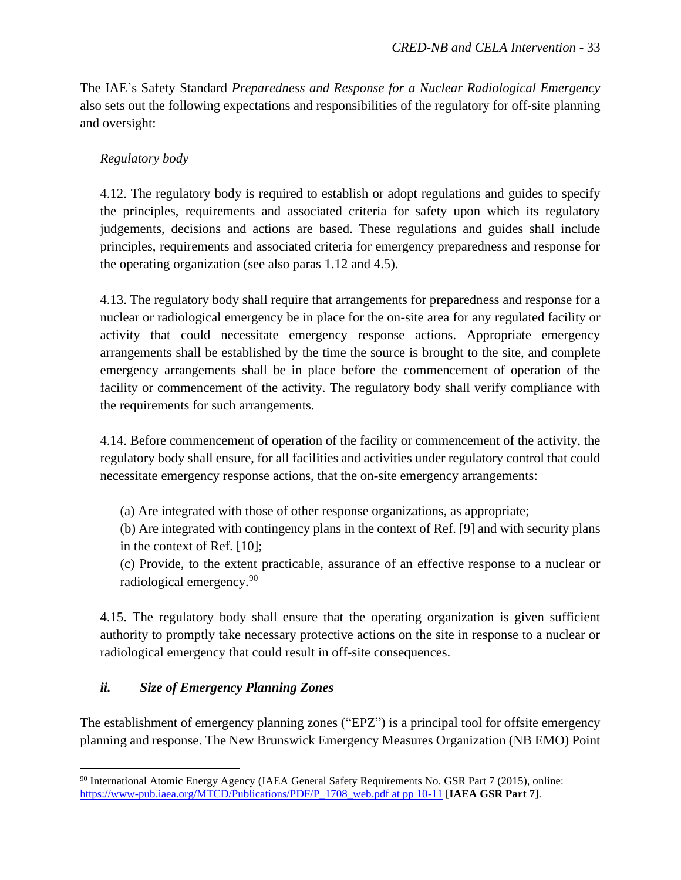The IAE's Safety Standard *Preparedness and Response for a Nuclear Radiological Emergency* also sets out the following expectations and responsibilities of the regulatory for off-site planning and oversight:

> *Regulatory body*
>
> 4.12. The regulatory body is required to establish or adopt regulations and guides to specify the principles, requirements and associated criteria for safety upon which its regulatory judgements, decisions and actions are based. These regulations and guides shall include principles, requirements and associated criteria for emergency preparedness and response for the operating organization (see also paras 1.12 and 4.5).
>
> 4.13. The regulatory body shall require that arrangements for preparedness and response for a nuclear or radiological emergency be in place for the on-site area for any regulated facility or activity that could necessitate emergency response actions. Appropriate emergency arrangements shall be established by the time the source is brought to the site, and complete emergency arrangements shall be in place before the commencement of operation of the facility or commencement of the activity. The regulatory body shall verify compliance with the requirements for such arrangements.
>
> 4.14. Before commencement of operation of the facility or commencement of the activity, the regulatory body shall ensure, for all facilities and activities under regulatory control that could necessitate emergency response actions, that the on-site emergency arrangements:
>
> (a) Are integrated with those of other response organizations, as appropriate;
> (b) Are integrated with contingency plans in the context of Ref. [9] and with security plans in the context of Ref. [10];
> (c) Provide, to the extent practicable, assurance of an effective response to a nuclear or radiological emergency.[90]
>
> 4.15. The regulatory body shall ensure that the operating organization is given sufficient authority to promptly take necessary protective actions on the site in response to a nuclear or radiological emergency that could result in off-site consequences.

### *ii. Size of Emergency Planning Zones*

The establishment of emergency planning zones ("EPZ") is a principal tool for offsite emergency planning and response. The New Brunswick Emergency Measures Organization (NB EMO) Point

---

[90] International Atomic Energy Agency (IAEA General Safety Requirements No. GSR Part 7 (2015), online: https://www-pub.iaea.org/MTCD/Publications/PDF/P_1708_web.pdf at pp 10-11 [**IAEA GSR Part 7**].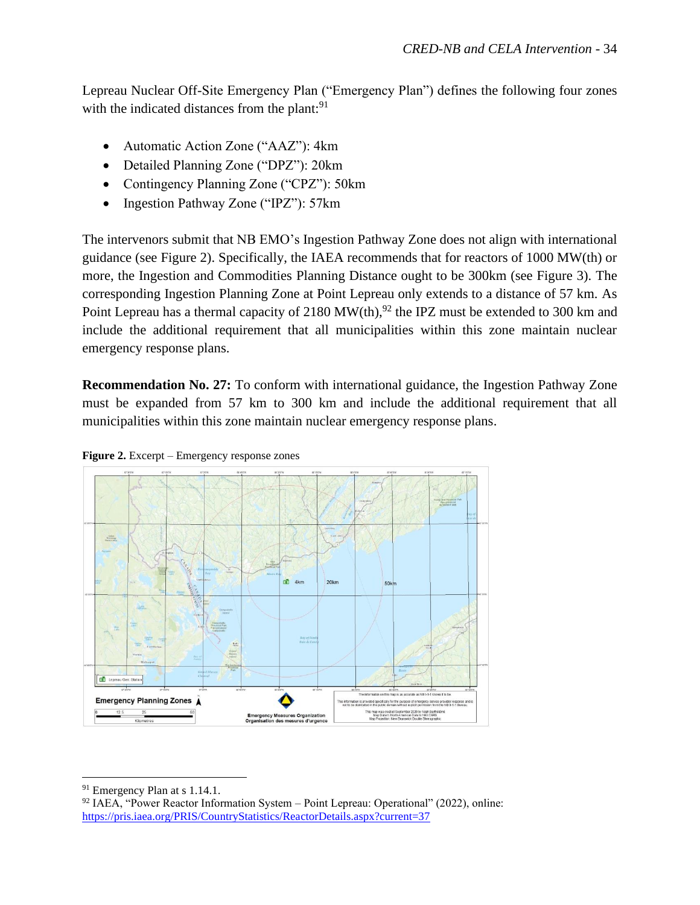Lepreau Nuclear Off-Site Emergency Plan ("Emergency Plan") defines the following four zones with the indicated distances from the plant:[91]

- Automatic Action Zone ("AAZ"): 4km
- Detailed Planning Zone ("DPZ"): 20km
- Contingency Planning Zone ("CPZ"): 50km
- Ingestion Pathway Zone ("IPZ"): 57km

The intervenors submit that NB EMO's Ingestion Pathway Zone does not align with international guidance (see Figure 2). Specifically, the IAEA recommends that for reactors of 1000 MW(th) or more, the Ingestion and Commodities Planning Distance ought to be 300km (see Figure 3). The corresponding Ingestion Planning Zone at Point Lepreau only extends to a distance of 57 km. As Point Lepreau has a thermal capacity of 2180 MW(th),[92] the IPZ must be extended to 300 km and include the additional requirement that all municipalities within this zone maintain nuclear emergency response plans.

**Recommendation No. 27:** To conform with international guidance, the Ingestion Pathway Zone must be expanded from 57 km to 300 km and include the additional requirement that all municipalities within this zone maintain nuclear emergency response plans.

**Figure 2.** Excerpt – Emergency response zones

---

[91] Emergency Plan at s 1.14.1.

[92] IAEA, "Power Reactor Information System – Point Lepreau: Operational" (2022), online: https://pris.iaea.org/PRIS/CountryStatistics/ReactorDetails.aspx?current=37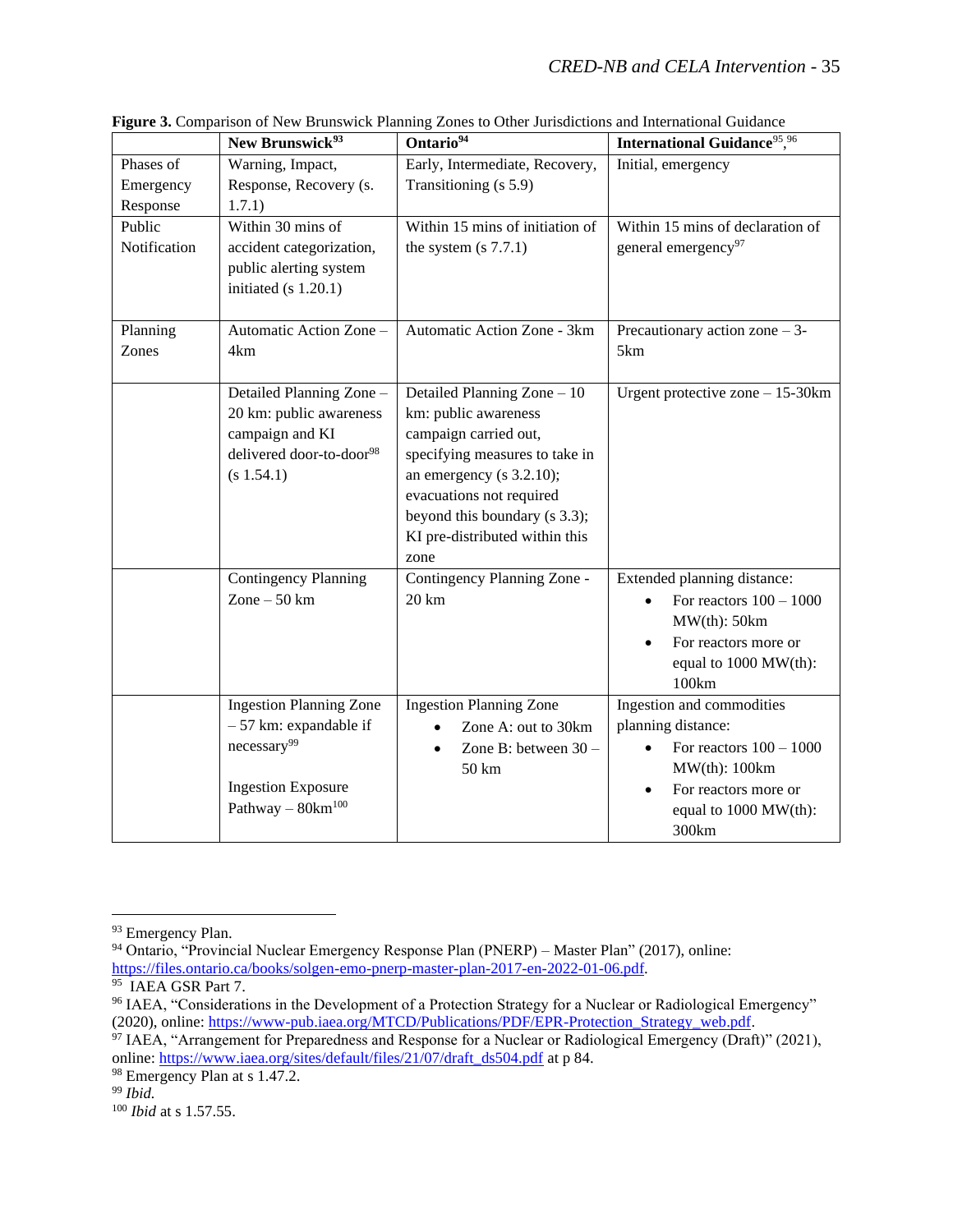**Figure 3.** Comparison of New Brunswick Planning Zones to Other Jurisdictions and International Guidance

| | New Brunswick[93] | Ontario[94] | International Guidance[95],[96] |
|---|---|---|---|
| Phases of Emergency Response | Warning, Impact, Response, Recovery (s. 1.7.1) | Early, Intermediate, Recovery, Transitioning (s 5.9) | Initial, emergency |
| Public Notification | Within 30 mins of accident categorization, public alerting system initiated (s 1.20.1) | Within 15 mins of initiation of the system (s 7.7.1) | Within 15 mins of declaration of general emergency[97] |
| Planning Zones | Automatic Action Zone – 4km | Automatic Action Zone - 3km | Precautionary action zone – 3-5km |
| | Detailed Planning Zone – 20 km: public awareness campaign and KI delivered door-to-door[98] (s 1.54.1) | Detailed Planning Zone – 10 km: public awareness campaign carried out, specifying measures to take in an emergency (s 3.2.10); evacuations not required beyond this boundary (s 3.3); KI pre-distributed within this zone | Urgent protective zone – 15-30km |
| | Contingency Planning Zone – 50 km | Contingency Planning Zone - 20 km | Extended planning distance: <br>• For reactors 100 – 1000 MW(th): 50km <br>• For reactors more or equal to 1000 MW(th): 100km |
| | Ingestion Planning Zone – 57 km: expandable if necessary[99] <br><br>Ingestion Exposure Pathway – 80km[100] | Ingestion Planning Zone <br>• Zone A: out to 30km <br>• Zone B: between 30 – 50 km | Ingestion and commodities planning distance: <br>• For reactors 100 – 1000 MW(th): 100km <br>• For reactors more or equal to 1000 MW(th): 300km |

---

[93] Emergency Plan.

[94] Ontario, "Provincial Nuclear Emergency Response Plan (PNERP) – Master Plan" (2017), online: https://files.ontario.ca/books/solgen-emo-pnerp-master-plan-2017-en-2022-01-06.pdf.

[95] IAEA GSR Part 7.

[96] IAEA, "Considerations in the Development of a Protection Strategy for a Nuclear or Radiological Emergency" (2020), online: https://www-pub.iaea.org/MTCD/Publications/PDF/EPR-Protection_Strategy_web.pdf.

[97] IAEA, "Arrangement for Preparedness and Response for a Nuclear or Radiological Emergency (Draft)" (2021), online: https://www.iaea.org/sites/default/files/21/07/draft_ds504.pdf at p 84.

[98] Emergency Plan at s 1.47.2.

[99] *Ibid.*

[100] *Ibid* at s 1.57.55.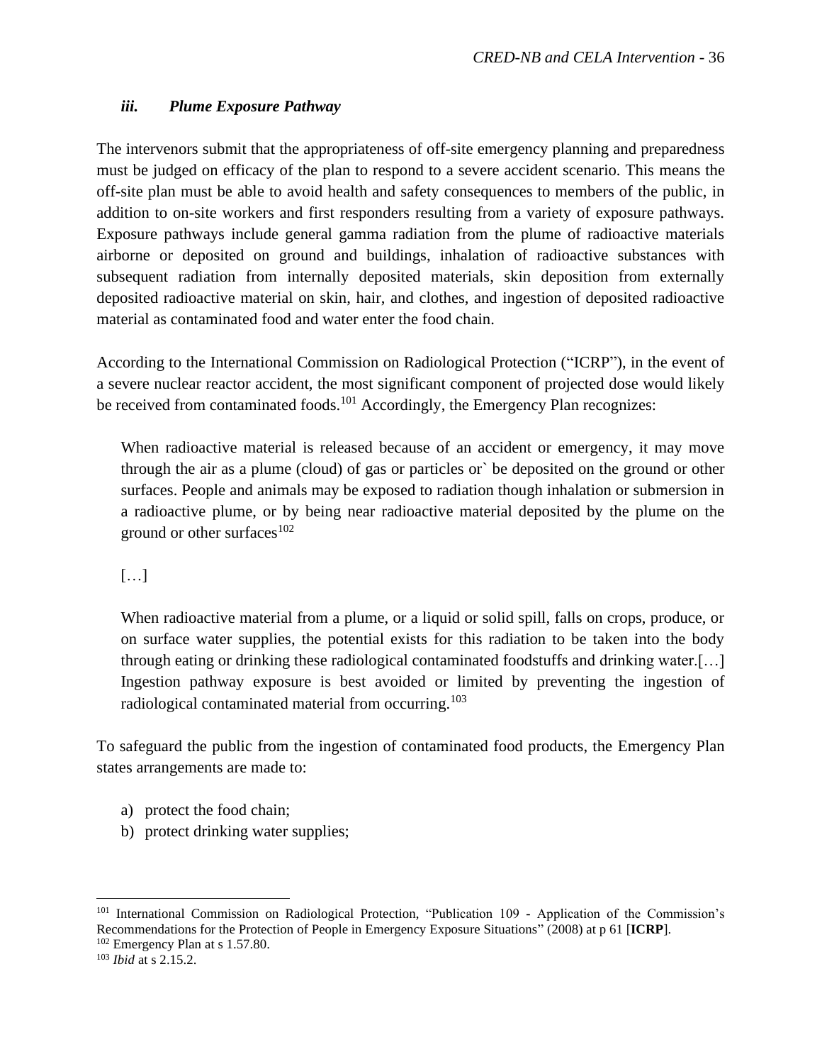### *iii. Plume Exposure Pathway*

The intervenors submit that the appropriateness of off-site emergency planning and preparedness must be judged on efficacy of the plan to respond to a severe accident scenario. This means the off-site plan must be able to avoid health and safety consequences to members of the public, in addition to on-site workers and first responders resulting from a variety of exposure pathways. Exposure pathways include general gamma radiation from the plume of radioactive materials airborne or deposited on ground and buildings, inhalation of radioactive substances with subsequent radiation from internally deposited materials, skin deposition from externally deposited radioactive material on skin, hair, and clothes, and ingestion of deposited radioactive material as contaminated food and water enter the food chain.

According to the International Commission on Radiological Protection ("ICRP"), in the event of a severe nuclear reactor accident, the most significant component of projected dose would likely be received from contaminated foods.[101] Accordingly, the Emergency Plan recognizes:

> When radioactive material is released because of an accident or emergency, it may move through the air as a plume (cloud) of gas or particles or` be deposited on the ground or other surfaces. People and animals may be exposed to radiation though inhalation or submersion in a radioactive plume, or by being near radioactive material deposited by the plume on the ground or other surfaces[102]
>
> […]
>
> When radioactive material from a plume, or a liquid or solid spill, falls on crops, produce, or on surface water supplies, the potential exists for this radiation to be taken into the body through eating or drinking these radiological contaminated foodstuffs and drinking water.[…] Ingestion pathway exposure is best avoided or limited by preventing the ingestion of radiological contaminated material from occurring.[103]

To safeguard the public from the ingestion of contaminated food products, the Emergency Plan states arrangements are made to:

a) protect the food chain;
b) protect drinking water supplies;

---

[101] International Commission on Radiological Protection, "Publication 109 - Application of the Commission's Recommendations for the Protection of People in Emergency Exposure Situations" (2008) at p 61 [**ICRP**].
[102] Emergency Plan at s 1.57.80.
[103] *Ibid* at s 2.15.2.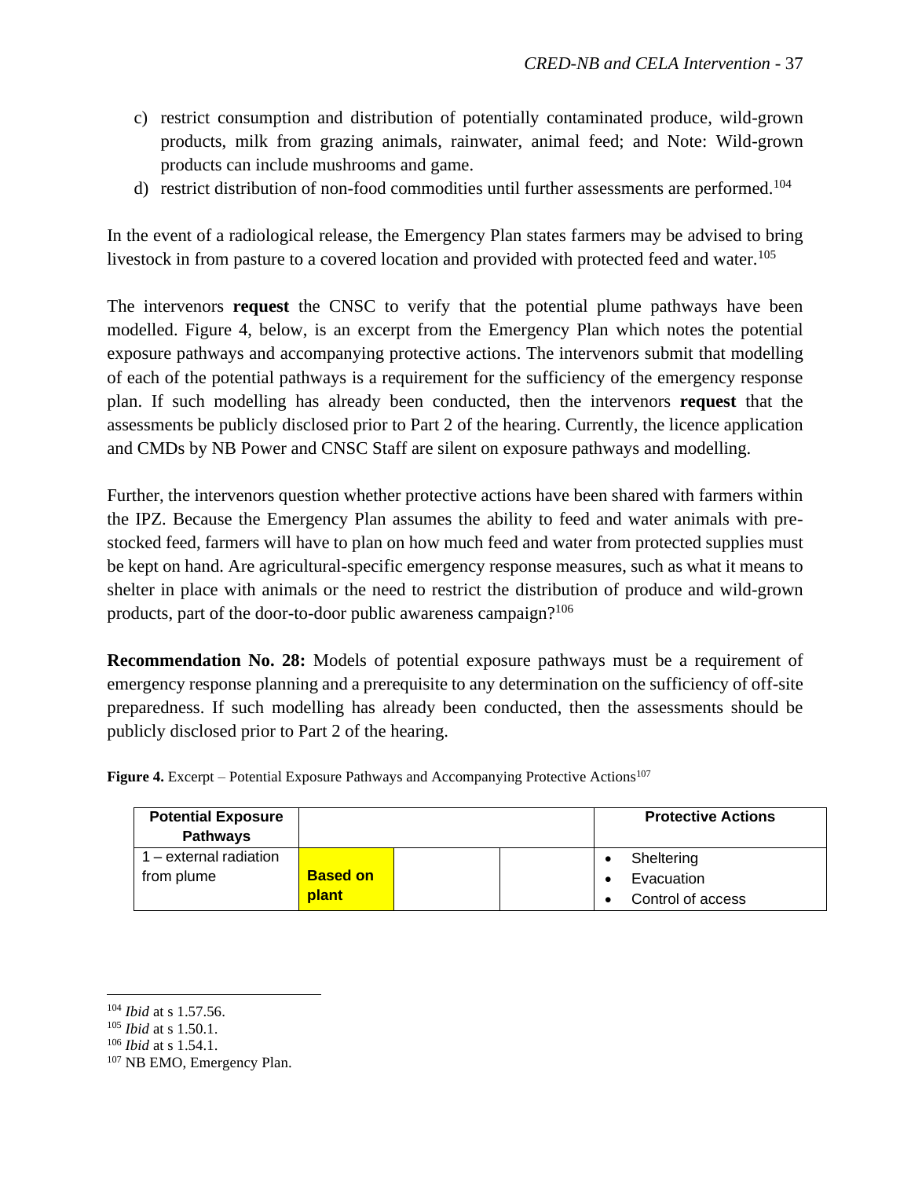c) restrict consumption and distribution of potentially contaminated produce, wild-grown products, milk from grazing animals, rainwater, animal feed; and Note: Wild-grown products can include mushrooms and game.

d) restrict distribution of non-food commodities until further assessments are performed.[104]

In the event of a radiological release, the Emergency Plan states farmers may be advised to bring livestock in from pasture to a covered location and provided with protected feed and water.[105]

The intervenors **request** the CNSC to verify that the potential plume pathways have been modelled. Figure 4, below, is an excerpt from the Emergency Plan which notes the potential exposure pathways and accompanying protective actions. The intervenors submit that modelling of each of the potential pathways is a requirement for the sufficiency of the emergency response plan. If such modelling has already been conducted, then the intervenors **request** that the assessments be publicly disclosed prior to Part 2 of the hearing. Currently, the licence application and CMDs by NB Power and CNSC Staff are silent on exposure pathways and modelling.

Further, the intervenors question whether protective actions have been shared with farmers within the IPZ. Because the Emergency Plan assumes the ability to feed and water animals with pre-stocked feed, farmers will have to plan on how much feed and water from protected supplies must be kept on hand. Are agricultural-specific emergency response measures, such as what it means to shelter in place with animals or the need to restrict the distribution of produce and wild-grown products, part of the door-to-door public awareness campaign?[106]

**Recommendation No. 28:** Models of potential exposure pathways must be a requirement of emergency response planning and a prerequisite to any determination on the sufficiency of off-site preparedness. If such modelling has already been conducted, then the assessments should be publicly disclosed prior to Part 2 of the hearing.

**Figure 4.** Excerpt – Potential Exposure Pathways and Accompanying Protective Actions[107]

| Potential Exposure Pathways | | | | Protective Actions |
|---|---|---|---|---|
| 1 – external radiation from plume | **Based on plant** | | | • Sheltering<br>• Evacuation<br>• Control of access |

[104] *Ibid* at s 1.57.56.

[105] *Ibid* at s 1.50.1.

[106] *Ibid* at s 1.54.1.

[107] NB EMO, Emergency Plan.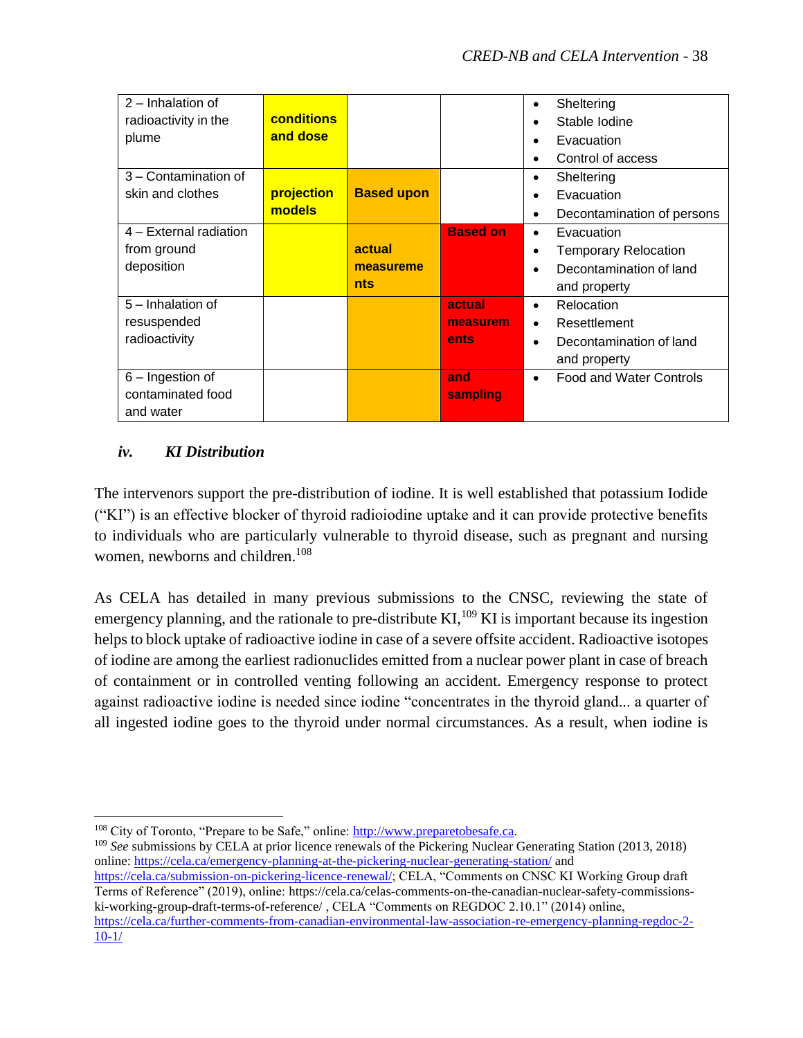| 2 – Inhalation of radioactivity in the plume | **conditions and dose** | | | • Sheltering<br>• Stable Iodine<br>• Evacuation<br>• Control of access |
|---|---|---|---|---|
| 3 – Contamination of skin and clothes | **projection models** | **Based upon** | | • Sheltering<br>• Evacuation<br>• Decontamination of persons |
| 4 – External radiation from ground deposition | | **actual measurements** | **Based on** | • Evacuation<br>• Temporary Relocation<br>• Decontamination of land and property |
| 5 – Inhalation of resuspended radioactivity | | | **actual measurements** | • Relocation<br>• Resettlement<br>• Decontamination of land and property |
| 6 – Ingestion of contaminated food and water | | | **and sampling** | • Food and Water Controls |

### *iv. KI Distribution*

The intervenors support the pre-distribution of iodine. It is well established that potassium Iodide ("KI") is an effective blocker of thyroid radioiodine uptake and it can provide protective benefits to individuals who are particularly vulnerable to thyroid disease, such as pregnant and nursing women, newborns and children.[108]

As CELA has detailed in many previous submissions to the CNSC, reviewing the state of emergency planning, and the rationale to pre-distribute KI,[109] KI is important because its ingestion helps to block uptake of radioactive iodine in case of a severe offsite accident. Radioactive isotopes of iodine are among the earliest radionuclides emitted from a nuclear power plant in case of breach of containment or in controlled venting following an accident. Emergency response to protect against radioactive iodine is needed since iodine "concentrates in the thyroid gland... a quarter of all ingested iodine goes to the thyroid under normal circumstances. As a result, when iodine is

---

[108] City of Toronto, "Prepare to be Safe," online: http://www.preparetobesafe.ca.

[109] *See* submissions by CELA at prior licence renewals of the Pickering Nuclear Generating Station (2013, 2018) online: https://cela.ca/emergency-planning-at-the-pickering-nuclear-generating-station/ and https://cela.ca/submission-on-pickering-licence-renewal/; CELA, "Comments on CNSC KI Working Group draft Terms of Reference" (2019), online: https://cela.ca/celas-comments-on-the-canadian-nuclear-safety-commissions-ki-working-group-draft-terms-of-reference/ , CELA "Comments on REGDOC 2.10.1" (2014) online, https://cela.ca/further-comments-from-canadian-environmental-law-association-re-emergency-planning-regdoc-2-10-1/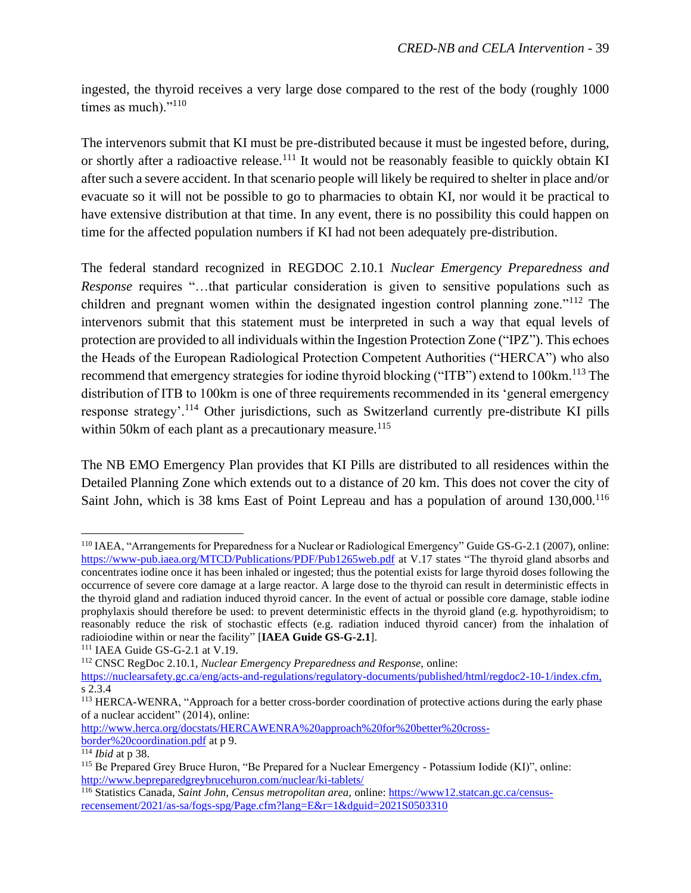ingested, the thyroid receives a very large dose compared to the rest of the body (roughly 1000 times as much)."[110]

The intervenors submit that KI must be pre-distributed because it must be ingested before, during, or shortly after a radioactive release.[111] It would not be reasonably feasible to quickly obtain KI after such a severe accident. In that scenario people will likely be required to shelter in place and/or evacuate so it will not be possible to go to pharmacies to obtain KI, nor would it be practical to have extensive distribution at that time. In any event, there is no possibility this could happen on time for the affected population numbers if KI had not been adequately pre-distribution.

The federal standard recognized in REGDOC 2.10.1 *Nuclear Emergency Preparedness and Response* requires "…that particular consideration is given to sensitive populations such as children and pregnant women within the designated ingestion control planning zone."[112] The intervenors submit that this statement must be interpreted in such a way that equal levels of protection are provided to all individuals within the Ingestion Protection Zone ("IPZ"). This echoes the Heads of the European Radiological Protection Competent Authorities ("HERCA") who also recommend that emergency strategies for iodine thyroid blocking ("ITB") extend to 100km.[113] The distribution of ITB to 100km is one of three requirements recommended in its 'general emergency response strategy'.[114] Other jurisdictions, such as Switzerland currently pre-distribute KI pills within 50km of each plant as a precautionary measure.[115]

The NB EMO Emergency Plan provides that KI Pills are distributed to all residences within the Detailed Planning Zone which extends out to a distance of 20 km. This does not cover the city of Saint John, which is 38 kms East of Point Lepreau and has a population of around 130,000.[116]

---

[110] IAEA, "Arrangements for Preparedness for a Nuclear or Radiological Emergency" Guide GS-G-2.1 (2007), online: https://www-pub.iaea.org/MTCD/Publications/PDF/Pub1265web.pdf at V.17 states "The thyroid gland absorbs and concentrates iodine once it has been inhaled or ingested; thus the potential exists for large thyroid doses following the occurrence of severe core damage at a large reactor. A large dose to the thyroid can result in deterministic effects in the thyroid gland and radiation induced thyroid cancer. In the event of actual or possible core damage, stable iodine prophylaxis should therefore be used: to prevent deterministic effects in the thyroid gland (e.g. hypothyroidism; to reasonably reduce the risk of stochastic effects (e.g. radiation induced thyroid cancer) from the inhalation of radioiodine within or near the facility" [**IAEA Guide GS-G-2.1**].

[111] IAEA Guide GS-G-2.1 at V.19.

[112] CNSC RegDoc 2.10.1, *Nuclear Emergency Preparedness and Response,* online: https://nuclearsafety.gc.ca/eng/acts-and-regulations/regulatory-documents/published/html/regdoc2-10-1/index.cfm, s 2.3.4

[113] HERCA-WENRA, "Approach for a better cross-border coordination of protective actions during the early phase of a nuclear accident" (2014), online: http://www.herca.org/docstats/HERCAWENRA%20approach%20for%20better%20cross-border%20coordination.pdf at p 9.

[114] *Ibid* at p 38.

[115] Be Prepared Grey Bruce Huron, "Be Prepared for a Nuclear Emergency - Potassium Iodide (KI)", online: http://www.bepreparedgreybrucehuron.com/nuclear/ki-tablets/

[116] Statistics Canada, *Saint John, Census metropolitan area,* online: https://www12.statcan.gc.ca/census-recensement/2021/as-sa/fogs-spg/Page.cfm?lang=E&r=1&dguid=2021S0503310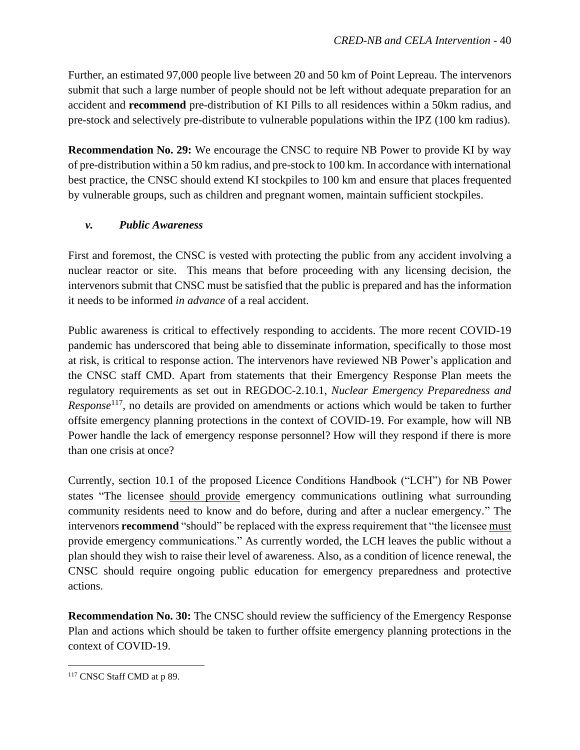Further, an estimated 97,000 people live between 20 and 50 km of Point Lepreau. The intervenors submit that such a large number of people should not be left without adequate preparation for an accident and **recommend** pre-distribution of KI Pills to all residences within a 50km radius, and pre-stock and selectively pre-distribute to vulnerable populations within the IPZ (100 km radius).

**Recommendation No. 29:** We encourage the CNSC to require NB Power to provide KI by way of pre-distribution within a 50 km radius, and pre-stock to 100 km. In accordance with international best practice, the CNSC should extend KI stockpiles to 100 km and ensure that places frequented by vulnerable groups, such as children and pregnant women, maintain sufficient stockpiles.

### *v. Public Awareness*

First and foremost, the CNSC is vested with protecting the public from any accident involving a nuclear reactor or site. This means that before proceeding with any licensing decision, the intervenors submit that CNSC must be satisfied that the public is prepared and has the information it needs to be informed *in advance* of a real accident.

Public awareness is critical to effectively responding to accidents. The more recent COVID-19 pandemic has underscored that being able to disseminate information, specifically to those most at risk, is critical to response action. The intervenors have reviewed NB Power's application and the CNSC staff CMD. Apart from statements that their Emergency Response Plan meets the regulatory requirements as set out in REGDOC-2.10.1, *Nuclear Emergency Preparedness and Response*[117], no details are provided on amendments or actions which would be taken to further offsite emergency planning protections in the context of COVID-19. For example, how will NB Power handle the lack of emergency response personnel? How will they respond if there is more than one crisis at once?

Currently, section 10.1 of the proposed Licence Conditions Handbook ("LCH") for NB Power states "The licensee <u>should provide</u> emergency communications outlining what surrounding community residents need to know and do before, during and after a nuclear emergency." The intervenors **recommend** "should" be replaced with the express requirement that "the licensee <u>must</u> provide emergency communications." As currently worded, the LCH leaves the public without a plan should they wish to raise their level of awareness. Also, as a condition of licence renewal, the CNSC should require ongoing public education for emergency preparedness and protective actions.

**Recommendation No. 30:** The CNSC should review the sufficiency of the Emergency Response Plan and actions which should be taken to further offsite emergency planning protections in the context of COVID-19.

---

[117] CNSC Staff CMD at p 89.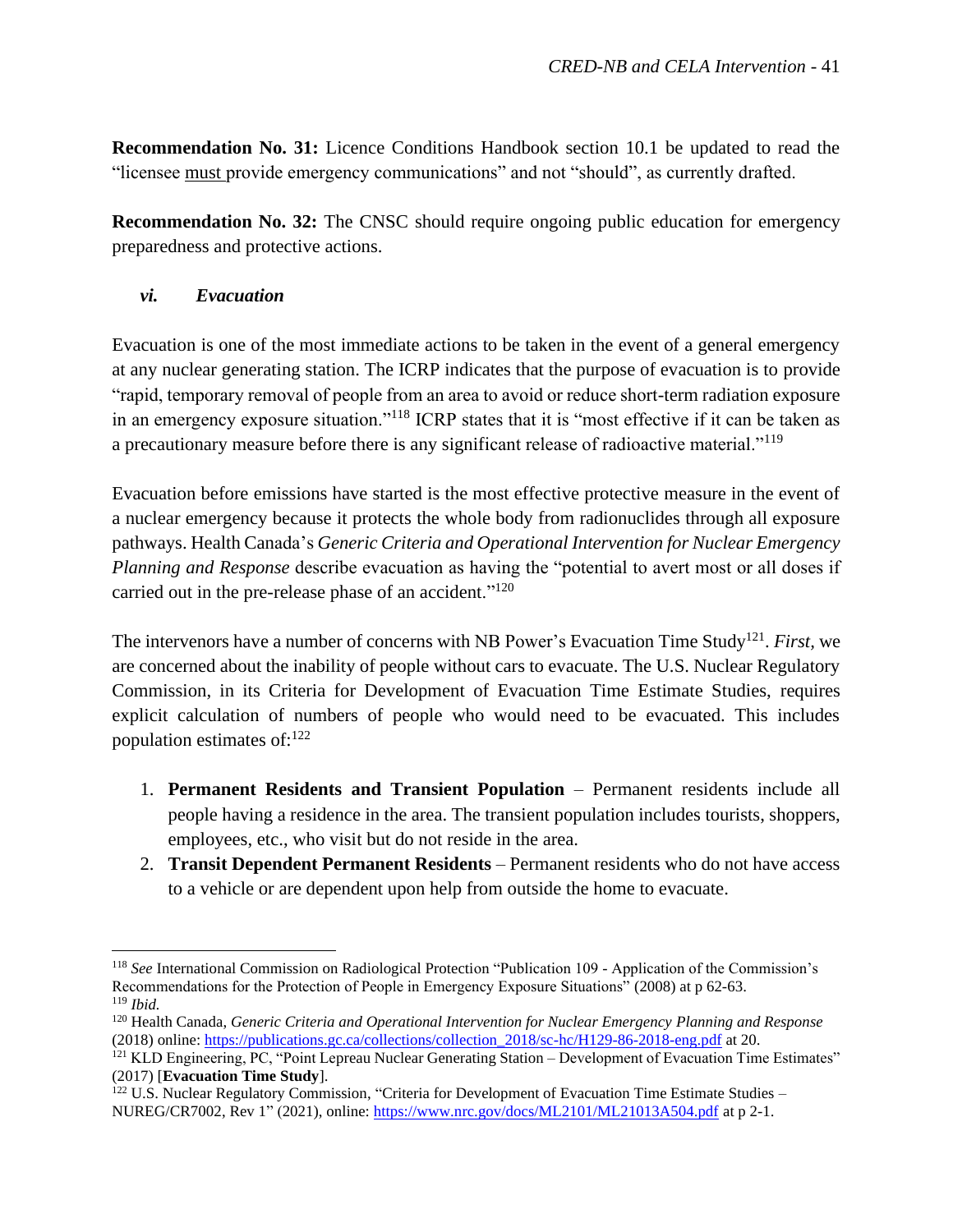**Recommendation No. 31:** Licence Conditions Handbook section 10.1 be updated to read the "licensee must provide emergency communications" and not "should", as currently drafted.

**Recommendation No. 32:** The CNSC should require ongoing public education for emergency preparedness and protective actions.

### *vi. Evacuation*

Evacuation is one of the most immediate actions to be taken in the event of a general emergency at any nuclear generating station. The ICRP indicates that the purpose of evacuation is to provide "rapid, temporary removal of people from an area to avoid or reduce short-term radiation exposure in an emergency exposure situation."[118] ICRP states that it is "most effective if it can be taken as a precautionary measure before there is any significant release of radioactive material."[119]

Evacuation before emissions have started is the most effective protective measure in the event of a nuclear emergency because it protects the whole body from radionuclides through all exposure pathways. Health Canada's *Generic Criteria and Operational Intervention for Nuclear Emergency Planning and Response* describe evacuation as having the "potential to avert most or all doses if carried out in the pre-release phase of an accident."[120]

The intervenors have a number of concerns with NB Power's Evacuation Time Study[121]. *First*, we are concerned about the inability of people without cars to evacuate. The U.S. Nuclear Regulatory Commission, in its Criteria for Development of Evacuation Time Estimate Studies, requires explicit calculation of numbers of people who would need to be evacuated. This includes population estimates of:[122]

1. **Permanent Residents and Transient Population** – Permanent residents include all people having a residence in the area. The transient population includes tourists, shoppers, employees, etc., who visit but do not reside in the area.
2. **Transit Dependent Permanent Residents** – Permanent residents who do not have access to a vehicle or are dependent upon help from outside the home to evacuate.

---

[118] *See* International Commission on Radiological Protection "Publication 109 - Application of the Commission's Recommendations for the Protection of People in Emergency Exposure Situations" (2008) at p 62-63.

[119] *Ibid.*

[120] Health Canada, *Generic Criteria and Operational Intervention for Nuclear Emergency Planning and Response* (2018) online: https://publications.gc.ca/collections/collection_2018/sc-hc/H129-86-2018-eng.pdf at 20.

[121] KLD Engineering, PC, "Point Lepreau Nuclear Generating Station – Development of Evacuation Time Estimates" (2017) [**Evacuation Time Study**].

[122] U.S. Nuclear Regulatory Commission, "Criteria for Development of Evacuation Time Estimate Studies – NUREG/CR7002, Rev 1" (2021), online: https://www.nrc.gov/docs/ML2101/ML21013A504.pdf at p 2-1.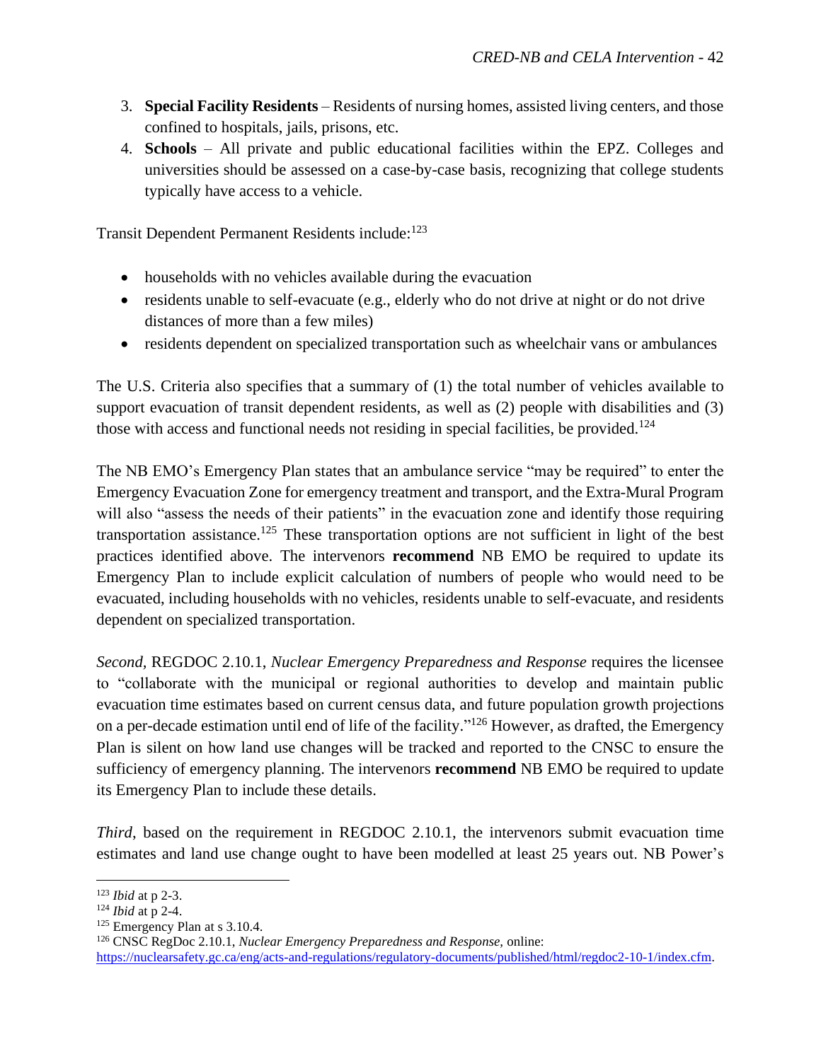3. **Special Facility Residents** – Residents of nursing homes, assisted living centers, and those confined to hospitals, jails, prisons, etc.
4. **Schools** – All private and public educational facilities within the EPZ. Colleges and universities should be assessed on a case-by-case basis, recognizing that college students typically have access to a vehicle.

Transit Dependent Permanent Residents include:[123]

- households with no vehicles available during the evacuation
- residents unable to self-evacuate (e.g., elderly who do not drive at night or do not drive distances of more than a few miles)
- residents dependent on specialized transportation such as wheelchair vans or ambulances

The U.S. Criteria also specifies that a summary of (1) the total number of vehicles available to support evacuation of transit dependent residents, as well as (2) people with disabilities and (3) those with access and functional needs not residing in special facilities, be provided.[124]

The NB EMO's Emergency Plan states that an ambulance service "may be required" to enter the Emergency Evacuation Zone for emergency treatment and transport, and the Extra-Mural Program will also "assess the needs of their patients" in the evacuation zone and identify those requiring transportation assistance.[125] These transportation options are not sufficient in light of the best practices identified above. The intervenors **recommend** NB EMO be required to update its Emergency Plan to include explicit calculation of numbers of people who would need to be evacuated, including households with no vehicles, residents unable to self-evacuate, and residents dependent on specialized transportation.

*Second,* REGDOC 2.10.1, *Nuclear Emergency Preparedness and Response* requires the licensee to "collaborate with the municipal or regional authorities to develop and maintain public evacuation time estimates based on current census data, and future population growth projections on a per-decade estimation until end of life of the facility."[126] However, as drafted, the Emergency Plan is silent on how land use changes will be tracked and reported to the CNSC to ensure the sufficiency of emergency planning. The intervenors **recommend** NB EMO be required to update its Emergency Plan to include these details.

*Third*, based on the requirement in REGDOC 2.10.1, the intervenors submit evacuation time estimates and land use change ought to have been modelled at least 25 years out. NB Power's

---

[123] *Ibid* at p 2-3.

[124] *Ibid* at p 2-4.

[125] Emergency Plan at s 3.10.4.

[126] CNSC RegDoc 2.10.1, *Nuclear Emergency Preparedness and Response,* online: https://nuclearsafety.gc.ca/eng/acts-and-regulations/regulatory-documents/published/html/regdoc2-10-1/index.cfm.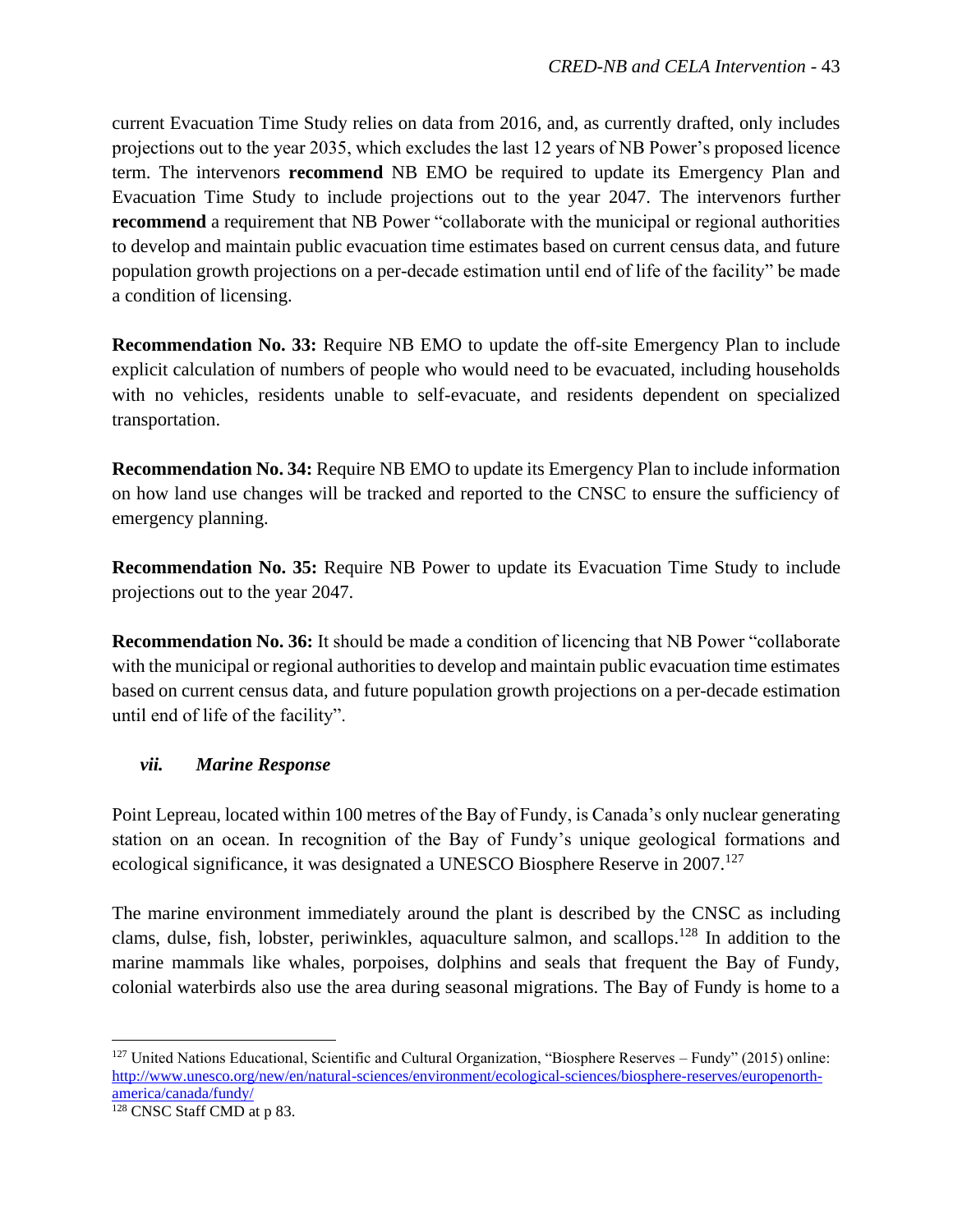current Evacuation Time Study relies on data from 2016, and, as currently drafted, only includes projections out to the year 2035, which excludes the last 12 years of NB Power's proposed licence term. The intervenors **recommend** NB EMO be required to update its Emergency Plan and Evacuation Time Study to include projections out to the year 2047. The intervenors further **recommend** a requirement that NB Power "collaborate with the municipal or regional authorities to develop and maintain public evacuation time estimates based on current census data, and future population growth projections on a per-decade estimation until end of life of the facility" be made a condition of licensing.

**Recommendation No. 33:** Require NB EMO to update the off-site Emergency Plan to include explicit calculation of numbers of people who would need to be evacuated, including households with no vehicles, residents unable to self-evacuate, and residents dependent on specialized transportation.

**Recommendation No. 34:** Require NB EMO to update its Emergency Plan to include information on how land use changes will be tracked and reported to the CNSC to ensure the sufficiency of emergency planning.

**Recommendation No. 35:** Require NB Power to update its Evacuation Time Study to include projections out to the year 2047.

**Recommendation No. 36:** It should be made a condition of licencing that NB Power "collaborate with the municipal or regional authorities to develop and maintain public evacuation time estimates based on current census data, and future population growth projections on a per-decade estimation until end of life of the facility".

### *vii. Marine Response*

Point Lepreau, located within 100 metres of the Bay of Fundy, is Canada's only nuclear generating station on an ocean. In recognition of the Bay of Fundy's unique geological formations and ecological significance, it was designated a UNESCO Biosphere Reserve in 2007.[127]

The marine environment immediately around the plant is described by the CNSC as including clams, dulse, fish, lobster, periwinkles, aquaculture salmon, and scallops.[128] In addition to the marine mammals like whales, porpoises, dolphins and seals that frequent the Bay of Fundy, colonial waterbirds also use the area during seasonal migrations. The Bay of Fundy is home to a

---

[127] United Nations Educational, Scientific and Cultural Organization, "Biosphere Reserves – Fundy" (2015) online: http://www.unesco.org/new/en/natural-sciences/environment/ecological-sciences/biosphere-reserves/europenorth-america/canada/fundy/

[128] CNSC Staff CMD at p 83.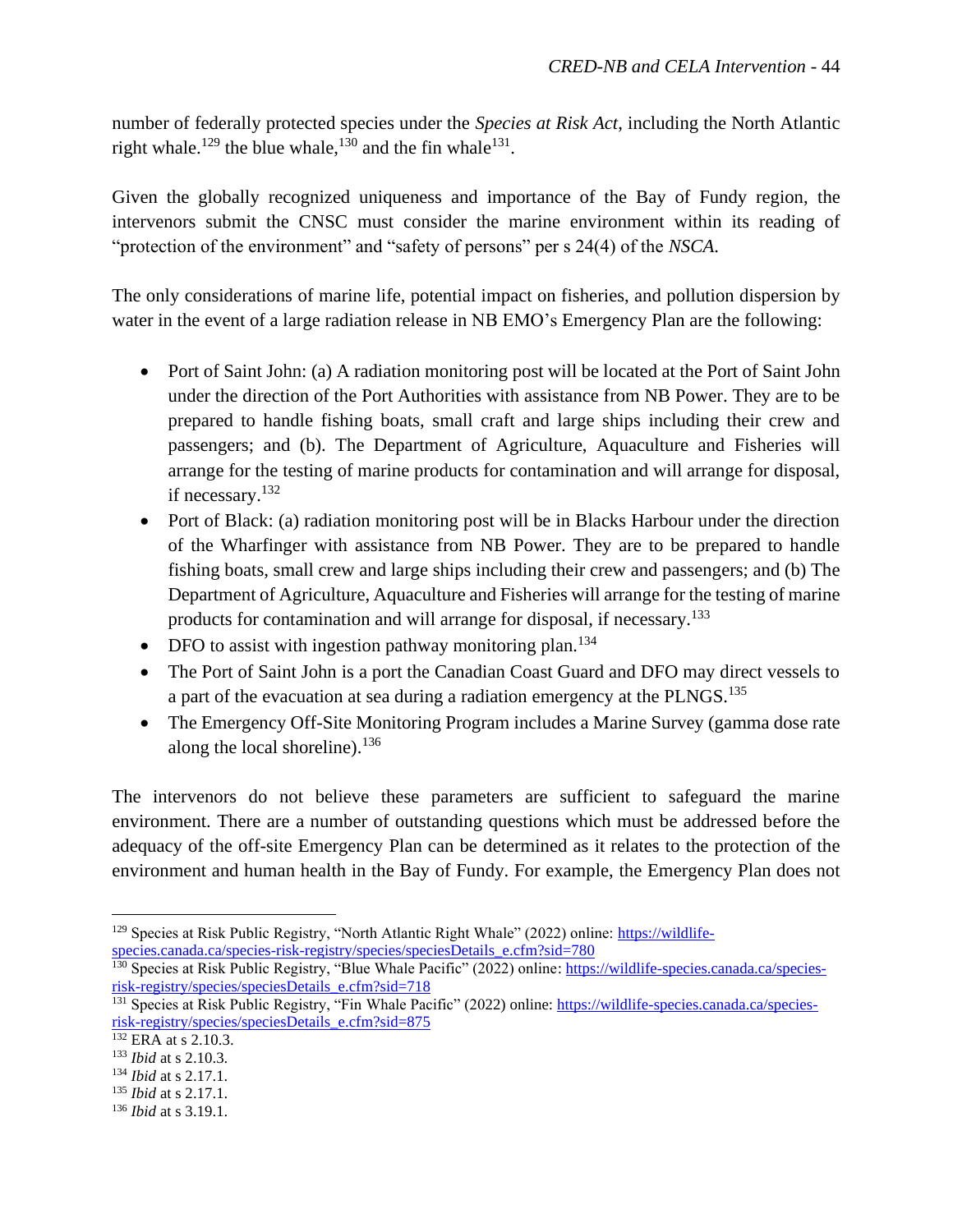number of federally protected species under the *Species at Risk Act*, including the North Atlantic right whale.[129] the blue whale,[130] and the fin whale[131].

Given the globally recognized uniqueness and importance of the Bay of Fundy region, the intervenors submit the CNSC must consider the marine environment within its reading of "protection of the environment" and "safety of persons" per s 24(4) of the *NSCA.*

The only considerations of marine life, potential impact on fisheries, and pollution dispersion by water in the event of a large radiation release in NB EMO's Emergency Plan are the following:

- Port of Saint John: (a) A radiation monitoring post will be located at the Port of Saint John under the direction of the Port Authorities with assistance from NB Power. They are to be prepared to handle fishing boats, small craft and large ships including their crew and passengers; and (b). The Department of Agriculture, Aquaculture and Fisheries will arrange for the testing of marine products for contamination and will arrange for disposal, if necessary.[132]
- Port of Black: (a) radiation monitoring post will be in Blacks Harbour under the direction of the Wharfinger with assistance from NB Power. They are to be prepared to handle fishing boats, small crew and large ships including their crew and passengers; and (b) The Department of Agriculture, Aquaculture and Fisheries will arrange for the testing of marine products for contamination and will arrange for disposal, if necessary.[133]
- DFO to assist with ingestion pathway monitoring plan.[134]
- The Port of Saint John is a port the Canadian Coast Guard and DFO may direct vessels to a part of the evacuation at sea during a radiation emergency at the PLNGS.[135]
- The Emergency Off-Site Monitoring Program includes a Marine Survey (gamma dose rate along the local shoreline).[136]

The intervenors do not believe these parameters are sufficient to safeguard the marine environment. There are a number of outstanding questions which must be addressed before the adequacy of the off-site Emergency Plan can be determined as it relates to the protection of the environment and human health in the Bay of Fundy. For example, the Emergency Plan does not

---

[129] Species at Risk Public Registry, "North Atlantic Right Whale" (2022) online: https://wildlife-species.canada.ca/species-risk-registry/species/speciesDetails_e.cfm?sid=780

[130] Species at Risk Public Registry, "Blue Whale Pacific" (2022) online: https://wildlife-species.canada.ca/species-risk-registry/species/speciesDetails_e.cfm?sid=718

[131] Species at Risk Public Registry, "Fin Whale Pacific" (2022) online: https://wildlife-species.canada.ca/species-risk-registry/species/speciesDetails_e.cfm?sid=875

[132] ERA at s 2.10.3.

[133] *Ibid* at s 2.10.3.

[134] *Ibid* at s 2.17.1.

[135] *Ibid* at s 2.17.1.

[136] *Ibid* at s 3.19.1.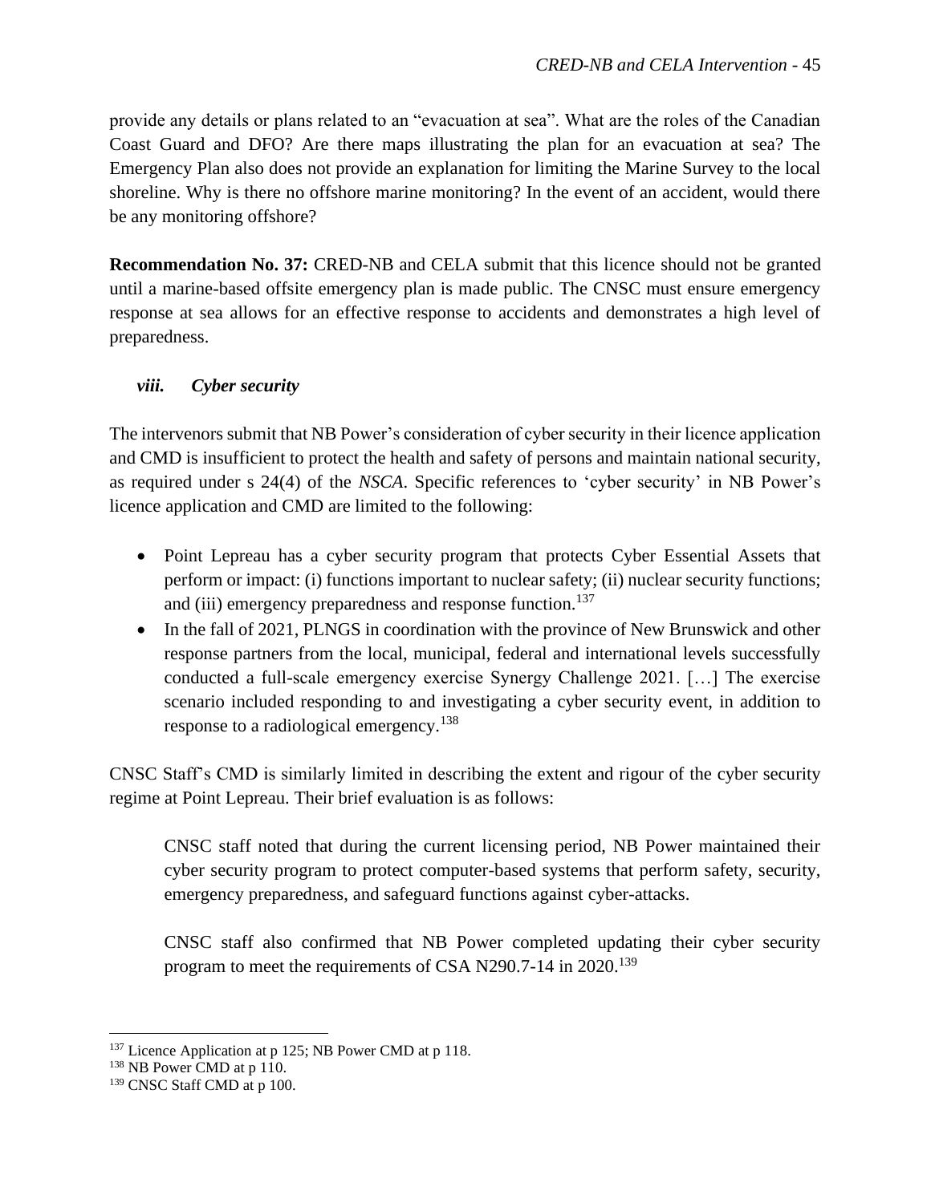provide any details or plans related to an "evacuation at sea". What are the roles of the Canadian Coast Guard and DFO? Are there maps illustrating the plan for an evacuation at sea? The Emergency Plan also does not provide an explanation for limiting the Marine Survey to the local shoreline. Why is there no offshore marine monitoring? In the event of an accident, would there be any monitoring offshore?

**Recommendation No. 37:** CRED-NB and CELA submit that this licence should not be granted until a marine-based offsite emergency plan is made public. The CNSC must ensure emergency response at sea allows for an effective response to accidents and demonstrates a high level of preparedness.

### *viii. Cyber security*

The intervenors submit that NB Power's consideration of cyber security in their licence application and CMD is insufficient to protect the health and safety of persons and maintain national security, as required under s 24(4) of the *NSCA*. Specific references to 'cyber security' in NB Power's licence application and CMD are limited to the following:

- Point Lepreau has a cyber security program that protects Cyber Essential Assets that perform or impact: (i) functions important to nuclear safety; (ii) nuclear security functions; and (iii) emergency preparedness and response function.[137]
- In the fall of 2021, PLNGS in coordination with the province of New Brunswick and other response partners from the local, municipal, federal and international levels successfully conducted a full-scale emergency exercise Synergy Challenge 2021. […] The exercise scenario included responding to and investigating a cyber security event, in addition to response to a radiological emergency.[138]

CNSC Staff's CMD is similarly limited in describing the extent and rigour of the cyber security regime at Point Lepreau. Their brief evaluation is as follows:

> CNSC staff noted that during the current licensing period, NB Power maintained their cyber security program to protect computer-based systems that perform safety, security, emergency preparedness, and safeguard functions against cyber-attacks.
>
> CNSC staff also confirmed that NB Power completed updating their cyber security program to meet the requirements of CSA N290.7-14 in 2020.[139]

---

[137] Licence Application at p 125; NB Power CMD at p 118.
[138] NB Power CMD at p 110.
[139] CNSC Staff CMD at p 100.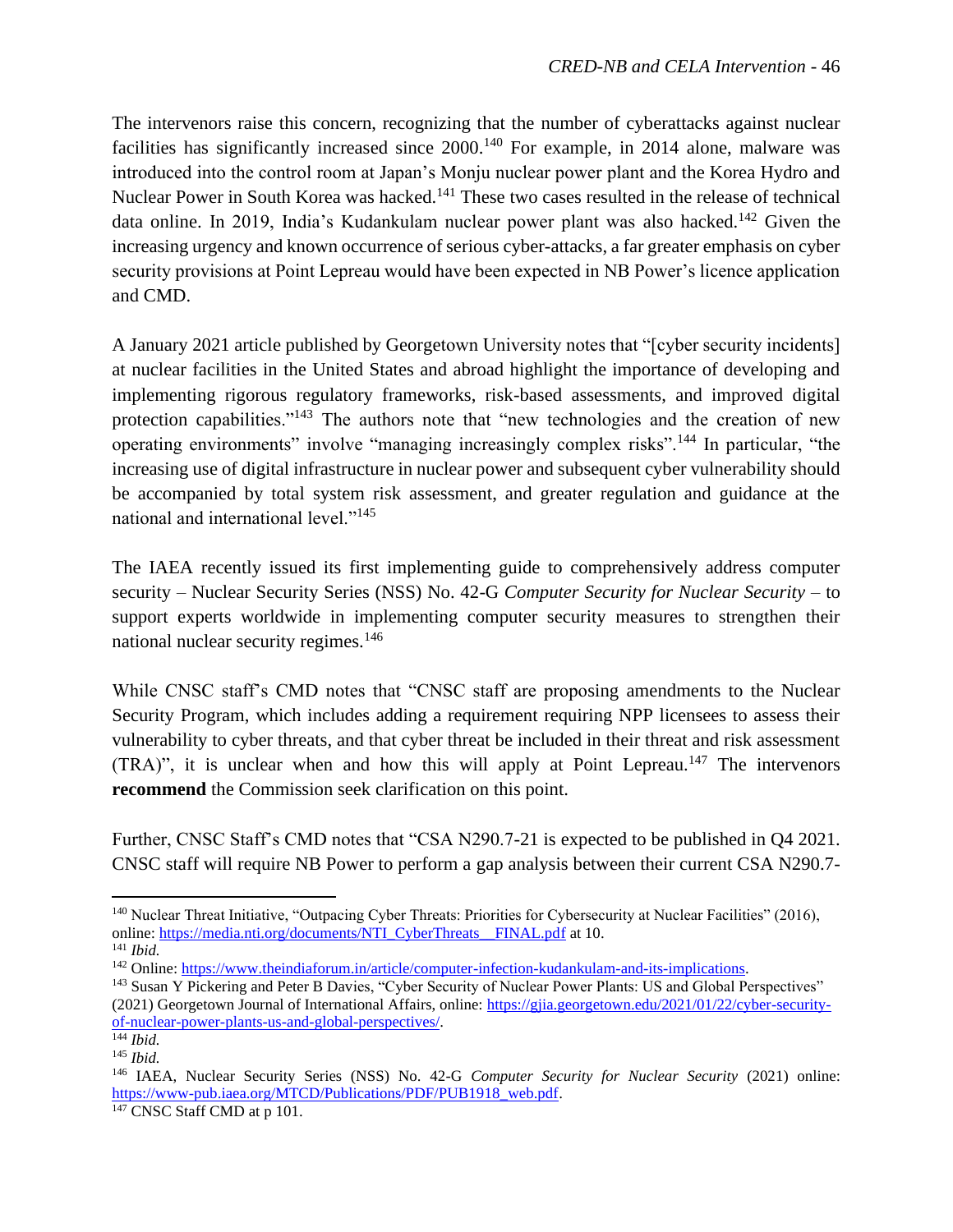The intervenors raise this concern, recognizing that the number of cyberattacks against nuclear facilities has significantly increased since 2000.[140] For example, in 2014 alone, malware was introduced into the control room at Japan's Monju nuclear power plant and the Korea Hydro and Nuclear Power in South Korea was hacked.[141] These two cases resulted in the release of technical data online. In 2019, India's Kudankulam nuclear power plant was also hacked.[142] Given the increasing urgency and known occurrence of serious cyber-attacks, a far greater emphasis on cyber security provisions at Point Lepreau would have been expected in NB Power's licence application and CMD.

A January 2021 article published by Georgetown University notes that "[cyber security incidents] at nuclear facilities in the United States and abroad highlight the importance of developing and implementing rigorous regulatory frameworks, risk-based assessments, and improved digital protection capabilities."[143] The authors note that "new technologies and the creation of new operating environments" involve "managing increasingly complex risks".[144] In particular, "the increasing use of digital infrastructure in nuclear power and subsequent cyber vulnerability should be accompanied by total system risk assessment, and greater regulation and guidance at the national and international level."[145]

The IAEA recently issued its first implementing guide to comprehensively address computer security – Nuclear Security Series (NSS) No. 42-G *Computer Security for Nuclear Security* – to support experts worldwide in implementing computer security measures to strengthen their national nuclear security regimes.[146]

While CNSC staff's CMD notes that "CNSC staff are proposing amendments to the Nuclear Security Program, which includes adding a requirement requiring NPP licensees to assess their vulnerability to cyber threats, and that cyber threat be included in their threat and risk assessment (TRA)", it is unclear when and how this will apply at Point Lepreau.[147] The intervenors **recommend** the Commission seek clarification on this point.

Further, CNSC Staff's CMD notes that "CSA N290.7-21 is expected to be published in Q4 2021. CNSC staff will require NB Power to perform a gap analysis between their current CSA N290.7-

---

[140] Nuclear Threat Initiative, "Outpacing Cyber Threats: Priorities for Cybersecurity at Nuclear Facilities" (2016), online: https://media.nti.org/documents/NTI_CyberThreats__FINAL.pdf at 10.

[141] *Ibid.*

[142] Online: https://www.theindiaforum.in/article/computer-infection-kudankulam-and-its-implications.

[143] Susan Y Pickering and Peter B Davies, "Cyber Security of Nuclear Power Plants: US and Global Perspectives" (2021) Georgetown Journal of International Affairs, online: https://gjia.georgetown.edu/2021/01/22/cyber-security-of-nuclear-power-plants-us-and-global-perspectives/.

[144] *Ibid.*

[145] *Ibid.*

[146] IAEA, Nuclear Security Series (NSS) No. 42-G *Computer Security for Nuclear Security* (2021) online: https://www-pub.iaea.org/MTCD/Publications/PDF/PUB1918_web.pdf.

[147] CNSC Staff CMD at p 101.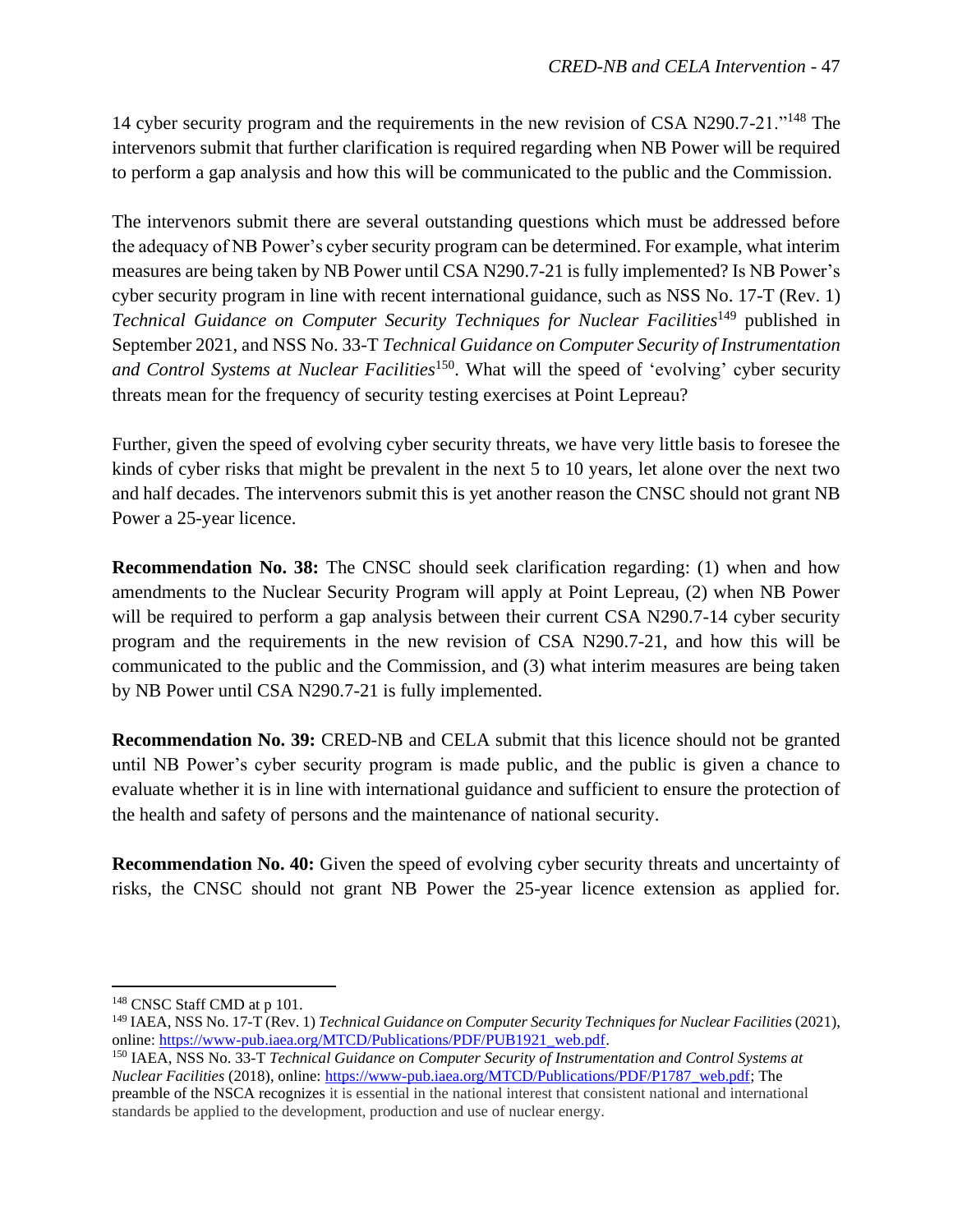14 cyber security program and the requirements in the new revision of CSA N290.7-21."[148] The intervenors submit that further clarification is required regarding when NB Power will be required to perform a gap analysis and how this will be communicated to the public and the Commission.

The intervenors submit there are several outstanding questions which must be addressed before the adequacy of NB Power's cyber security program can be determined. For example, what interim measures are being taken by NB Power until CSA N290.7-21 is fully implemented? Is NB Power's cyber security program in line with recent international guidance, such as NSS No. 17-T (Rev. 1) *Technical Guidance on Computer Security Techniques for Nuclear Facilities*[149] published in September 2021, and NSS No. 33-T *Technical Guidance on Computer Security of Instrumentation and Control Systems at Nuclear Facilities*[150]. What will the speed of 'evolving' cyber security threats mean for the frequency of security testing exercises at Point Lepreau?

Further, given the speed of evolving cyber security threats, we have very little basis to foresee the kinds of cyber risks that might be prevalent in the next 5 to 10 years, let alone over the next two and half decades. The intervenors submit this is yet another reason the CNSC should not grant NB Power a 25-year licence.

**Recommendation No. 38:** The CNSC should seek clarification regarding: (1) when and how amendments to the Nuclear Security Program will apply at Point Lepreau, (2) when NB Power will be required to perform a gap analysis between their current CSA N290.7-14 cyber security program and the requirements in the new revision of CSA N290.7-21, and how this will be communicated to the public and the Commission, and (3) what interim measures are being taken by NB Power until CSA N290.7-21 is fully implemented.

**Recommendation No. 39:** CRED-NB and CELA submit that this licence should not be granted until NB Power's cyber security program is made public, and the public is given a chance to evaluate whether it is in line with international guidance and sufficient to ensure the protection of the health and safety of persons and the maintenance of national security.

**Recommendation No. 40:** Given the speed of evolving cyber security threats and uncertainty of risks, the CNSC should not grant NB Power the 25-year licence extension as applied for.

---

[148] CNSC Staff CMD at p 101.

[149] IAEA, NSS No. 17-T (Rev. 1) *Technical Guidance on Computer Security Techniques for Nuclear Facilities* (2021), online: https://www-pub.iaea.org/MTCD/Publications/PDF/PUB1921_web.pdf.

[150] IAEA, NSS No. 33-T *Technical Guidance on Computer Security of Instrumentation and Control Systems at Nuclear Facilities* (2018), online: https://www-pub.iaea.org/MTCD/Publications/PDF/P1787_web.pdf; The preamble of the NSCA recognizes it is essential in the national interest that consistent national and international standards be applied to the development, production and use of nuclear energy.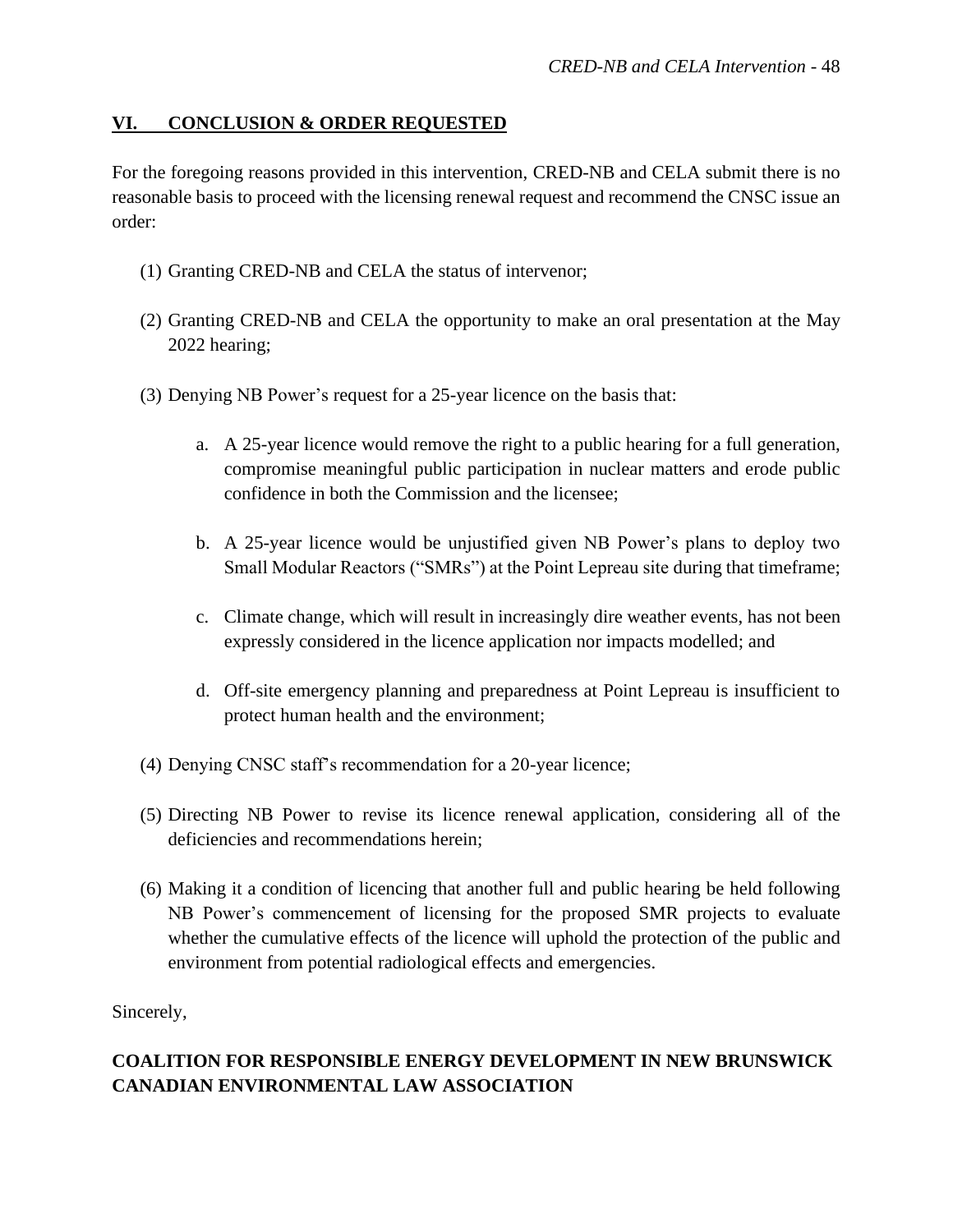## VI. CONCLUSION & ORDER REQUESTED

For the foregoing reasons provided in this intervention, CRED-NB and CELA submit there is no reasonable basis to proceed with the licensing renewal request and recommend the CNSC issue an order:

(1) Granting CRED-NB and CELA the status of intervenor;

(2) Granting CRED-NB and CELA the opportunity to make an oral presentation at the May 2022 hearing;

(3) Denying NB Power's request for a 25-year licence on the basis that:

   a. A 25-year licence would remove the right to a public hearing for a full generation, compromise meaningful public participation in nuclear matters and erode public confidence in both the Commission and the licensee;

   b. A 25-year licence would be unjustified given NB Power's plans to deploy two Small Modular Reactors ("SMRs") at the Point Lepreau site during that timeframe;

   c. Climate change, which will result in increasingly dire weather events, has not been expressly considered in the licence application nor impacts modelled; and

   d. Off-site emergency planning and preparedness at Point Lepreau is insufficient to protect human health and the environment;

(4) Denying CNSC staff's recommendation for a 20-year licence;

(5) Directing NB Power to revise its licence renewal application, considering all of the deficiencies and recommendations herein;

(6) Making it a condition of licencing that another full and public hearing be held following NB Power's commencement of licensing for the proposed SMR projects to evaluate whether the cumulative effects of the licence will uphold the protection of the public and environment from potential radiological effects and emergencies.

Sincerely,

**COALITION FOR RESPONSIBLE ENERGY DEVELOPMENT IN NEW BRUNSWICK**
**CANADIAN ENVIRONMENTAL LAW ASSOCIATION**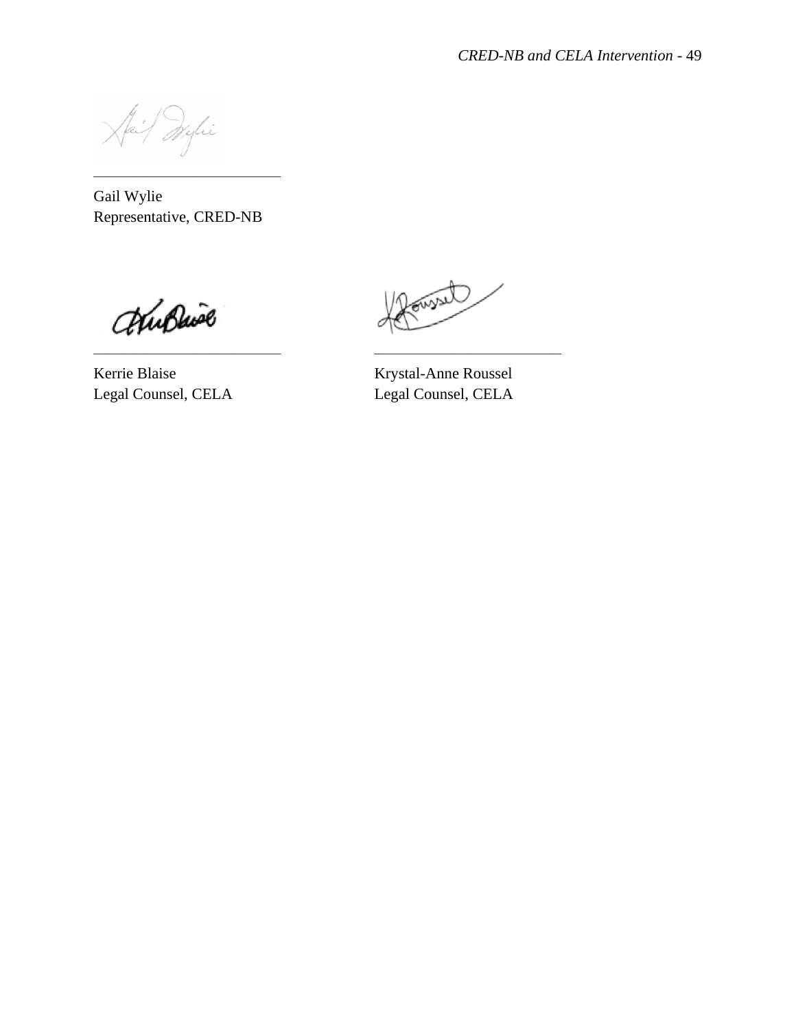_____________________________

Gail Wylie
Representative, CRED-NB

_____________________________

Kerrie Blaise
Legal Counsel, CELA

_____________________________

Krystal-Anne Roussel
Legal Counsel, CELA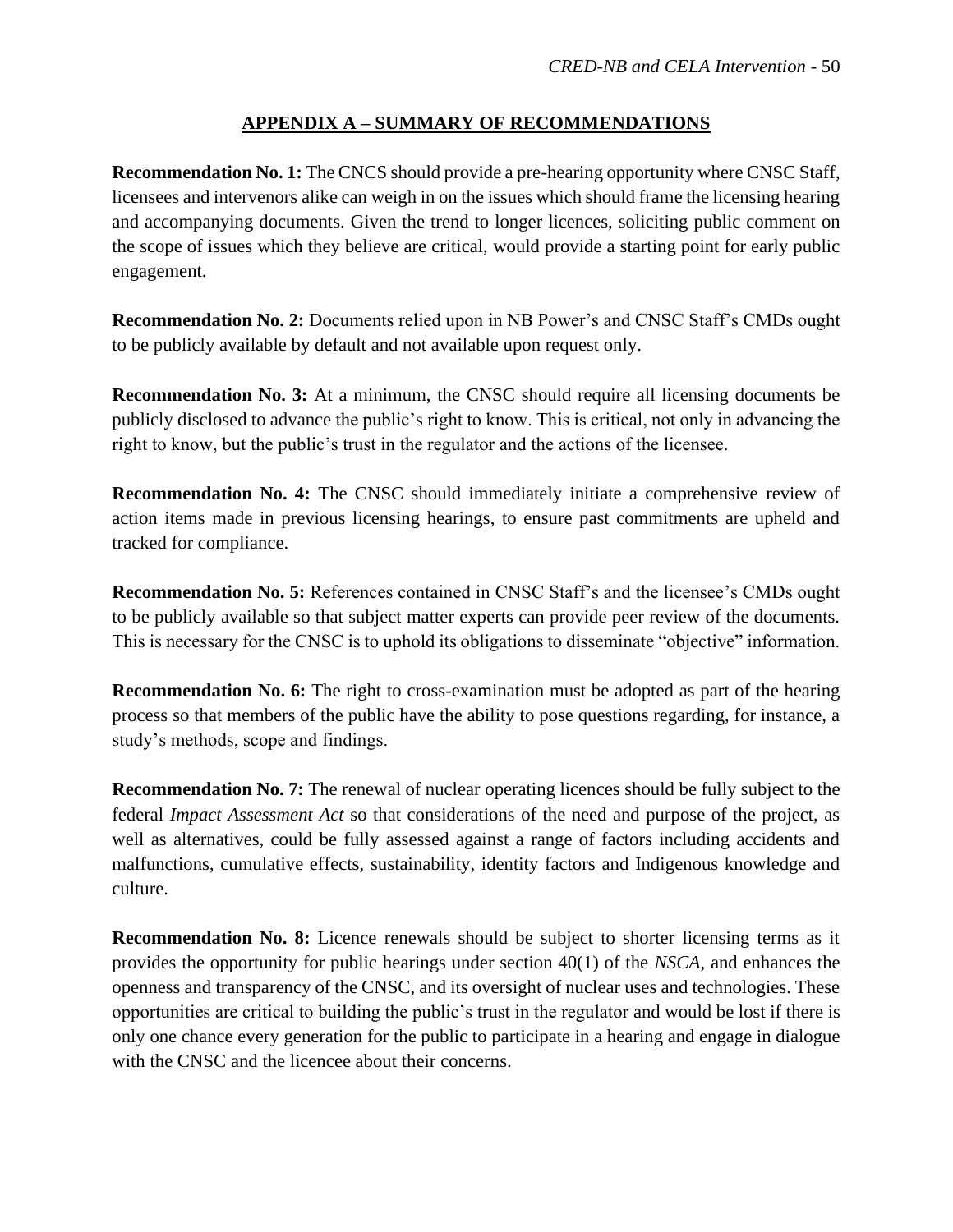## APPENDIX A – SUMMARY OF RECOMMENDATIONS

**Recommendation No. 1:** The CNCS should provide a pre-hearing opportunity where CNSC Staff, licensees and intervenors alike can weigh in on the issues which should frame the licensing hearing and accompanying documents. Given the trend to longer licences, soliciting public comment on the scope of issues which they believe are critical, would provide a starting point for early public engagement.

**Recommendation No. 2:** Documents relied upon in NB Power's and CNSC Staff's CMDs ought to be publicly available by default and not available upon request only.

**Recommendation No. 3:** At a minimum, the CNSC should require all licensing documents be publicly disclosed to advance the public's right to know. This is critical, not only in advancing the right to know, but the public's trust in the regulator and the actions of the licensee.

**Recommendation No. 4:** The CNSC should immediately initiate a comprehensive review of action items made in previous licensing hearings, to ensure past commitments are upheld and tracked for compliance.

**Recommendation No. 5:** References contained in CNSC Staff's and the licensee's CMDs ought to be publicly available so that subject matter experts can provide peer review of the documents. This is necessary for the CNSC is to uphold its obligations to disseminate "objective" information.

**Recommendation No. 6:** The right to cross-examination must be adopted as part of the hearing process so that members of the public have the ability to pose questions regarding, for instance, a study's methods, scope and findings.

**Recommendation No. 7:** The renewal of nuclear operating licences should be fully subject to the federal *Impact Assessment Act* so that considerations of the need and purpose of the project, as well as alternatives, could be fully assessed against a range of factors including accidents and malfunctions, cumulative effects, sustainability, identity factors and Indigenous knowledge and culture.

**Recommendation No. 8:** Licence renewals should be subject to shorter licensing terms as it provides the opportunity for public hearings under section 40(1) of the *NSCA*, and enhances the openness and transparency of the CNSC, and its oversight of nuclear uses and technologies. These opportunities are critical to building the public's trust in the regulator and would be lost if there is only one chance every generation for the public to participate in a hearing and engage in dialogue with the CNSC and the licencee about their concerns.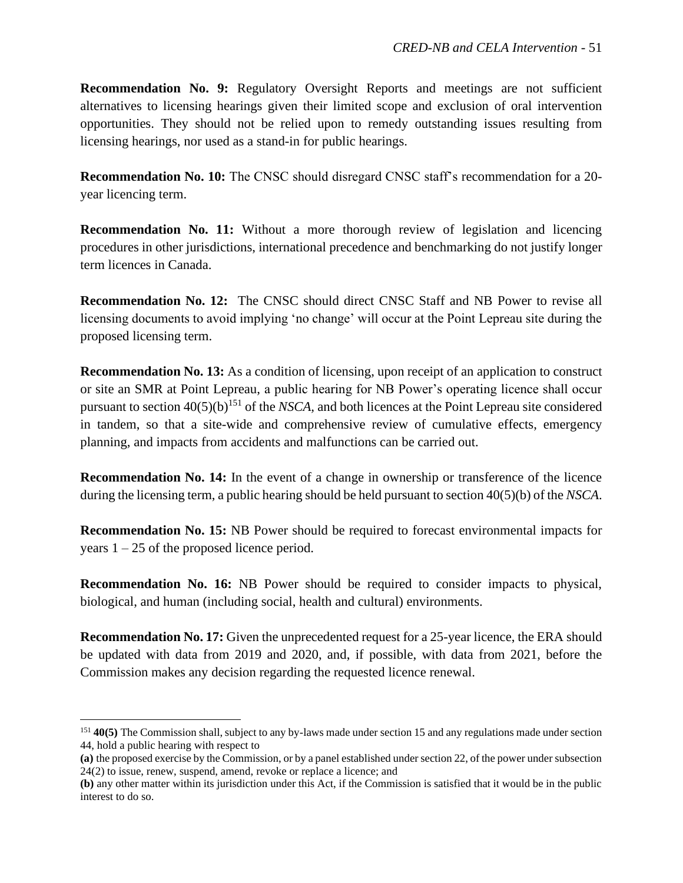**Recommendation No. 9:** Regulatory Oversight Reports and meetings are not sufficient alternatives to licensing hearings given their limited scope and exclusion of oral intervention opportunities. They should not be relied upon to remedy outstanding issues resulting from licensing hearings, nor used as a stand-in for public hearings.

**Recommendation No. 10:** The CNSC should disregard CNSC staff's recommendation for a 20-year licencing term.

**Recommendation No. 11:** Without a more thorough review of legislation and licencing procedures in other jurisdictions, international precedence and benchmarking do not justify longer term licences in Canada.

**Recommendation No. 12:** The CNSC should direct CNSC Staff and NB Power to revise all licensing documents to avoid implying 'no change' will occur at the Point Lepreau site during the proposed licensing term.

**Recommendation No. 13:** As a condition of licensing, upon receipt of an application to construct or site an SMR at Point Lepreau, a public hearing for NB Power's operating licence shall occur pursuant to section 40(5)(b)[151] of the *NSCA*, and both licences at the Point Lepreau site considered in tandem, so that a site-wide and comprehensive review of cumulative effects, emergency planning, and impacts from accidents and malfunctions can be carried out.

**Recommendation No. 14:** In the event of a change in ownership or transference of the licence during the licensing term, a public hearing should be held pursuant to section 40(5)(b) of the *NSCA*.

**Recommendation No. 15:** NB Power should be required to forecast environmental impacts for years 1 – 25 of the proposed licence period.

**Recommendation No. 16:** NB Power should be required to consider impacts to physical, biological, and human (including social, health and cultural) environments.

**Recommendation No. 17:** Given the unprecedented request for a 25-year licence, the ERA should be updated with data from 2019 and 2020, and, if possible, with data from 2021, before the Commission makes any decision regarding the requested licence renewal.

---

[151] **40(5)** The Commission shall, subject to any by-laws made under section 15 and any regulations made under section 44, hold a public hearing with respect to

**(a)** the proposed exercise by the Commission, or by a panel established under section 22, of the power under subsection 24(2) to issue, renew, suspend, amend, revoke or replace a licence; and

**(b)** any other matter within its jurisdiction under this Act, if the Commission is satisfied that it would be in the public interest to do so.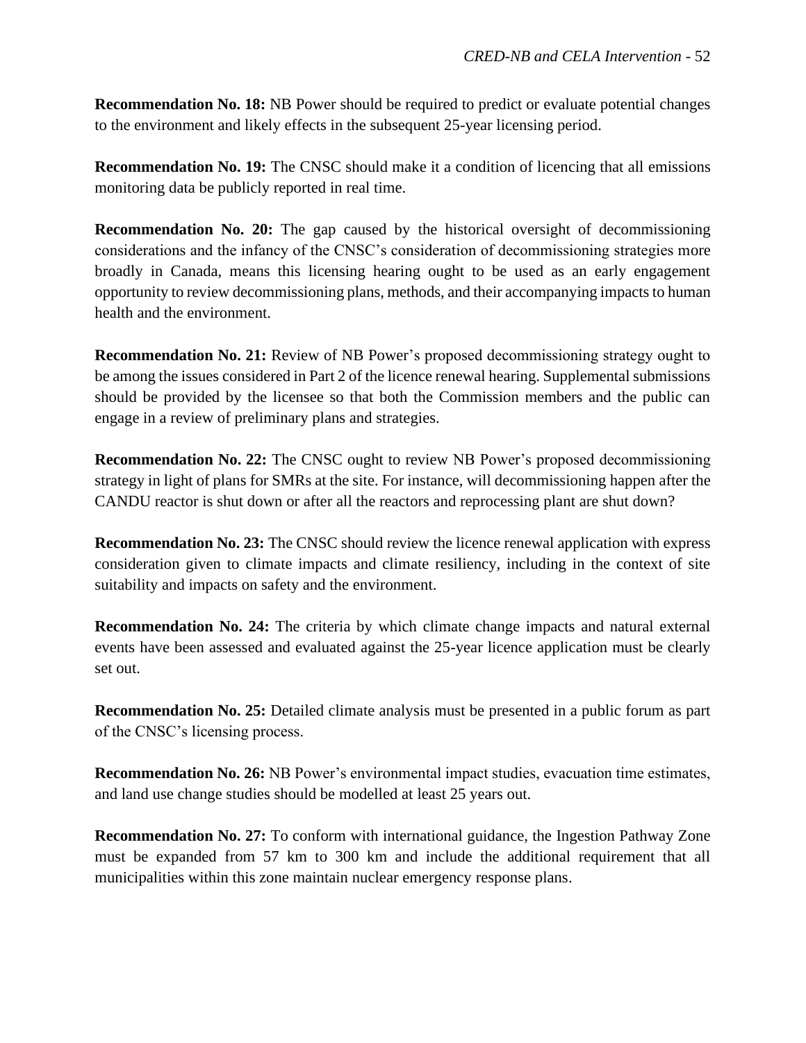**Recommendation No. 18:** NB Power should be required to predict or evaluate potential changes to the environment and likely effects in the subsequent 25-year licensing period.

**Recommendation No. 19:** The CNSC should make it a condition of licencing that all emissions monitoring data be publicly reported in real time.

**Recommendation No. 20:** The gap caused by the historical oversight of decommissioning considerations and the infancy of the CNSC's consideration of decommissioning strategies more broadly in Canada, means this licensing hearing ought to be used as an early engagement opportunity to review decommissioning plans, methods, and their accompanying impacts to human health and the environment.

**Recommendation No. 21:** Review of NB Power's proposed decommissioning strategy ought to be among the issues considered in Part 2 of the licence renewal hearing. Supplemental submissions should be provided by the licensee so that both the Commission members and the public can engage in a review of preliminary plans and strategies.

**Recommendation No. 22:** The CNSC ought to review NB Power's proposed decommissioning strategy in light of plans for SMRs at the site. For instance, will decommissioning happen after the CANDU reactor is shut down or after all the reactors and reprocessing plant are shut down?

**Recommendation No. 23:** The CNSC should review the licence renewal application with express consideration given to climate impacts and climate resiliency, including in the context of site suitability and impacts on safety and the environment.

**Recommendation No. 24:** The criteria by which climate change impacts and natural external events have been assessed and evaluated against the 25-year licence application must be clearly set out.

**Recommendation No. 25:** Detailed climate analysis must be presented in a public forum as part of the CNSC's licensing process.

**Recommendation No. 26:** NB Power's environmental impact studies, evacuation time estimates, and land use change studies should be modelled at least 25 years out.

**Recommendation No. 27:** To conform with international guidance, the Ingestion Pathway Zone must be expanded from 57 km to 300 km and include the additional requirement that all municipalities within this zone maintain nuclear emergency response plans.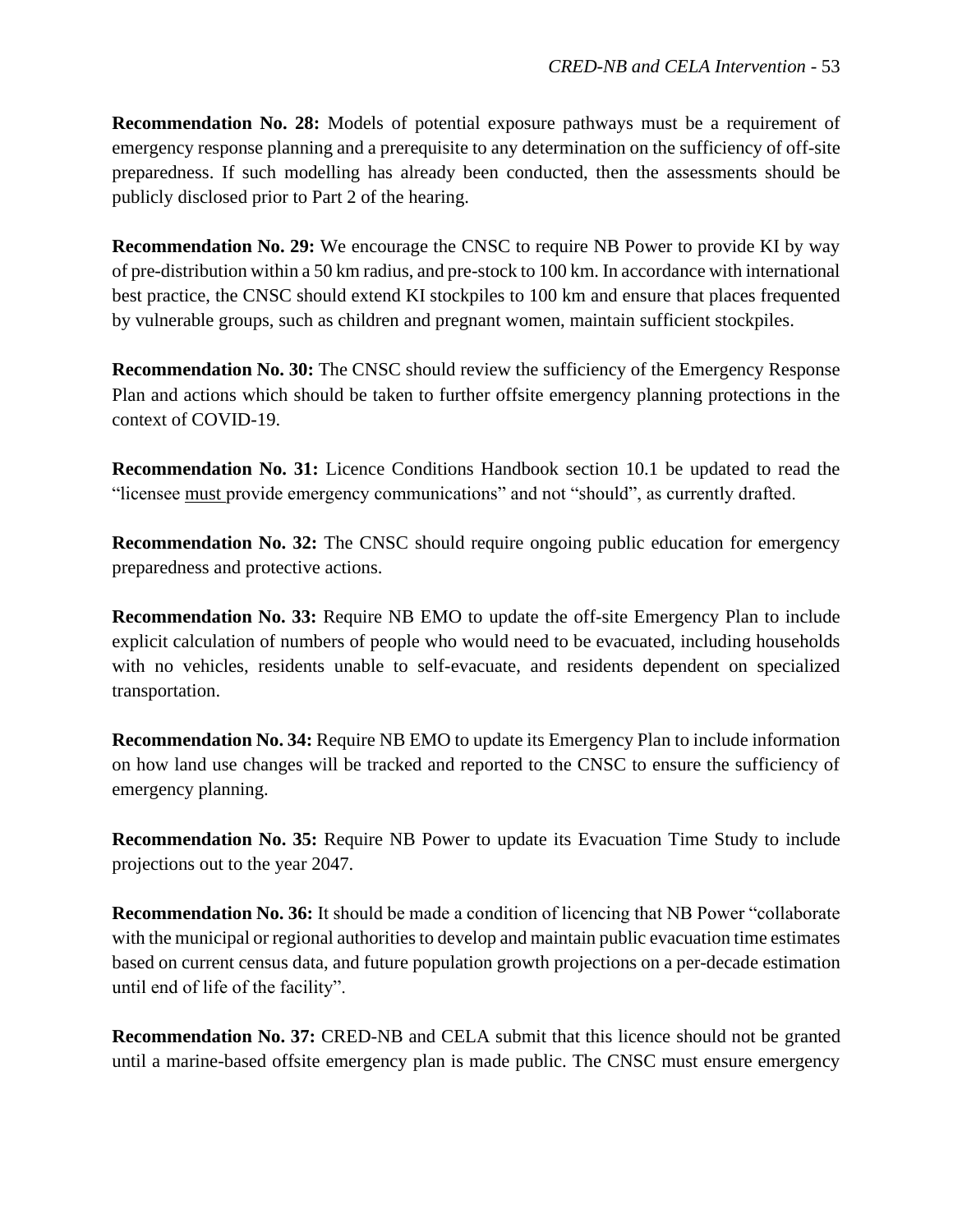**Recommendation No. 28:** Models of potential exposure pathways must be a requirement of emergency response planning and a prerequisite to any determination on the sufficiency of off-site preparedness. If such modelling has already been conducted, then the assessments should be publicly disclosed prior to Part 2 of the hearing.

**Recommendation No. 29:** We encourage the CNSC to require NB Power to provide KI by way of pre-distribution within a 50 km radius, and pre-stock to 100 km. In accordance with international best practice, the CNSC should extend KI stockpiles to 100 km and ensure that places frequented by vulnerable groups, such as children and pregnant women, maintain sufficient stockpiles.

**Recommendation No. 30:** The CNSC should review the sufficiency of the Emergency Response Plan and actions which should be taken to further offsite emergency planning protections in the context of COVID-19.

**Recommendation No. 31:** Licence Conditions Handbook section 10.1 be updated to read the "licensee must provide emergency communications" and not "should", as currently drafted.

**Recommendation No. 32:** The CNSC should require ongoing public education for emergency preparedness and protective actions.

**Recommendation No. 33:** Require NB EMO to update the off-site Emergency Plan to include explicit calculation of numbers of people who would need to be evacuated, including households with no vehicles, residents unable to self-evacuate, and residents dependent on specialized transportation.

**Recommendation No. 34:** Require NB EMO to update its Emergency Plan to include information on how land use changes will be tracked and reported to the CNSC to ensure the sufficiency of emergency planning.

**Recommendation No. 35:** Require NB Power to update its Evacuation Time Study to include projections out to the year 2047.

**Recommendation No. 36:** It should be made a condition of licencing that NB Power "collaborate with the municipal or regional authorities to develop and maintain public evacuation time estimates based on current census data, and future population growth projections on a per-decade estimation until end of life of the facility".

**Recommendation No. 37:** CRED-NB and CELA submit that this licence should not be granted until a marine-based offsite emergency plan is made public. The CNSC must ensure emergency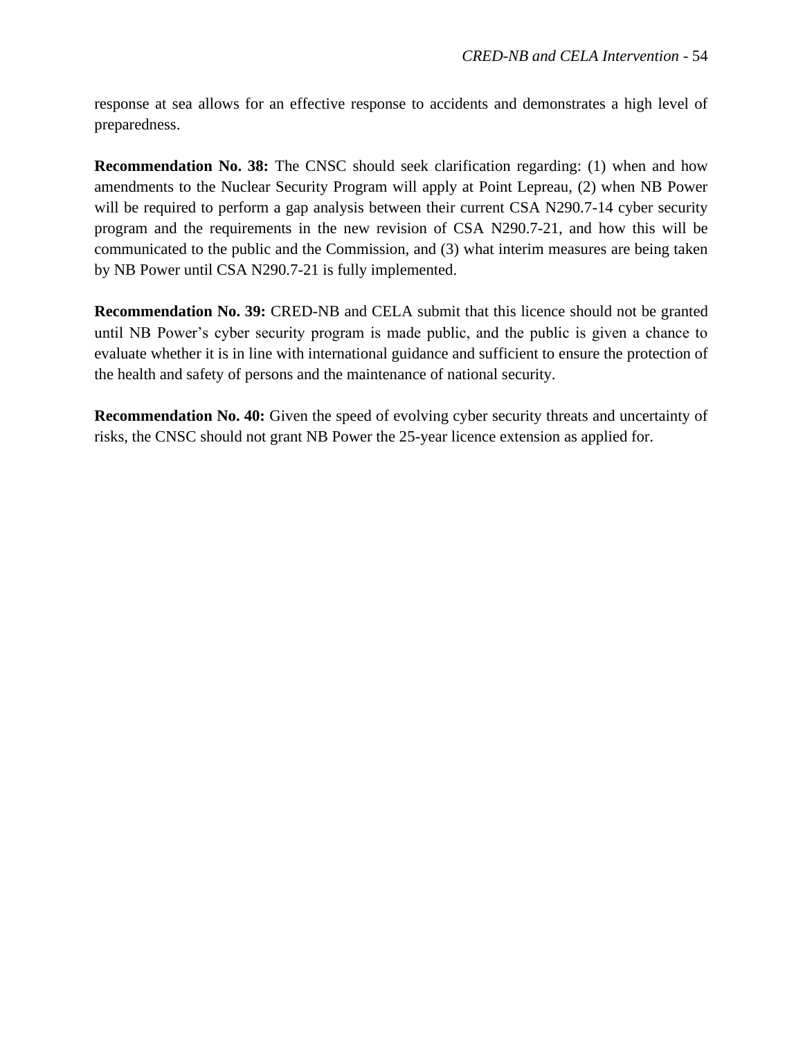response at sea allows for an effective response to accidents and demonstrates a high level of preparedness.

**Recommendation No. 38:** The CNSC should seek clarification regarding: (1) when and how amendments to the Nuclear Security Program will apply at Point Lepreau, (2) when NB Power will be required to perform a gap analysis between their current CSA N290.7-14 cyber security program and the requirements in the new revision of CSA N290.7-21, and how this will be communicated to the public and the Commission, and (3) what interim measures are being taken by NB Power until CSA N290.7-21 is fully implemented.

**Recommendation No. 39:** CRED-NB and CELA submit that this licence should not be granted until NB Power's cyber security program is made public, and the public is given a chance to evaluate whether it is in line with international guidance and sufficient to ensure the protection of the health and safety of persons and the maintenance of national security.

**Recommendation No. 40:** Given the speed of evolving cyber security threats and uncertainty of risks, the CNSC should not grant NB Power the 25-year licence extension as applied for.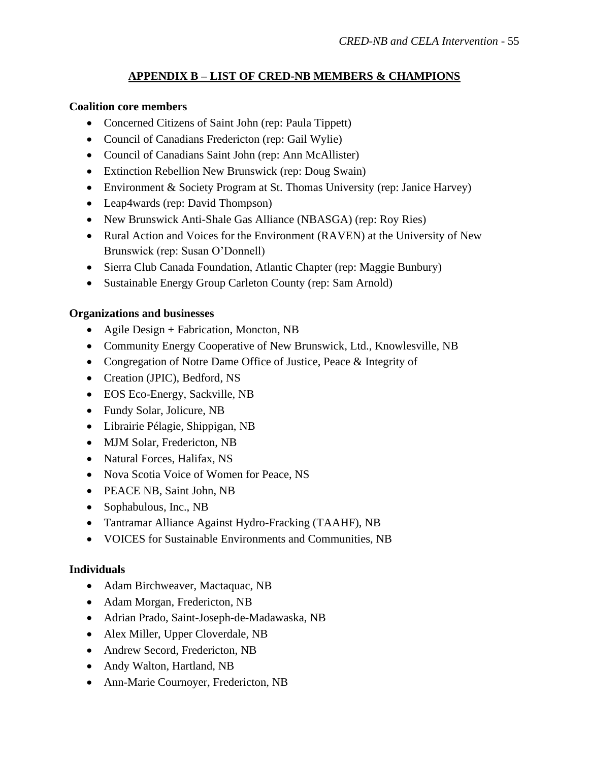## APPENDIX B – LIST OF CRED-NB MEMBERS & CHAMPIONS

**Coalition core members**

- Concerned Citizens of Saint John (rep: Paula Tippett)
- Council of Canadians Fredericton (rep: Gail Wylie)
- Council of Canadians Saint John (rep: Ann McAllister)
- Extinction Rebellion New Brunswick (rep: Doug Swain)
- Environment & Society Program at St. Thomas University (rep: Janice Harvey)
- Leap4wards (rep: David Thompson)
- New Brunswick Anti-Shale Gas Alliance (NBASGA) (rep: Roy Ries)
- Rural Action and Voices for the Environment (RAVEN) at the University of New Brunswick (rep: Susan O'Donnell)
- Sierra Club Canada Foundation, Atlantic Chapter (rep: Maggie Bunbury)
- Sustainable Energy Group Carleton County (rep: Sam Arnold)

**Organizations and businesses**

- Agile Design + Fabrication, Moncton, NB
- Community Energy Cooperative of New Brunswick, Ltd., Knowlesville, NB
- Congregation of Notre Dame Office of Justice, Peace & Integrity of
- Creation (JPIC), Bedford, NS
- EOS Eco-Energy, Sackville, NB
- Fundy Solar, Jolicure, NB
- Librairie Pélagie, Shippigan, NB
- MJM Solar, Fredericton, NB
- Natural Forces, Halifax, NS
- Nova Scotia Voice of Women for Peace, NS
- PEACE NB, Saint John, NB
- Sophabulous, Inc., NB
- Tantramar Alliance Against Hydro-Fracking (TAAHF), NB
- VOICES for Sustainable Environments and Communities, NB

**Individuals**

- Adam Birchweaver, Mactaquac, NB
- Adam Morgan, Fredericton, NB
- Adrian Prado, Saint-Joseph-de-Madawaska, NB
- Alex Miller, Upper Cloverdale, NB
- Andrew Secord, Fredericton, NB
- Andy Walton, Hartland, NB
- Ann-Marie Cournoyer, Fredericton, NB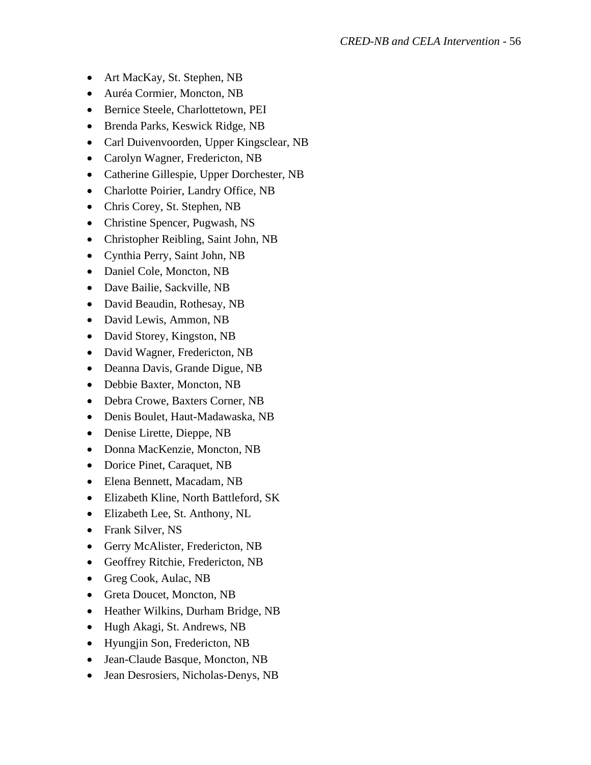- Art MacKay, St. Stephen, NB
- Auréa Cormier, Moncton, NB
- Bernice Steele, Charlottetown, PEI
- Brenda Parks, Keswick Ridge, NB
- Carl Duivenvoorden, Upper Kingsclear, NB
- Carolyn Wagner, Fredericton, NB
- Catherine Gillespie, Upper Dorchester, NB
- Charlotte Poirier, Landry Office, NB
- Chris Corey, St. Stephen, NB
- Christine Spencer, Pugwash, NS
- Christopher Reibling, Saint John, NB
- Cynthia Perry, Saint John, NB
- Daniel Cole, Moncton, NB
- Dave Bailie, Sackville, NB
- David Beaudin, Rothesay, NB
- David Lewis, Ammon, NB
- David Storey, Kingston, NB
- David Wagner, Fredericton, NB
- Deanna Davis, Grande Digue, NB
- Debbie Baxter, Moncton, NB
- Debra Crowe, Baxters Corner, NB
- Denis Boulet, Haut-Madawaska, NB
- Denise Lirette, Dieppe, NB
- Donna MacKenzie, Moncton, NB
- Dorice Pinet, Caraquet, NB
- Elena Bennett, Macadam, NB
- Elizabeth Kline, North Battleford, SK
- Elizabeth Lee, St. Anthony, NL
- Frank Silver, NS
- Gerry McAlister, Fredericton, NB
- Geoffrey Ritchie, Fredericton, NB
- Greg Cook, Aulac, NB
- Greta Doucet, Moncton, NB
- Heather Wilkins, Durham Bridge, NB
- Hugh Akagi, St. Andrews, NB
- Hyungjin Son, Fredericton, NB
- Jean-Claude Basque, Moncton, NB
- Jean Desrosiers, Nicholas-Denys, NB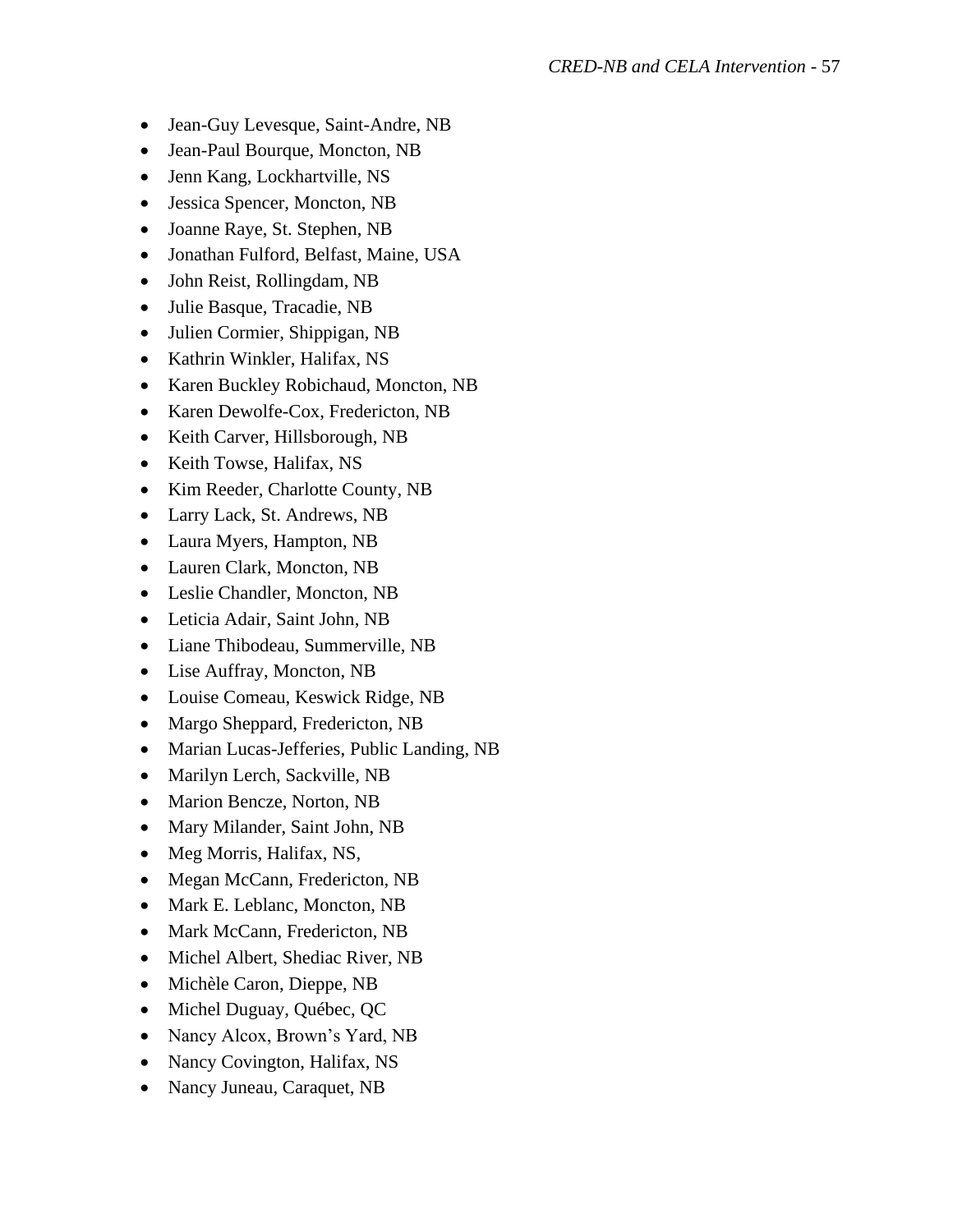- Jean-Guy Levesque, Saint-Andre, NB
- Jean-Paul Bourque, Moncton, NB
- Jenn Kang, Lockhartville, NS
- Jessica Spencer, Moncton, NB
- Joanne Raye, St. Stephen, NB
- Jonathan Fulford, Belfast, Maine, USA
- John Reist, Rollingdam, NB
- Julie Basque, Tracadie, NB
- Julien Cormier, Shippigan, NB
- Kathrin Winkler, Halifax, NS
- Karen Buckley Robichaud, Moncton, NB
- Karen Dewolfe-Cox, Fredericton, NB
- Keith Carver, Hillsborough, NB
- Keith Towse, Halifax, NS
- Kim Reeder, Charlotte County, NB
- Larry Lack, St. Andrews, NB
- Laura Myers, Hampton, NB
- Lauren Clark, Moncton, NB
- Leslie Chandler, Moncton, NB
- Leticia Adair, Saint John, NB
- Liane Thibodeau, Summerville, NB
- Lise Auffray, Moncton, NB
- Louise Comeau, Keswick Ridge, NB
- Margo Sheppard, Fredericton, NB
- Marian Lucas-Jefferies, Public Landing, NB
- Marilyn Lerch, Sackville, NB
- Marion Bencze, Norton, NB
- Mary Milander, Saint John, NB
- Meg Morris, Halifax, NS,
- Megan McCann, Fredericton, NB
- Mark E. Leblanc, Moncton, NB
- Mark McCann, Fredericton, NB
- Michel Albert, Shediac River, NB
- Michèle Caron, Dieppe, NB
- Michel Duguay, Québec, QC
- Nancy Alcox, Brown's Yard, NB
- Nancy Covington, Halifax, NS
- Nancy Juneau, Caraquet, NB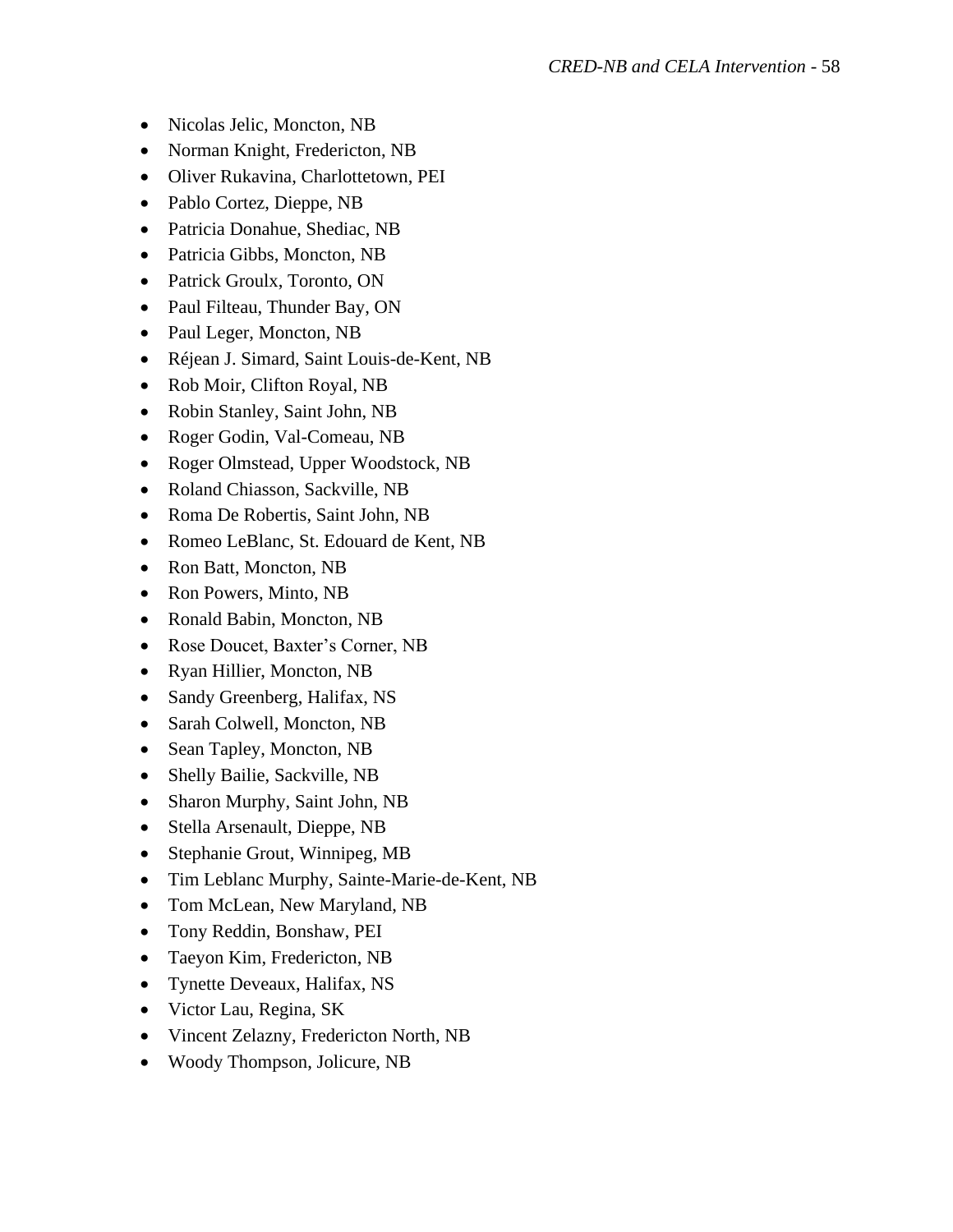- Nicolas Jelic, Moncton, NB
- Norman Knight, Fredericton, NB
- Oliver Rukavina, Charlottetown, PEI
- Pablo Cortez, Dieppe, NB
- Patricia Donahue, Shediac, NB
- Patricia Gibbs, Moncton, NB
- Patrick Groulx, Toronto, ON
- Paul Filteau, Thunder Bay, ON
- Paul Leger, Moncton, NB
- Réjean J. Simard, Saint Louis-de-Kent, NB
- Rob Moir, Clifton Royal, NB
- Robin Stanley, Saint John, NB
- Roger Godin, Val-Comeau, NB
- Roger Olmstead, Upper Woodstock, NB
- Roland Chiasson, Sackville, NB
- Roma De Robertis, Saint John, NB
- Romeo LeBlanc, St. Edouard de Kent, NB
- Ron Batt, Moncton, NB
- Ron Powers, Minto, NB
- Ronald Babin, Moncton, NB
- Rose Doucet, Baxter's Corner, NB
- Ryan Hillier, Moncton, NB
- Sandy Greenberg, Halifax, NS
- Sarah Colwell, Moncton, NB
- Sean Tapley, Moncton, NB
- Shelly Bailie, Sackville, NB
- Sharon Murphy, Saint John, NB
- Stella Arsenault, Dieppe, NB
- Stephanie Grout, Winnipeg, MB
- Tim Leblanc Murphy, Sainte-Marie-de-Kent, NB
- Tom McLean, New Maryland, NB
- Tony Reddin, Bonshaw, PEI
- Taeyon Kim, Fredericton, NB
- Tynette Deveaux, Halifax, NS
- Victor Lau, Regina, SK
- Vincent Zelazny, Fredericton North, NB
- Woody Thompson, Jolicure, NB